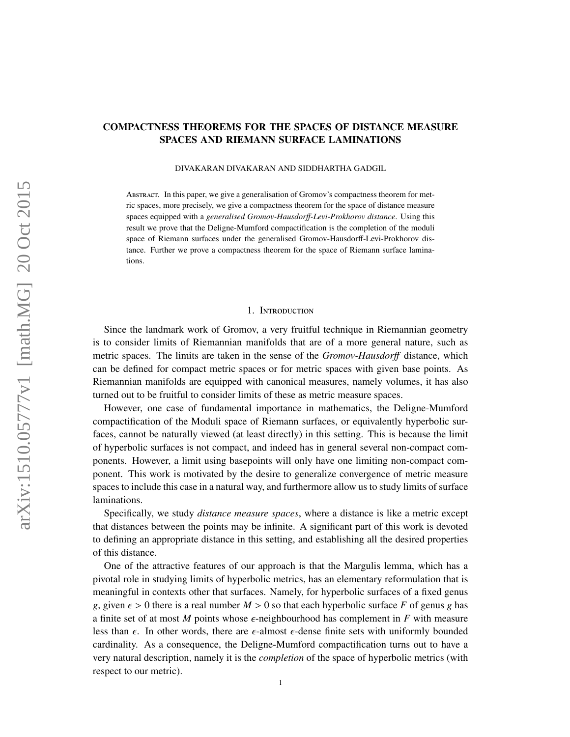# COMPACTNESS THEOREMS FOR THE SPACES OF DISTANCE MEASURE SPACES AND RIEMANN SURFACE LAMINATIONS

DIVAKARAN DIVAKARAN AND SIDDHARTHA GADGIL

Abstract. In this paper, we give a generalisation of Gromov's compactness theorem for metric spaces, more precisely, we give a compactness theorem for the space of distance measure spaces equipped with a *generalised Gromov-Hausdorff-Levi-Prokhorov distance*. Using this result we prove that the Deligne-Mumford compactification is the completion of the moduli space of Riemann surfaces under the generalised Gromov-Hausdorff-Levi-Prokhorov distance. Further we prove a compactness theorem for the space of Riemann surface laminations.

## 1. Introduction

Since the landmark work of Gromov, a very fruitful technique in Riemannian geometry is to consider limits of Riemannian manifolds that are of a more general nature, such as metric spaces. The limits are taken in the sense of the *Gromov-Hausdorff* distance, which can be defined for compact metric spaces or for metric spaces with given base points. As Riemannian manifolds are equipped with canonical measures, namely volumes, it has also turned out to be fruitful to consider limits of these as metric measure spaces.

However, one case of fundamental importance in mathematics, the Deligne-Mumford compactification of the Moduli space of Riemann surfaces, or equivalently hyperbolic surfaces, cannot be naturally viewed (at least directly) in this setting. This is because the limit of hyperbolic surfaces is not compact, and indeed has in general several non-compact components. However, a limit using basepoints will only have one limiting non-compact component. This work is motivated by the desire to generalize convergence of metric measure spaces to include this case in a natural way, and furthermore allow us to study limits of surface laminations.

Specifically, we study *distance measure spaces*, where a distance is like a metric except that distances between the points may be infinite. A significant part of this work is devoted to defining an appropriate distance in this setting, and establishing all the desired properties of this distance.

One of the attractive features of our approach is that the Margulis lemma, which has a pivotal role in studying limits of hyperbolic metrics, has an elementary reformulation that is meaningful in contexts other that surfaces. Namely, for hyperbolic surfaces of a fixed genus $g$, given $\epsilon > 0$ there is a real number $M > 0$ so that each hyperbolic surface $F$ of genus $g$ has a finite set of at most $M$ points whose $\epsilon$-neighbourhood has complement in $F$ with measure less than $\epsilon$. In other words, there are $\epsilon$-almost $\epsilon$-dense finite sets with uniformly bounded cardinality. As a consequence, the Deligne-Mumford compactification turns out to have a very natural description, namely it is the *completion* of the space of hyperbolic metrics (with respect to our metric).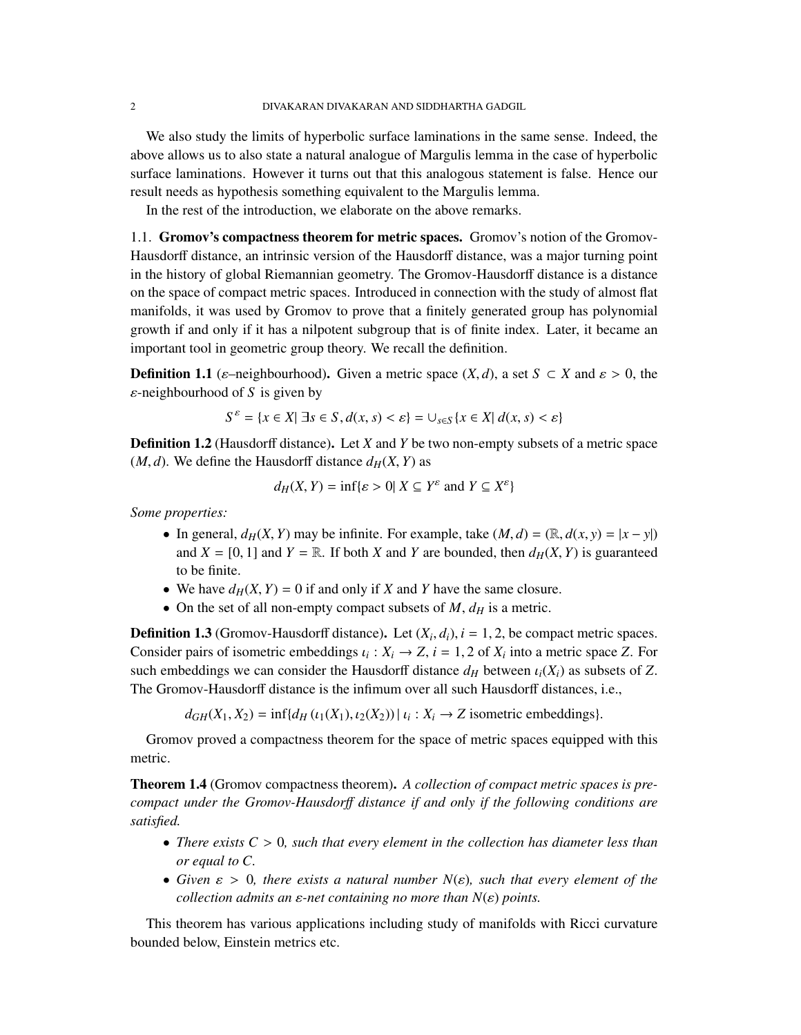We also study the limits of hyperbolic surface laminations in the same sense. Indeed, the above allows us to also state a natural analogue of Margulis lemma in the case of hyperbolic surface laminations. However it turns out that this analogous statement is false. Hence our result needs as hypothesis something equivalent to the Margulis lemma.

In the rest of the introduction, we elaborate on the above remarks.

### 1.1. Gromov's compactness theorem for metric spaces.

Gromov's notion of the Gromov-Hausdorff distance, an intrinsic version of the Hausdorff distance, was a major turning point in the history of global Riemannian geometry. The Gromov-Hausdorff distance is a distance on the space of compact metric spaces. Introduced in connection with the study of almost flat manifolds, it was used by Gromov to prove that a finitely generated group has polynomial growth if and only if it has a nilpotent subgroup that is of finite index. Later, it became an important tool in geometric group theory. We recall the definition.

**Definition 1.1** ($\varepsilon$–neighbourhood)**.** Given a metric space $(X, d)$, a set $S \subset X$ and $\varepsilon > 0$, the $\varepsilon$-neighbourhood of $S$ is given by

$$S^{\varepsilon} = \{x \in X | \ \exists s \in S, d(x, s) < \varepsilon\} = \cup_{s \in S} \{x \in X | \ d(x, s) < \varepsilon\}$$

**Definition 1.2** (Hausdorff distance)**.** Let $X$ and $Y$ be two non-empty subsets of a metric space $(M, d)$. We define the Hausdorff distance $d_H(X, Y)$ as

$$d_H(X, Y) = \inf\{\varepsilon > 0 | \ X \subseteq Y^{\varepsilon} \text{ and } Y \subseteq X^{\varepsilon}\}$$

*Some properties:*

- In general, $d_H(X, Y)$ may be infinite. For example, take $(M, d) = (\mathbb{R}, d(x, y) = |x - y|)$ and $X = [0, 1]$ and $Y = \mathbb{R}$. If both $X$ and $Y$ are bounded, then $d_H(X, Y)$ is guaranteed to be finite.
- We have $d_H(X, Y) = 0$ if and only if $X$ and $Y$ have the same closure.
- On the set of all non-empty compact subsets of $M$, $d_H$ is a metric.

**Definition 1.3** (Gromov-Hausdorff distance)**.** Let $(X_i, d_i), i = 1, 2$, be compact metric spaces. Consider pairs of isometric embeddings $\iota_i : X_i \to Z$, $i = 1, 2$ of $X_i$ into a metric space $Z$. For such embeddings we can consider the Hausdorff distance $d_H$ between $\iota_i(X_i)$ as subsets of $Z$. The Gromov-Hausdorff distance is the infimum over all such Hausdorff distances, i.e.,

$$d_{GH}(X_1, X_2) = \inf\{d_H(\iota_1(X_1), \iota_2(X_2)) \,|\, \iota_i : X_i \to Z \text{ isometric embeddings}\}.$$

Gromov proved a compactness theorem for the space of metric spaces equipped with this metric.

**Theorem 1.4** (Gromov compactness theorem)**.** *A collection of compact metric spaces is pre-compact under the Gromov-Hausdorff distance if and only if the following conditions are satisfied.*

- *There exists $C > 0$, such that every element in the collection has diameter less than or equal to $C$.*
- *Given $\varepsilon > 0$, there exists a natural number $N(\varepsilon)$, such that every element of the collection admits an $\varepsilon$-net containing no more than $N(\varepsilon)$ points.*

This theorem has various applications including study of manifolds with Ricci curvature bounded below, Einstein metrics etc.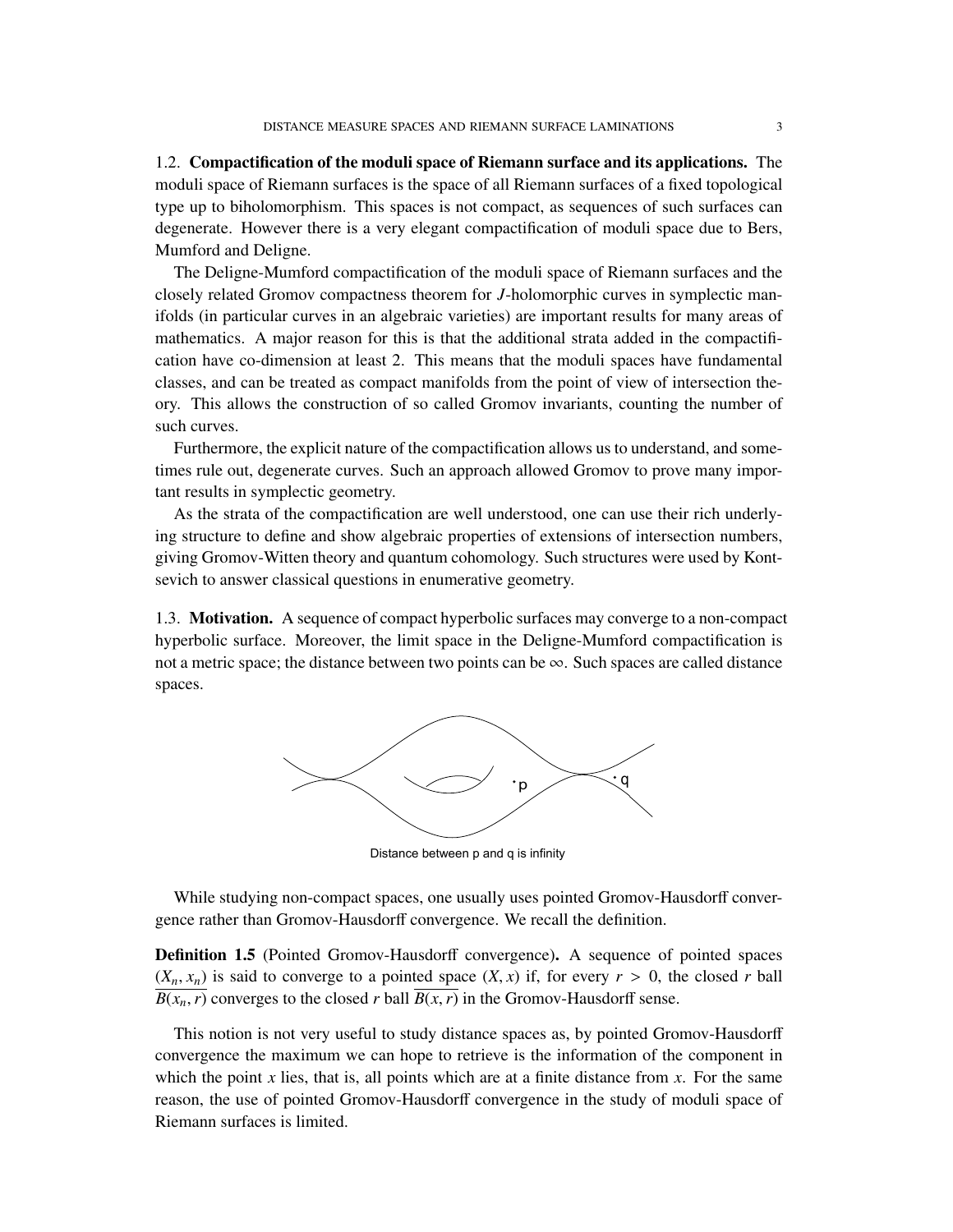### 1.2. Compactification of the moduli space of Riemann surface and its applications.

The moduli space of Riemann surfaces is the space of all Riemann surfaces of a fixed topological type up to biholomorphism. This spaces is not compact, as sequences of such surfaces can degenerate. However there is a very elegant compactification of moduli space due to Bers, Mumford and Deligne.

The Deligne-Mumford compactification of the moduli space of Riemann surfaces and the closely related Gromov compactness theorem for $J$-holomorphic curves in symplectic manifolds (in particular curves in an algebraic varieties) are important results for many areas of mathematics. A major reason for this is that the additional strata added in the compactification have co-dimension at least 2. This means that the moduli spaces have fundamental classes, and can be treated as compact manifolds from the point of view of intersection theory. This allows the construction of so called Gromov invariants, counting the number of such curves.

Furthermore, the explicit nature of the compactification allows us to understand, and sometimes rule out, degenerate curves. Such an approach allowed Gromov to prove many important results in symplectic geometry.

As the strata of the compactification are well understood, one can use their rich underlying structure to define and show algebraic properties of extensions of intersection numbers, giving Gromov-Witten theory and quantum cohomology. Such structures were used by Kontsevich to answer classical questions in enumerative geometry.

### 1.3. Motivation.

A sequence of compact hyperbolic surfaces may converge to a non-compact hyperbolic surface. Moreover, the limit space in the Deligne-Mumford compactification is not a metric space; the distance between two points can be $\infty$. Such spaces are called distance spaces.

Distance between p and q is infinity

While studying non-compact spaces, one usually uses pointed Gromov-Hausdorff convergence rather than Gromov-Hausdorff convergence. We recall the definition.

**Definition 1.5** (Pointed Gromov-Hausdorff convergence)**.** A sequence of pointed spaces $(X_n, x_n)$ is said to converge to a pointed space $(X, x)$ if, for every $r > 0$, the closed $r$ ball $\overline{B(x_n, r)}$ converges to the closed $r$ ball $\overline{B(x, r)}$ in the Gromov-Hausdorff sense.

This notion is not very useful to study distance spaces as, by pointed Gromov-Hausdorff convergence the maximum we can hope to retrieve is the information of the component in which the point $x$ lies, that is, all points which are at a finite distance from $x$. For the same reason, the use of pointed Gromov-Hausdorff convergence in the study of moduli space of Riemann surfaces is limited.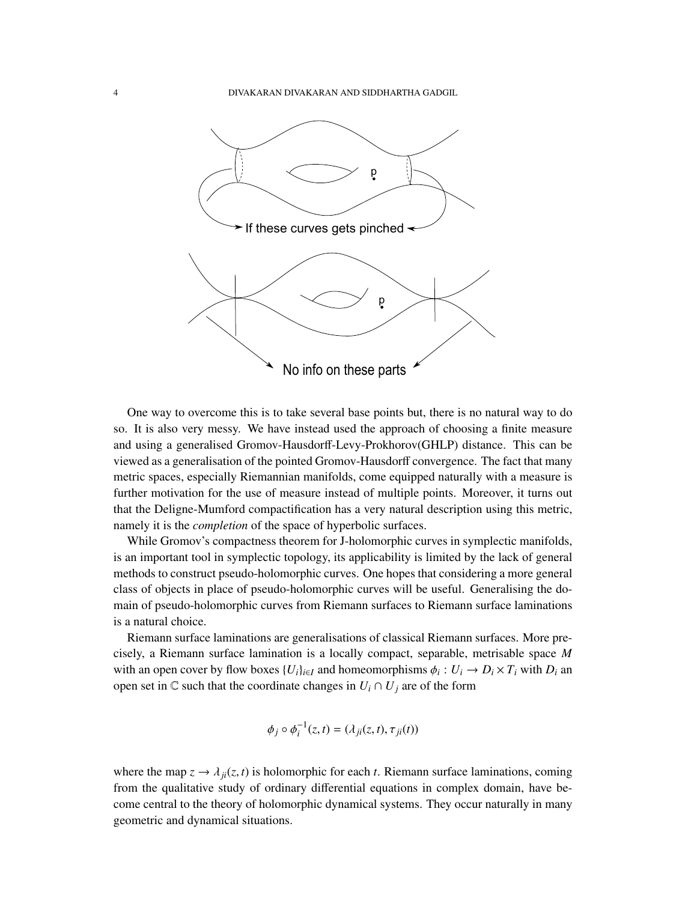One way to overcome this is to take several base points but, there is no natural way to do so. It is also very messy. We have instead used the approach of choosing a finite measure and using a generalised Gromov-Hausdorff-Levy-Prokhorov(GHLP) distance. This can be viewed as a generalisation of the pointed Gromov-Hausdorff convergence. The fact that many metric spaces, especially Riemannian manifolds, come equipped naturally with a measure is further motivation for the use of measure instead of multiple points. Moreover, it turns out that the Deligne-Mumford compactification has a very natural description using this metric, namely it is the *completion* of the space of hyperbolic surfaces.

While Gromov's compactness theorem for J-holomorphic curves in symplectic manifolds, is an important tool in symplectic topology, its applicability is limited by the lack of general methods to construct pseudo-holomorphic curves. One hopes that considering a more general class of objects in place of pseudo-holomorphic curves will be useful. Generalising the domain of pseudo-holomorphic curves from Riemann surfaces to Riemann surface laminations is a natural choice.

Riemann surface laminations are generalisations of classical Riemann surfaces. More precisely, a Riemann surface lamination is a locally compact, separable, metrisable space $M$ with an open cover by flow boxes $\{U_i\}_{i\in I}$ and homeomorphisms $\phi_i : U_i \to D_i \times T_i$ with $D_i$ an open set in $\mathbb{C}$ such that the coordinate changes in $U_i \cap U_j$ are of the form

$$\phi_j \circ \phi_i^{-1}(z,t) = (\lambda_{ji}(z,t), \tau_{ji}(t))$$

where the map $z \to \lambda_{ji}(z,t)$ is holomorphic for each $t$. Riemann surface laminations, coming from the qualitative study of ordinary differential equations in complex domain, have become central to the theory of holomorphic dynamical systems. They occur naturally in many geometric and dynamical situations.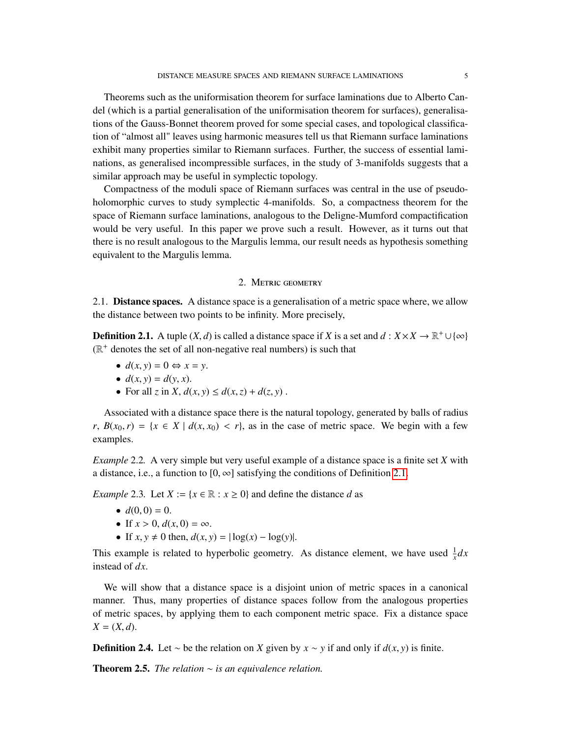Theorems such as the uniformisation theorem for surface laminations due to Alberto Candel (which is a partial generalisation of the uniformisation theorem for surfaces), generalisations of the Gauss-Bonnet theorem proved for some special cases, and topological classification of "almost all" leaves using harmonic measures tell us that Riemann surface laminations exhibit many properties similar to Riemann surfaces. Further, the success of essential laminations, as generalised incompressible surfaces, in the study of 3-manifolds suggests that a similar approach may be useful in symplectic topology.

Compactness of the moduli space of Riemann surfaces was central in the use of pseudo-holomorphic curves to study symplectic 4-manifolds. So, a compactness theorem for the space of Riemann surface laminations, analogous to the Deligne-Mumford compactification would be very useful. In this paper we prove such a result. However, as it turns out that there is no result analogous to the Margulis lemma, our result needs as hypothesis something equivalent to the Margulis lemma.

## 2. Metric geometry

### 2.1. Distance spaces.

A distance space is a generalisation of a metric space where, we allow the distance between two points to be infinity. More precisely,

**Definition 2.1.** A tuple $(X, d)$ is called a distance space if $X$ is a set and $d : X \times X \to \mathbb{R}^+ \cup \{\infty\}$ ($\mathbb{R}^+$ denotes the set of all non-negative real numbers) is such that

- $d(x, y) = 0 \Leftrightarrow x = y$.
- $d(x, y) = d(y, x)$.
- For all $z$ in $X$, $d(x, y) \leq d(x, z) + d(z, y)$ .

Associated with a distance space there is the natural topology, generated by balls of radius $r$, $B(x_0, r) = \{x \in X \mid d(x, x_0) < r\}$, as in the case of metric space. We begin with a few examples.

*Example* 2.2. A very simple but very useful example of a distance space is a finite set $X$ with a distance, i.e., a function to $[0, \infty]$ satisfying the conditions of Definition 2.1.

*Example* 2.3. Let $X := \{x \in \mathbb{R} : x \geq 0\}$ and define the distance $d$ as

- $d(0, 0) = 0$.
- If $x > 0$, $d(x, 0) = \infty$.
- If $x, y \neq 0$ then, $d(x, y) = |\log(x) - \log(y)|$.

This example is related to hyperbolic geometry. As distance element, we have used $\frac{1}{x}dx$ instead of $dx$.

We will show that a distance space is a disjoint union of metric spaces in a canonical manner. Thus, many properties of distance spaces follow from the analogous properties of metric spaces, by applying them to each component metric space. Fix a distance space $X = (X, d)$.

**Definition 2.4.** Let $\sim$ be the relation on $X$ given by $x \sim y$ if and only if $d(x, y)$ is finite.

**Theorem 2.5.** *The relation $\sim$ is an equivalence relation.*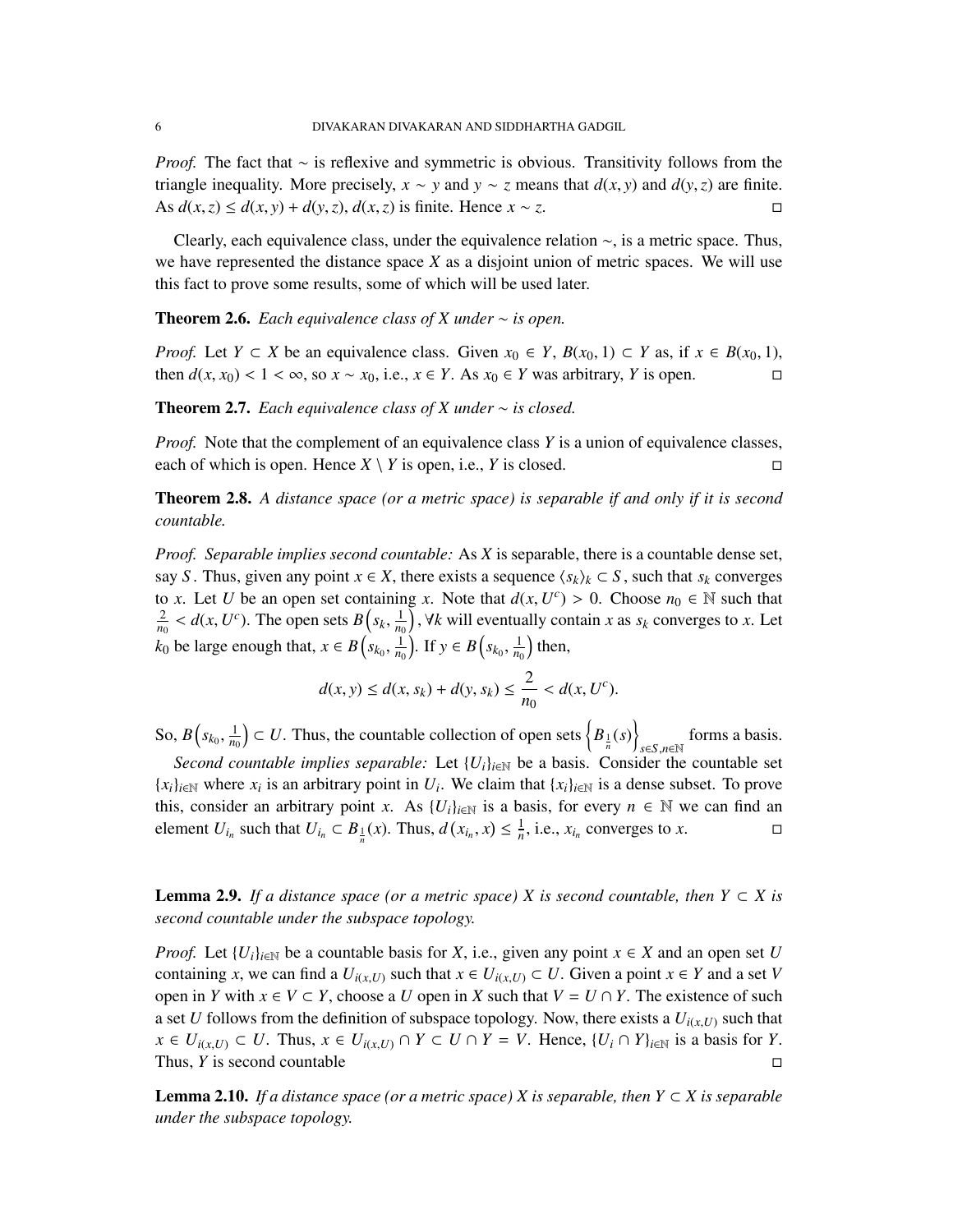*Proof.* The fact that $\sim$ is reflexive and symmetric is obvious. Transitivity follows from the triangle inequality. More precisely, $x \sim y$ and $y \sim z$ means that $d(x, y)$ and $d(y, z)$ are finite. As $d(x, z) \leq d(x, y) + d(y, z)$, $d(x, z)$ is finite. Hence $x \sim z$. ◻

Clearly, each equivalence class, under the equivalence relation $\sim$, is a metric space. Thus, we have represented the distance space $X$ as a disjoint union of metric spaces. We will use this fact to prove some results, some of which will be used later.

**Theorem 2.6.** *Each equivalence class of $X$ under $\sim$ is open.*

*Proof.* Let $Y \subset X$ be an equivalence class. Given $x_0 \in Y$, $B(x_0, 1) \subset Y$ as, if $x \in B(x_0, 1)$, then $d(x, x_0) < 1 < \infty$, so $x \sim x_0$, i.e., $x \in Y$. As $x_0 \in Y$ was arbitrary, $Y$ is open. ◻

**Theorem 2.7.** *Each equivalence class of $X$ under $\sim$ is closed.*

*Proof.* Note that the complement of an equivalence class $Y$ is a union of equivalence classes, each of which is open. Hence $X \setminus Y$ is open, i.e., $Y$ is closed. ◻

**Theorem 2.8.** *A distance space (or a metric space) is separable if and only if it is second countable.*

*Proof. Separable implies second countable:* As $X$ is separable, there is a countable dense set, say $S$. Thus, given any point $x \in X$, there exists a sequence $\langle s_k \rangle_k \subset S$, such that $s_k$ converges to $x$. Let $U$ be an open set containing $x$. Note that $d(x, U^c) > 0$. Choose $n_0 \in \mathbb{N}$ such that $\frac{2}{n_0} < d(x, U^c)$. The open sets $B\left(s_k, \frac{1}{n_0}\right)$, $\forall k$ will eventually contain $x$ as $s_k$ converges to $x$. Let $k_0$ be large enough that, $x \in B\left(s_{k_0}, \frac{1}{n_0}\right)$. If $y \in B\left(s_{k_0}, \frac{1}{n_0}\right)$ then,

$$d(x, y) \leq d(x, s_k) + d(y, s_k) \leq \frac{2}{n_0} < d(x, U^c).$$

So, $B\left(s_{k_0}, \frac{1}{n_0}\right) \subset U$. Thus, the countable collection of open sets $\left\{B_{\frac{1}{n}}(s)\right\}_{s \in S, n \in \mathbb{N}}$ forms a basis.

*Second countable implies separable:* Let $\{U_i\}_{i \in \mathbb{N}}$ be a basis. Consider the countable set $\{x_i\}_{i \in \mathbb{N}}$ where $x_i$ is an arbitrary point in $U_i$. We claim that $\{x_i\}_{i \in \mathbb{N}}$ is a dense subset. To prove this, consider an arbitrary point $x$. As $\{U_i\}_{i \in \mathbb{N}}$ is a basis, for every $n \in \mathbb{N}$ we can find an element $U_{i_n}$ such that $U_{i_n} \subset B_{\frac{1}{n}}(x)$. Thus, $d(x_{i_n}, x) \leq \frac{1}{n}$, i.e., $x_{i_n}$ converges to $x$. ◻

**Lemma 2.9.** *If a distance space (or a metric space) $X$ is second countable, then $Y \subset X$ is second countable under the subspace topology.*

*Proof.* Let $\{U_i\}_{i \in \mathbb{N}}$ be a countable basis for $X$, i.e., given any point $x \in X$ and an open set $U$ containing $x$, we can find a $U_{i(x,U)}$ such that $x \in U_{i(x,U)} \subset U$. Given a point $x \in Y$ and a set $V$ open in $Y$ with $x \in V \subset Y$, choose a $U$ open in $X$ such that $V = U \cap Y$. The existence of such a set $U$ follows from the definition of subspace topology. Now, there exists a $U_{i(x,U)}$ such that $x \in U_{i(x,U)} \subset U$. Thus, $x \in U_{i(x,U)} \cap Y \subset U \cap Y = V$. Hence, $\{U_i \cap Y\}_{i \in \mathbb{N}}$ is a basis for $Y$. Thus, $Y$ is second countable ◻

**Lemma 2.10.** *If a distance space (or a metric space) $X$ is separable, then $Y \subset X$ is separable under the subspace topology.*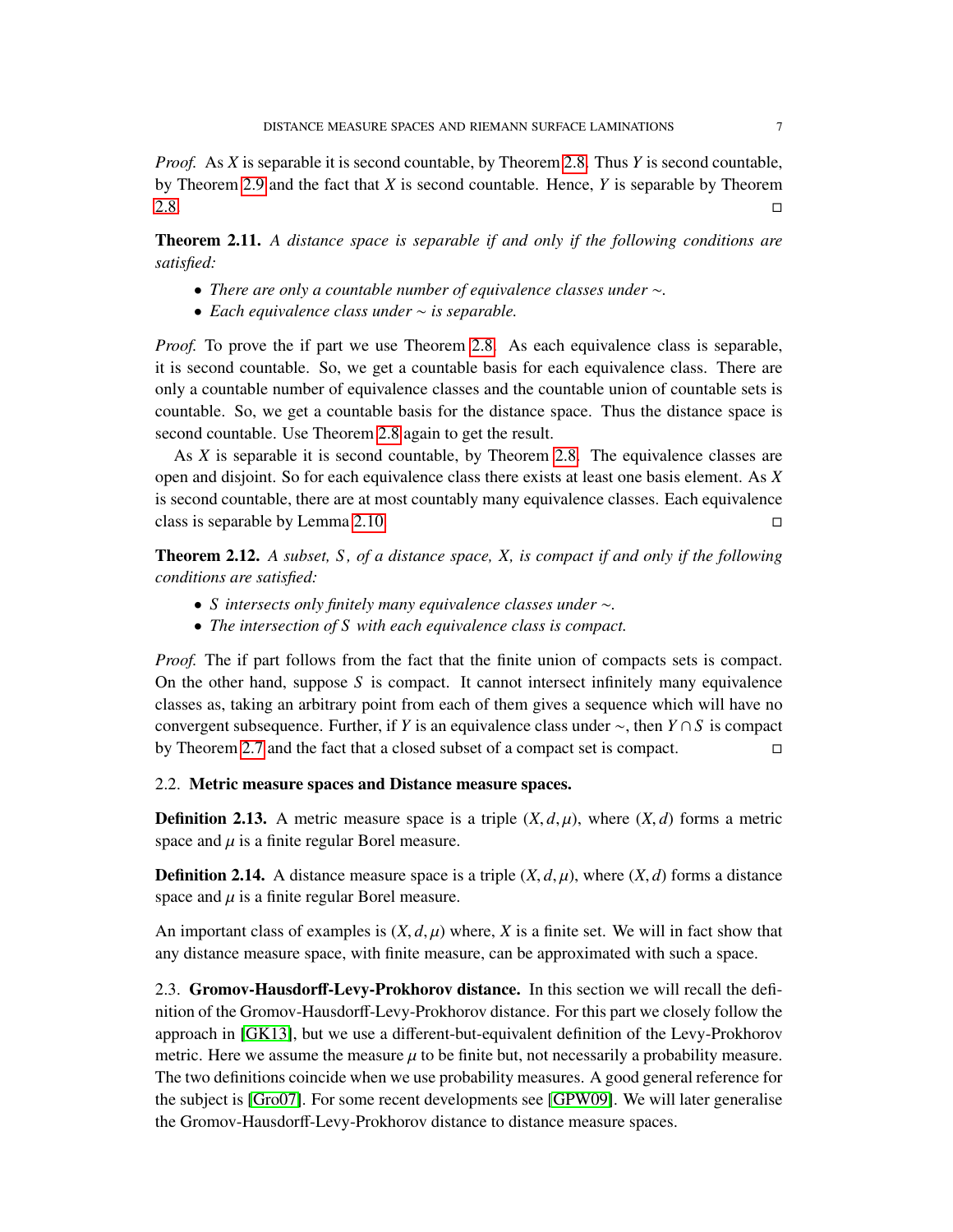*Proof.* As $X$ is separable it is second countable, by Theorem 2.8. Thus $Y$ is second countable, by Theorem 2.9 and the fact that $X$ is second countable. Hence, $Y$ is separable by Theorem 2.8. ◻

**Theorem 2.11.** *A distance space is separable if and only if the following conditions are satisfied:*

- *There are only a countable number of equivalence classes under $\sim$.*
- *Each equivalence class under $\sim$ is separable.*

*Proof.* To prove the if part we use Theorem 2.8. As each equivalence class is separable, it is second countable. So, we get a countable basis for each equivalence class. There are only a countable number of equivalence classes and the countable union of countable sets is countable. So, we get a countable basis for the distance space. Thus the distance space is second countable. Use Theorem 2.8 again to get the result.

As $X$ is separable it is second countable, by Theorem 2.8. The equivalence classes are open and disjoint. So for each equivalence class there exists at least one basis element. As $X$ is second countable, there are at most countably many equivalence classes. Each equivalence class is separable by Lemma 2.10. ◻

**Theorem 2.12.** *A subset, $S$, of a distance space, $X$, is compact if and only if the following conditions are satisfied:*

- *$S$ intersects only finitely many equivalence classes under $\sim$.*
- *The intersection of $S$ with each equivalence class is compact.*

*Proof.* The if part follows from the fact that the finite union of compacts sets is compact. On the other hand, suppose $S$ is compact. It cannot intersect infinitely many equivalence classes as, taking an arbitrary point from each of them gives a sequence which will have no convergent subsequence. Further, if $Y$ is an equivalence class under $\sim$, then $Y \cap S$ is compact by Theorem 2.7 and the fact that a closed subset of a compact set is compact. ◻

## 2.2. Metric measure spaces and Distance measure spaces.

**Definition 2.13.** A metric measure space is a triple $(X,d,\mu)$, where $(X,d)$ forms a metric space and $\mu$ is a finite regular Borel measure.

**Definition 2.14.** A distance measure space is a triple $(X,d,\mu)$, where $(X,d)$ forms a distance space and $\mu$ is a finite regular Borel measure.

An important class of examples is $(X,d,\mu)$ where, $X$ is a finite set. We will in fact show that any distance measure space, with finite measure, can be approximated with such a space.

## 2.3. Gromov-Hausdorff-Levy-Prokhorov distance.

In this section we will recall the definition of the Gromov-Hausdorff-Levy-Prokhorov distance. For this part we closely follow the approach in [GK13], but we use a different-but-equivalent definition of the Levy-Prokhorov metric. Here we assume the measure $\mu$ to be finite but, not necessarily a probability measure. The two definitions coincide when we use probability measures. A good general reference for the subject is [Gro07]. For some recent developments see [GPW09]. We will later generalise the Gromov-Hausdorff-Levy-Prokhorov distance to distance measure spaces.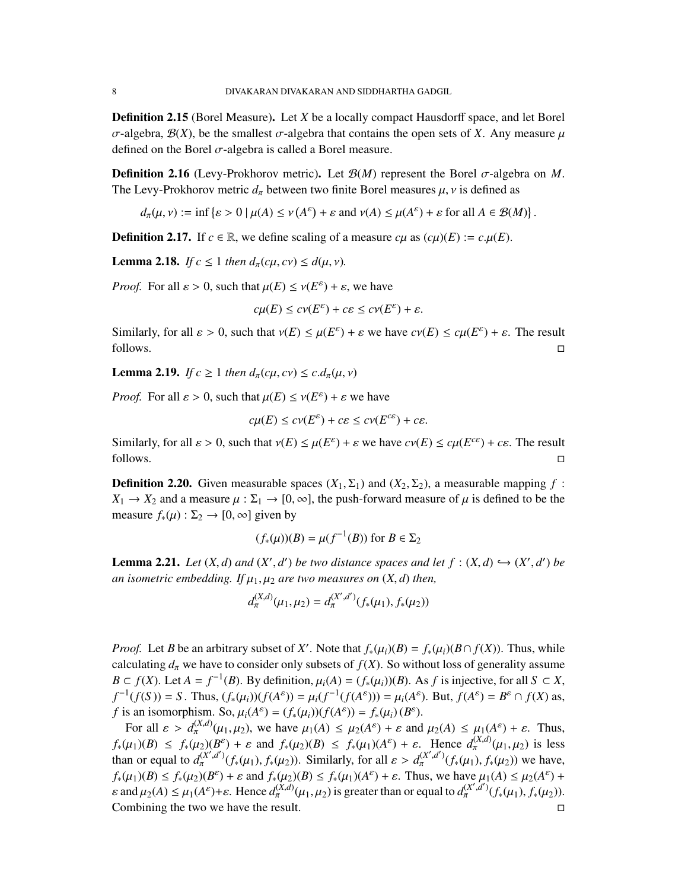**Definition 2.15** (Borel Measure)**.** Let $X$ be a locally compact Hausdorff space, and let Borel $\sigma$-algebra, $\mathcal{B}(X)$, be the smallest $\sigma$-algebra that contains the open sets of $X$. Any measure $\mu$ defined on the Borel $\sigma$-algebra is called a Borel measure.

**Definition 2.16** (Levy-Prokhorov metric)**.** Let $\mathcal{B}(M)$ represent the Borel $\sigma$-algebra on $M$. The Levy-Prokhorov metric $d_\pi$ between two finite Borel measures $\mu, \nu$ is defined as

$$d_\pi(\mu, \nu) := \inf\left\{\varepsilon > 0 \mid \mu(A) \leq \nu\left(A^\varepsilon\right) + \varepsilon \text{ and } \nu(A) \leq \mu(A^\varepsilon) + \varepsilon \text{ for all } A \in \mathcal{B}(M)\right\}.$$

**Definition 2.17.** If $c \in \mathbb{R}$, we define scaling of a measure $c\mu$ as $(c\mu)(E) := c.\mu(E)$.

**Lemma 2.18.** *If $c \leq 1$ then $d_\pi(c\mu, c\nu) \leq d(\mu, \nu)$.*

*Proof.* For all $\varepsilon > 0$, such that $\mu(E) \leq \nu(E^\varepsilon) + \varepsilon$, we have

$$c\mu(E) \leq c\nu(E^\varepsilon) + c\varepsilon \leq c\nu(E^\varepsilon) + \varepsilon.$$

Similarly, for all $\varepsilon > 0$, such that $\nu(E) \leq \mu(E^\varepsilon) + \varepsilon$ we have $c\nu(E) \leq c\mu(E^\varepsilon) + \varepsilon$. The result follows. □

**Lemma 2.19.** *If $c \geq 1$ then $d_\pi(c\mu, c\nu) \leq c.d_\pi(\mu, \nu)$*

*Proof.* For all $\varepsilon > 0$, such that $\mu(E) \leq \nu(E^\varepsilon) + \varepsilon$ we have

$$c\mu(E) \leq c\nu(E^\varepsilon) + c\varepsilon \leq c\nu(E^{c\varepsilon}) + c\varepsilon.$$

Similarly, for all $\varepsilon > 0$, such that $\nu(E) \leq \mu(E^\varepsilon) + \varepsilon$ we have $c\nu(E) \leq c\mu(E^{c\varepsilon}) + c\varepsilon$. The result follows. □

**Definition 2.20.** Given measurable spaces $(X_1, \Sigma_1)$ and $(X_2, \Sigma_2)$, a measurable mapping $f : X_1 \to X_2$ and a measure $\mu : \Sigma_1 \to [0, \infty]$, the push-forward measure of $\mu$ is defined to be the measure $f_*(\mu) : \Sigma_2 \to [0, \infty]$ given by

$$(f_*(\mu))(B) = \mu(f^{-1}(B)) \text{ for } B \in \Sigma_2$$

**Lemma 2.21.** *Let $(X, d)$ and $(X', d')$ be two distance spaces and let $f : (X, d) \hookrightarrow (X', d')$ be an isometric embedding. If $\mu_1, \mu_2$ are two measures on $(X, d)$ then,*

$$d_\pi^{(X,d)}(\mu_1, \mu_2) = d_\pi^{(X',d')}(f_*(\mu_1), f_*(\mu_2))$$

*Proof.* Let $B$ be an arbitrary subset of $X'$. Note that $f_*(\mu_i)(B) = f_*(\mu_i)(B \cap f(X))$. Thus, while calculating $d_\pi$ we have to consider only subsets of $f(X)$. So without loss of generality assume $B \subset f(X)$. Let $A = f^{-1}(B)$. By definition, $\mu_i(A) = (f_*(\mu_i))(B)$. As $f$ is injective, for all $S \subset X$, $f^{-1}(f(S)) = S$. Thus, $(f_*(\mu_i))(f(A^\varepsilon)) = \mu_i(f^{-1}(f(A^\varepsilon))) = \mu_i(A^\varepsilon)$. But, $f(A^\varepsilon) = B^\varepsilon \cap f(X)$ as, $f$ is an isomorphism. So, $\mu_i(A^\varepsilon) = (f_*(\mu_i))(f(A^\varepsilon)) = f_*(\mu_i)(B^\varepsilon)$.

For all $\varepsilon > d_\pi^{(X,d)}(\mu_1, \mu_2)$, we have $\mu_1(A) \leq \mu_2(A^\varepsilon) + \varepsilon$ and $\mu_2(A) \leq \mu_1(A^\varepsilon) + \varepsilon$. Thus, $f_*(\mu_1)(B) \leq f_*(\mu_2)(B^\varepsilon) + \varepsilon$ and $f_*(\mu_2)(B) \leq f_*(\mu_1)(A^\varepsilon) + \varepsilon$. Hence $d_\pi^{(X,d)}(\mu_1, \mu_2)$ is less than or equal to $d_\pi^{(X',d')}(f_*(\mu_1), f_*(\mu_2))$. Similarly, for all $\varepsilon > d_\pi^{(X',d')}(f_*(\mu_1), f_*(\mu_2))$ we have, $f_*(\mu_1)(B) \leq f_*(\mu_2)(B^\varepsilon) + \varepsilon$ and $f_*(\mu_2)(B) \leq f_*(\mu_1)(A^\varepsilon) + \varepsilon$. Thus, we have $\mu_1(A) \leq \mu_2(A^\varepsilon) + \varepsilon$ and $\mu_2(A) \leq \mu_1(A^\varepsilon) + \varepsilon$. Hence $d_\pi^{(X,d)}(\mu_1, \mu_2)$ is greater than or equal to $d_\pi^{(X',d')}(f_*(\mu_1), f_*(\mu_2))$. Combining the two we have the result. □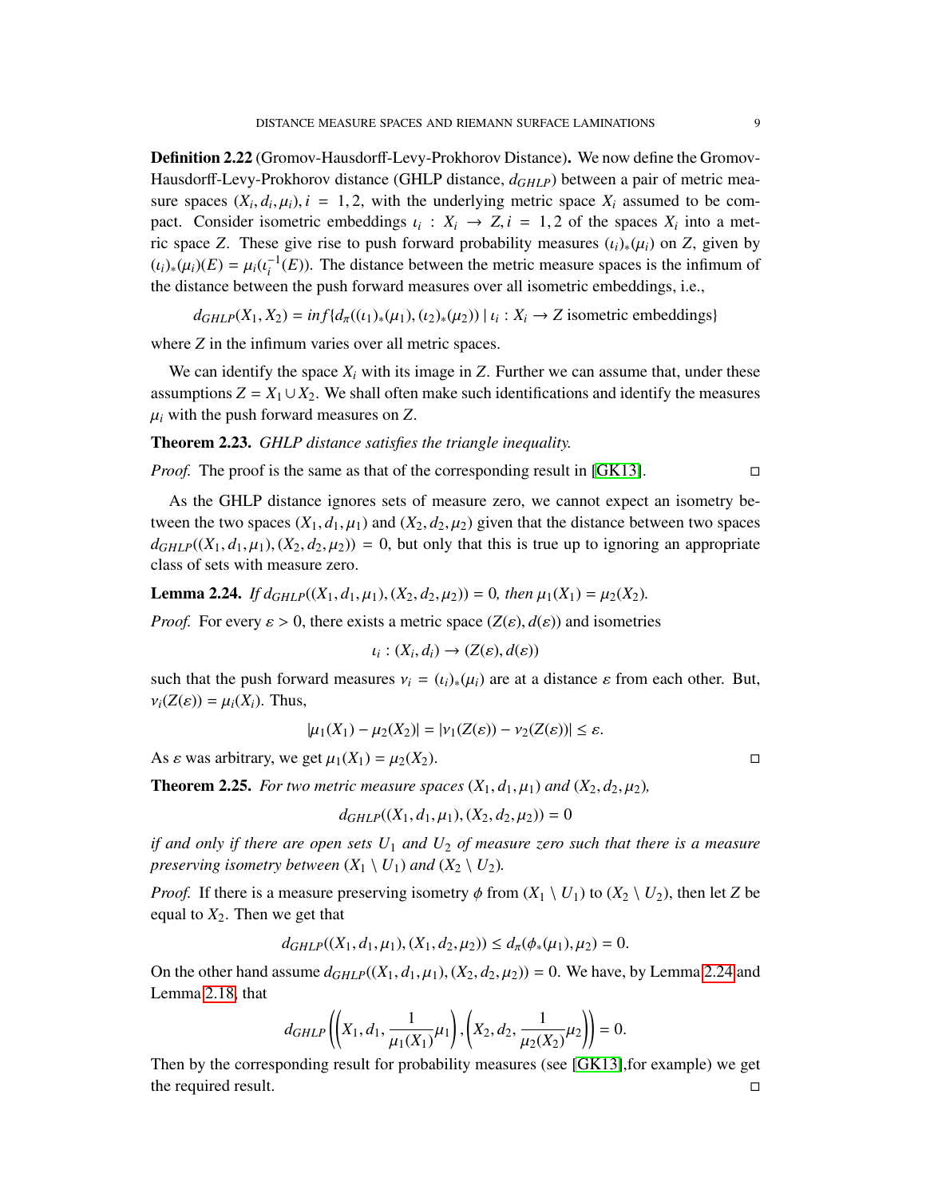**Definition 2.22** (Gromov-Hausdorff-Levy-Prokhorov Distance)**.** We now define the Gromov-Hausdorff-Levy-Prokhorov distance (GHLP distance, $d_{GHLP}$) between a pair of metric measure spaces $(X_i, d_i, \mu_i), i = 1, 2$, with the underlying metric space $X_i$ assumed to be compact. Consider isometric embeddings $\iota_i : X_i \to Z, i = 1, 2$ of the spaces $X_i$ into a metric space $Z$. These give rise to push forward probability measures $(\iota_i)_*(\mu_i)$ on $Z$, given by $(\iota_i)_*(\mu_i)(E) = \mu_i(\iota_i^{-1}(E))$. The distance between the metric measure spaces is the infimum of the distance between the push forward measures over all isometric embeddings, i.e.,

$$d_{GHLP}(X_1, X_2) = inf\{d_\pi((\iota_1)_*(\mu_1), (\iota_2)_*(\mu_2)) \mid \iota_i : X_i \to Z \text{ isometric embeddings}\}$$

where $Z$ in the infimum varies over all metric spaces.

We can identify the space $X_i$ with its image in $Z$. Further we can assume that, under these assumptions $Z = X_1 \cup X_2$. We shall often make such identifications and identify the measures $\mu_i$ with the push forward measures on $Z$.

**Theorem 2.23.** *GHLP distance satisfies the triangle inequality.*

*Proof.* The proof is the same as that of the corresponding result in [GK13]. ◻

As the GHLP distance ignores sets of measure zero, we cannot expect an isometry between the two spaces $(X_1, d_1, \mu_1)$ and $(X_2, d_2, \mu_2)$ given that the distance between two spaces $d_{GHLP}((X_1, d_1, \mu_1), (X_2, d_2, \mu_2)) = 0$, but only that this is true up to ignoring an appropriate class of sets with measure zero.

**Lemma 2.24.** *If $d_{GHLP}((X_1, d_1, \mu_1), (X_2, d_2, \mu_2)) = 0$, then $\mu_1(X_1) = \mu_2(X_2)$.*

*Proof.* For every $\varepsilon > 0$, there exists a metric space $(Z(\varepsilon), d(\varepsilon))$ and isometries

$$\iota_i : (X_i, d_i) \to (Z(\varepsilon), d(\varepsilon))$$

such that the push forward measures $\nu_i = (\iota_i)_*(\mu_i)$ are at a distance $\varepsilon$ from each other. But, $\nu_i(Z(\varepsilon)) = \mu_i(X_i)$. Thus,

$$|\mu_1(X_1) - \mu_2(X_2)| = |\nu_1(Z(\varepsilon)) - \nu_2(Z(\varepsilon))| \leq \varepsilon.$$

As $\varepsilon$ was arbitrary, we get $\mu_1(X_1) = \mu_2(X_2)$. ◻

**Theorem 2.25.** *For two metric measure spaces $(X_1, d_1, \mu_1)$ and $(X_2, d_2, \mu_2)$,*

$$d_{GHLP}((X_1, d_1, \mu_1), (X_2, d_2, \mu_2)) = 0$$

*if and only if there are open sets $U_1$ and $U_2$ of measure zero such that there is a measure preserving isometry between $(X_1 \setminus U_1)$ and $(X_2 \setminus U_2)$.*

*Proof.* If there is a measure preserving isometry $\phi$ from $(X_1 \setminus U_1)$ to $(X_2 \setminus U_2)$, then let $Z$ be equal to $X_2$. Then we get that

$$d_{GHLP}((X_1, d_1, \mu_1), (X_1, d_2, \mu_2)) \leq d_\pi(\phi_*(\mu_1), \mu_2) = 0.$$

On the other hand assume $d_{GHLP}((X_1, d_1, \mu_1), (X_2, d_2, \mu_2)) = 0$. We have, by Lemma 2.24 and Lemma 2.18, that

$$d_{GHLP}\left(\left(X_1, d_1, \frac{1}{\mu_1(X_1)}\mu_1\right), \left(X_2, d_2, \frac{1}{\mu_2(X_2)}\mu_2\right)\right) = 0.$$

Then by the corresponding result for probability measures (see [GK13],for example) we get the required result. ◻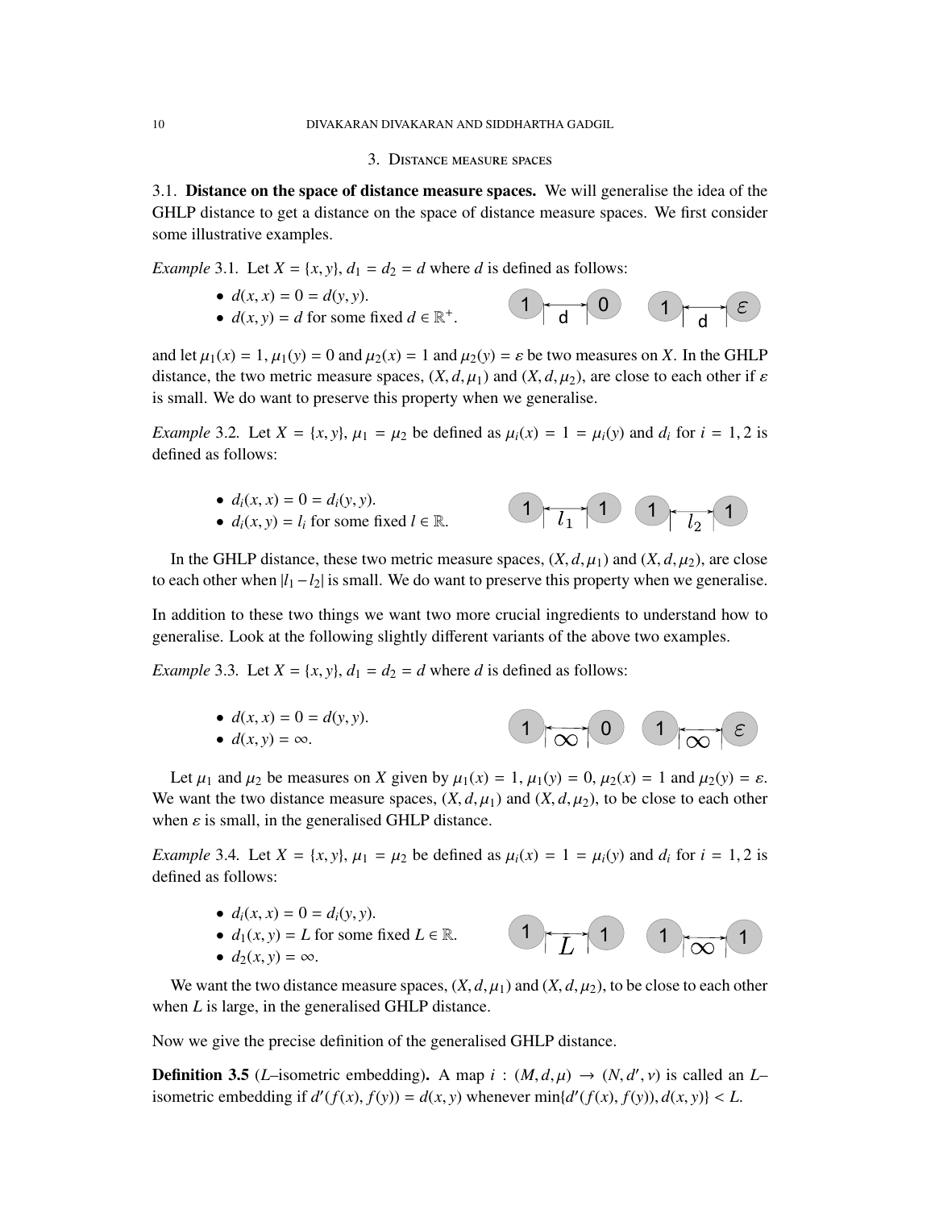## 3. Distance measure spaces

**3.1. Distance on the space of distance measure spaces.** We will generalise the idea of the GHLP distance to get a distance on the space of distance measure spaces. We first consider some illustrative examples.

*Example* 3.1. Let $X = \{x, y\}$, $d_1 = d_2 = d$ where $d$ is defined as follows:

- $d(x, x) = 0 = d(y, y)$.
- $d(x, y) = d$ for some fixed $d \in \mathbb{R}^+$.

and let $\mu_1(x) = 1$, $\mu_1(y) = 0$ and $\mu_2(x) = 1$ and $\mu_2(y) = \varepsilon$ be two measures on $X$. In the GHLP distance, the two metric measure spaces, $(X, d, \mu_1)$ and $(X, d, \mu_2)$, are close to each other if $\varepsilon$ is small. We do want to preserve this property when we generalise.

*Example* 3.2. Let $X = \{x, y\}$, $\mu_1 = \mu_2$ be defined as $\mu_i(x) = 1 = \mu_i(y)$ and $d_i$ for $i = 1, 2$ is defined as follows:

- $d_i(x, x) = 0 = d_i(y, y)$.
- $d_i(x, y) = l_i$ for some fixed $l \in \mathbb{R}$.

In the GHLP distance, these two metric measure spaces, $(X, d, \mu_1)$ and $(X, d, \mu_2)$, are close to each other when $|l_1 - l_2|$ is small. We do want to preserve this property when we generalise.

In addition to these two things we want two more crucial ingredients to understand how to generalise. Look at the following slightly different variants of the above two examples.

*Example* 3.3. Let $X = \{x, y\}$, $d_1 = d_2 = d$ where $d$ is defined as follows:

- $d(x, x) = 0 = d(y, y)$.
- $d(x, y) = \infty$.

Let $\mu_1$ and $\mu_2$ be measures on $X$ given by $\mu_1(x) = 1$, $\mu_1(y) = 0$, $\mu_2(x) = 1$ and $\mu_2(y) = \varepsilon$. We want the two distance measure spaces, $(X, d, \mu_1)$ and $(X, d, \mu_2)$, to be close to each other when $\varepsilon$ is small, in the generalised GHLP distance.

*Example* 3.4. Let $X = \{x, y\}$, $\mu_1 = \mu_2$ be defined as $\mu_i(x) = 1 = \mu_i(y)$ and $d_i$ for $i = 1, 2$ is defined as follows:

- $d_i(x, x) = 0 = d_i(y, y)$.
- $d_1(x, y) = L$ for some fixed $L \in \mathbb{R}$.
- $d_2(x, y) = \infty$.

We want the two distance measure spaces, $(X, d, \mu_1)$ and $(X, d, \mu_2)$, to be close to each other when $L$ is large, in the generalised GHLP distance.

Now we give the precise definition of the generalised GHLP distance.

**Definition 3.5** ($L$–isometric embedding)**.** A map $i : (M, d, \mu) \to (N, d', \nu)$ is called an $L$–isometric embedding if $d'(f(x), f(y)) = d(x, y)$ whenever $\min\{d'(f(x), f(y)), d(x, y)\} < L$.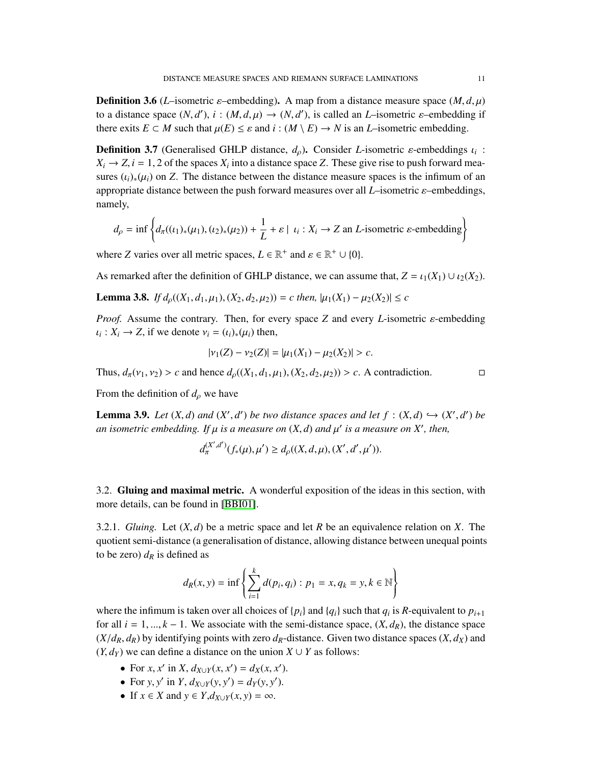**Definition 3.6** ($L$–isometric $\varepsilon$–embedding)**.** A map from a distance measure space $(M, d, \mu)$ to a distance space $(N, d')$, $i : (M, d, \mu) \to (N, d')$, is called an $L$–isometric $\varepsilon$–embedding if there exits $E \subset M$ such that $\mu(E) \leq \varepsilon$ and $i : (M \setminus E) \to N$ is an $L$–isometric embedding.

**Definition 3.7** (Generalised GHLP distance, $d_\rho$)**.** Consider $L$-isometric $\varepsilon$-embeddings $\iota_i : X_i \to Z, i = 1, 2$ of the spaces $X_i$ into a distance space $Z$. These give rise to push forward measures $(\iota_i)_*(\mu_i)$ on $Z$. The distance between the distance measure spaces is the infimum of an appropriate distance between the push forward measures over all $L$–isometric $\varepsilon$–embeddings, namely,

$$d_\rho = \inf \left\{ d_\pi((\iota_1)_*(\mu_1), (\iota_2)_*(\mu_2)) + \frac{1}{L} + \varepsilon \mid \iota_i : X_i \to Z \text{ an } L\text{-isometric } \varepsilon\text{-embedding} \right\}$$

where $Z$ varies over all metric spaces, $L \in \mathbb{R}^+$ and $\varepsilon \in \mathbb{R}^+ \cup \{0\}$.

As remarked after the definition of GHLP distance, we can assume that, $Z = \iota_1(X_1) \cup \iota_2(X_2)$.

**Lemma 3.8.** *If $d_\rho((X_1, d_1, \mu_1), (X_2, d_2, \mu_2)) = c$ then, $|\mu_1(X_1) - \mu_2(X_2)| \leq c$*

*Proof.* Assume the contrary. Then, for every space $Z$ and every $L$-isometric $\varepsilon$-embedding $\iota_i : X_i \to Z$, if we denote $\nu_i = (\iota_i)_*(\mu_i)$ then,

$$|\nu_1(Z) - \nu_2(Z)| = |\mu_1(X_1) - \mu_2(X_2)| > c.$$

Thus, $d_\pi(\nu_1, \nu_2) > c$ and hence $d_\rho((X_1, d_1, \mu_1), (X_2, d_2, \mu_2)) > c$. A contradiction. □

From the definition of $d_\rho$ we have

**Lemma 3.9.** *Let $(X, d)$ and $(X', d')$ be two distance spaces and let $f : (X, d) \hookrightarrow (X', d')$ be an isometric embedding. If $\mu$ is a measure on $(X, d)$ and $\mu'$ is a measure on $X'$, then,*

$$d_\pi^{(X',d')}(f_*(\mu), \mu') \geq d_\rho((X, d, \mu), (X', d', \mu')).$$

## 3.2. Gluing and maximal metric.

A wonderful exposition of the ideas in this section, with more details, can be found in [BBI01].

3.2.1. *Gluing.* Let $(X, d)$ be a metric space and let $R$ be an equivalence relation on $X$. The quotient semi-distance (a generalisation of distance, allowing distance between unequal points to be zero) $d_R$ is defined as

$$d_R(x, y) = \inf \left\{ \sum_{i=1}^{k} d(p_i, q_i) : p_1 = x, q_k = y, k \in \mathbb{N} \right\}$$

where the infimum is taken over all choices of $\{p_i\}$ and $\{q_i\}$ such that $q_i$ is $R$-equivalent to $p_{i+1}$ for all $i = 1, ..., k - 1$. We associate with the semi-distance space, $(X, d_R)$, the distance space $(X/d_R, d_R)$ by identifying points with zero $d_R$-distance. Given two distance spaces $(X, d_X)$ and $(Y, d_Y)$ we can define a distance on the union $X \cup Y$ as follows:

- For $x, x'$ in $X$, $d_{X \cup Y}(x, x') = d_X(x, x')$.
- For $y, y'$ in $Y$, $d_{X \cup Y}(y, y') = d_Y(y, y')$.
- If $x \in X$ and $y \in Y$,$d_{X \cup Y}(x, y) = \infty$.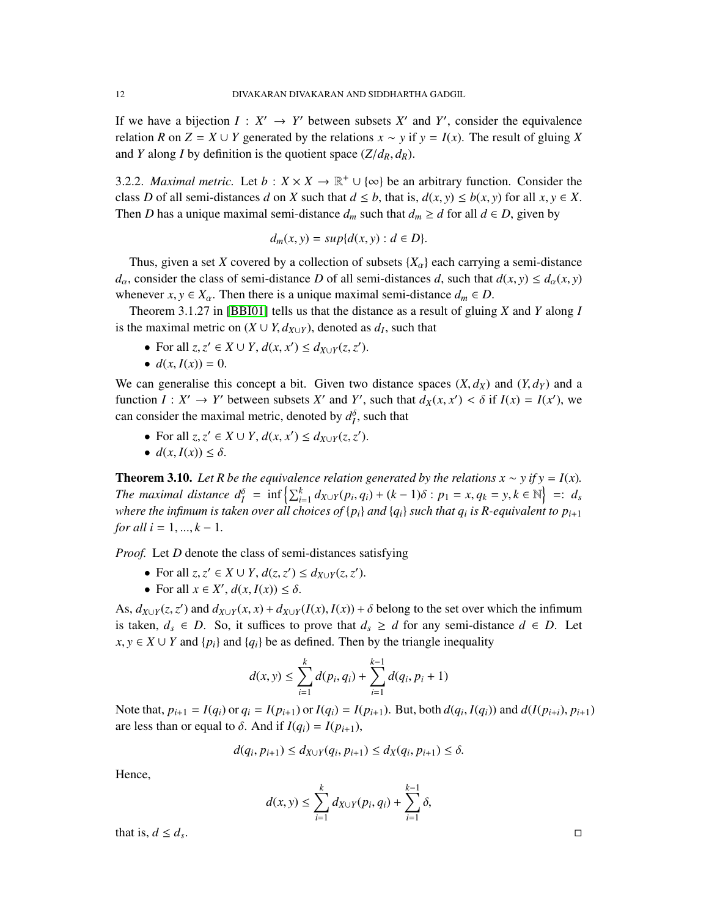If we have a bijection $I : X' \to Y'$ between subsets $X'$ and $Y'$, consider the equivalence relation $R$ on $Z = X \cup Y$ generated by the relations $x \sim y$ if $y = I(x)$. The result of gluing $X$ and $Y$ along $I$ by definition is the quotient space $(Z/d_R, d_R)$.

3.2.2. *Maximal metric.* Let $b : X \times X \to \mathbb{R}^+ \cup \{\infty\}$ be an arbitrary function. Consider the class $D$ of all semi-distances $d$ on $X$ such that $d \leq b$, that is, $d(x, y) \leq b(x, y)$ for all $x, y \in X$. Then $D$ has a unique maximal semi-distance $d_m$ such that $d_m \geq d$ for all $d \in D$, given by

$$d_m(x, y) = sup\{d(x, y) : d \in D\}.$$

Thus, given a set $X$ covered by a collection of subsets $\{X_\alpha\}$ each carrying a semi-distance $d_\alpha$, consider the class of semi-distance $D$ of all semi-distances $d$, such that $d(x, y) \leq d_\alpha(x, y)$ whenever $x, y \in X_\alpha$. Then there is a unique maximal semi-distance $d_m \in D$.

Theorem 3.1.27 in [BBI01] tells us that the distance as a result of gluing $X$ and $Y$ along $I$ is the maximal metric on $(X \cup Y, d_{X\cup Y})$, denoted as $d_I$, such that

- For all $z, z' \in X \cup Y$, $d(x, x') \leq d_{X\cup Y}(z, z')$.
- $d(x, I(x)) = 0$.

We can generalise this concept a bit. Given two distance spaces $(X, d_X)$ and $(Y, d_Y)$ and a function $I : X' \to Y'$ between subsets $X'$ and $Y'$, such that $d_X(x, x') < \delta$ if $I(x) = I(x')$, we can consider the maximal metric, denoted by $d_I^\delta$, such that

- For all $z, z' \in X \cup Y$, $d(x, x') \leq d_{X\cup Y}(z, z')$.
- $d(x, I(x)) \leq \delta$.

**Theorem 3.10.** *Let $R$ be the equivalence relation generated by the relations $x \sim y$ if $y = I(x)$. The maximal distance $d_I^\delta = \inf\left\{\sum_{i=1}^{k} d_{X\cup Y}(p_i, q_i) + (k-1)\delta : p_1 = x, q_k = y, k \in \mathbb{N}\right\} =: d_s$ where the infimum is taken over all choices of $\{p_i\}$ and $\{q_i\}$ such that $q_i$ is $R$-equivalent to $p_{i+1}$ for all $i = 1, ..., k-1$.*

*Proof.* Let $D$ denote the class of semi-distances satisfying

- For all $z, z' \in X \cup Y$, $d(z, z') \leq d_{X\cup Y}(z, z')$.
- For all $x \in X'$, $d(x, I(x)) \leq \delta$.

As, $d_{X\cup Y}(z, z')$ and $d_{X\cup Y}(x, x) + d_{X\cup Y}(I(x), I(x)) + \delta$ belong to the set over which the infimum is taken, $d_s \in D$. So, it suffices to prove that $d_s \geq d$ for any semi-distance $d \in D$. Let $x, y \in X \cup Y$ and $\{p_i\}$ and $\{q_i\}$ be as defined. Then by the triangle inequality

$$d(x, y) \leq \sum_{i=1}^{k} d(p_i, q_i) + \sum_{i=1}^{k-1} d(q_i, p_i + 1)$$

Note that, $p_{i+1} = I(q_i)$ or $q_i = I(p_{i+1})$ or $I(q_i) = I(p_{i+1})$. But, both $d(q_i, I(q_i))$ and $d(I(p_{i+i}), p_{i+1})$ are less than or equal to $\delta$. And if $I(q_i) = I(p_{i+1})$,

$$d(q_i, p_{i+1}) \leq d_{X\cup Y}(q_i, p_{i+1}) \leq d_X(q_i, p_{i+1}) \leq \delta.$$

Hence,

$$d(x, y) \leq \sum_{i=1}^{k} d_{X\cup Y}(p_i, q_i) + \sum_{i=1}^{k-1} \delta,$$

that is, $d \leq d_s$. ◻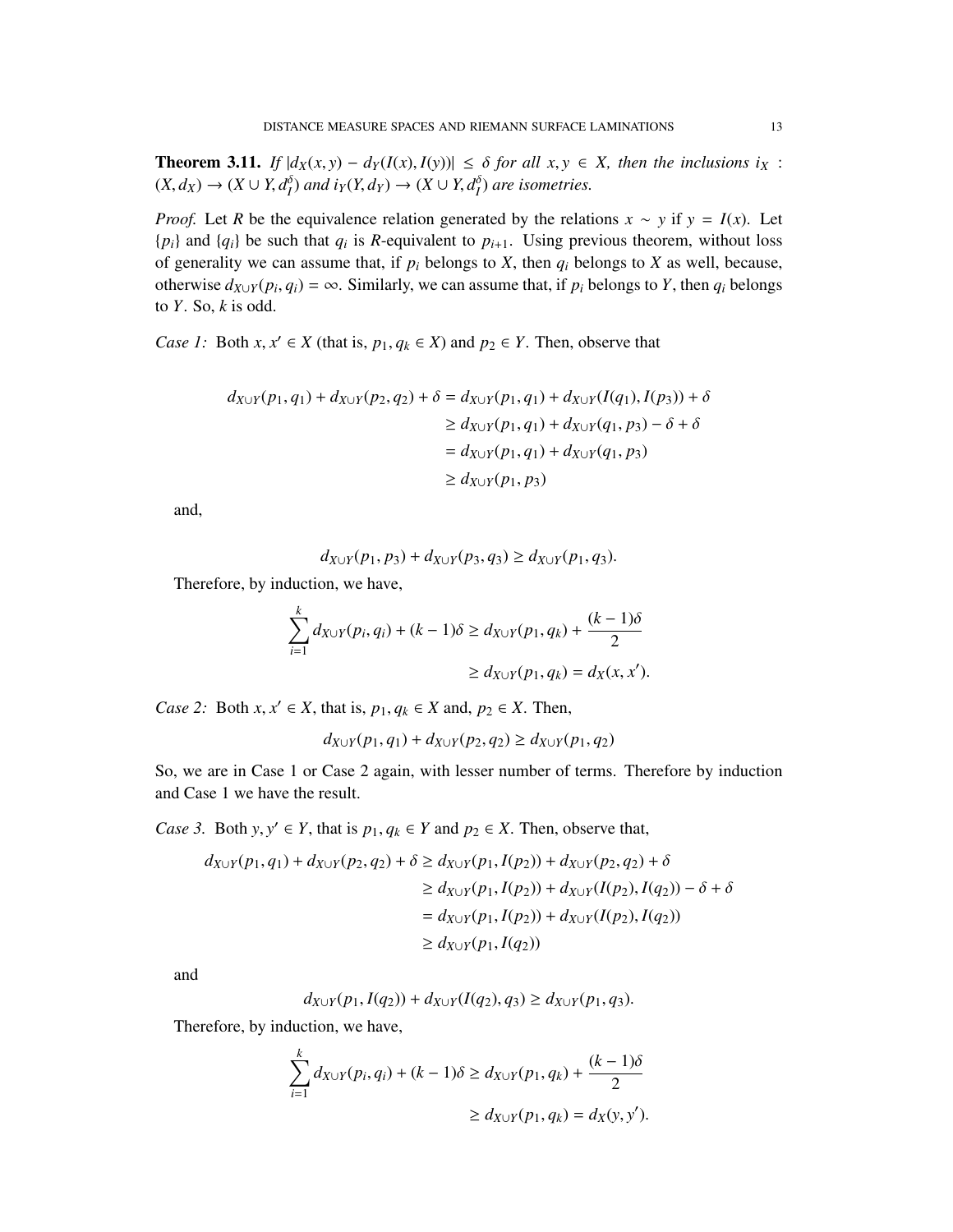**Theorem 3.11.** *If $|d_X(x,y) - d_Y(I(x), I(y))| \leq \delta$ for all $x, y \in X$, then the inclusions $i_X : (X, d_X) \to (X \cup Y, d_I^\delta)$ and $i_Y(Y, d_Y) \to (X \cup Y, d_I^\delta)$ are isometries.*

*Proof.* Let $R$ be the equivalence relation generated by the relations $x \sim y$ if $y = I(x)$. Let $\{p_i\}$ and $\{q_i\}$ be such that $q_i$ is $R$-equivalent to $p_{i+1}$. Using previous theorem, without loss of generality we can assume that, if $p_i$ belongs to $X$, then $q_i$ belongs to $X$ as well, because, otherwise $d_{X \cup Y}(p_i, q_i) = \infty$. Similarly, we can assume that, if $p_i$ belongs to $Y$, then $q_i$ belongs to $Y$. So, $k$ is odd.

*Case 1:* Both $x, x' \in X$ (that is, $p_1, q_k \in X$) and $p_2 \in Y$. Then, observe that

$$
\begin{aligned}
d_{X\cup Y}(p_1, q_1) + d_{X\cup Y}(p_2, q_2) + \delta &= d_{X\cup Y}(p_1, q_1) + d_{X\cup Y}(I(q_1), I(p_3)) + \delta \\
&\geq d_{X\cup Y}(p_1, q_1) + d_{X\cup Y}(q_1, p_3) - \delta + \delta \\
&= d_{X\cup Y}(p_1, q_1) + d_{X\cup Y}(q_1, p_3) \\
&\geq d_{X\cup Y}(p_1, p_3)
\end{aligned}
$$

and,

$$
d_{X\cup Y}(p_1, p_3) + d_{X\cup Y}(p_3, q_3) \geq d_{X\cup Y}(p_1, q_3).
$$

Therefore, by induction, we have,

$$
\begin{aligned}
\sum_{i=1}^{k} d_{X\cup Y}(p_i, q_i) + (k-1)\delta &\geq d_{X\cup Y}(p_1, q_k) + \frac{(k-1)\delta}{2} \\
&\geq d_{X\cup Y}(p_1, q_k) = d_X(x, x').
\end{aligned}
$$

*Case 2:* Both $x, x' \in X$, that is, $p_1, q_k \in X$ and, $p_2 \in X$. Then,

$$
d_{X\cup Y}(p_1, q_1) + d_{X\cup Y}(p_2, q_2) \geq d_{X\cup Y}(p_1, q_2)
$$

So, we are in Case 1 or Case 2 again, with lesser number of terms. Therefore by induction and Case 1 we have the result.

*Case 3.* Both $y, y' \in Y$, that is $p_1, q_k \in Y$ and $p_2 \in X$. Then, observe that,

$$
\begin{aligned}
d_{X\cup Y}(p_1, q_1) + d_{X\cup Y}(p_2, q_2) + \delta &\geq d_{X\cup Y}(p_1, I(p_2)) + d_{X\cup Y}(p_2, q_2) + \delta \\
&\geq d_{X\cup Y}(p_1, I(p_2)) + d_{X\cup Y}(I(p_2), I(q_2)) - \delta + \delta \\
&= d_{X\cup Y}(p_1, I(p_2)) + d_{X\cup Y}(I(p_2), I(q_2)) \\
&\geq d_{X\cup Y}(p_1, I(q_2))
\end{aligned}
$$

and

$$
d_{X\cup Y}(p_1, I(q_2)) + d_{X\cup Y}(I(q_2), q_3) \geq d_{X\cup Y}(p_1, q_3).
$$

Therefore, by induction, we have,

$$
\begin{aligned}
\sum_{i=1}^{k} d_{X\cup Y}(p_i, q_i) + (k-1)\delta &\geq d_{X\cup Y}(p_1, q_k) + \frac{(k-1)\delta}{2} \\
&\geq d_{X\cup Y}(p_1, q_k) = d_X(y, y').
\end{aligned}
$$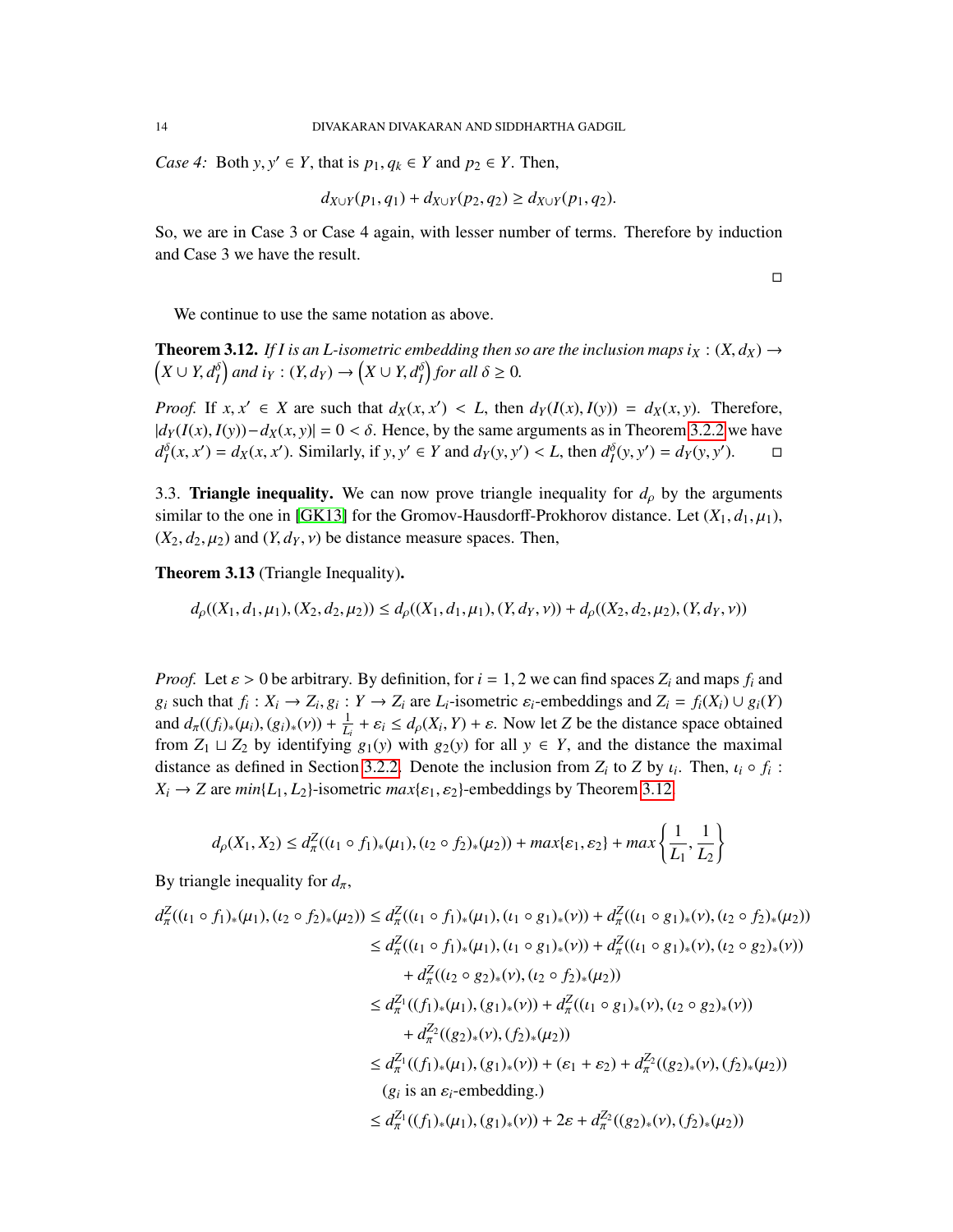*Case 4:* Both $y, y' \in Y$, that is $p_1, q_k \in Y$ and $p_2 \in Y$. Then,

$$d_{X \cup Y}(p_1, q_1) + d_{X \cup Y}(p_2, q_2) \geq d_{X \cup Y}(p_1, q_2).$$

So, we are in Case 3 or Case 4 again, with lesser number of terms. Therefore by induction and Case 3 we have the result.

∎

We continue to use the same notation as above.

**Theorem 3.12.** *If $I$ is an $L$-isometric embedding then so are the inclusion maps $i_X : (X, d_X) \to \left(X \cup Y, d_I^\delta\right)$ and $i_Y : (Y, d_Y) \to \left(X \cup Y, d_I^\delta\right)$ for all $\delta \geq 0$.*

*Proof.* If $x, x' \in X$ are such that $d_X(x, x') < L$, then $d_Y(I(x), I(y)) = d_X(x, y)$. Therefore, $|d_Y(I(x), I(y)) - d_X(x, y)| = 0 < \delta$. Hence, by the same arguments as in Theorem 3.2.2 we have $d_I^\delta(x, x') = d_X(x, x')$. Similarly, if $y, y' \in Y$ and $d_Y(y, y') < L$, then $d_I^\delta(y, y') = d_Y(y, y')$. ∎

3.3. **Triangle inequality.** We can now prove triangle inequality for $d_\rho$ by the arguments similar to the one in [GK13] for the Gromov-Hausdorff-Prokhorov distance. Let $(X_1, d_1, \mu_1)$, $(X_2, d_2, \mu_2)$ and $(Y, d_Y, \nu)$ be distance measure spaces. Then,

**Theorem 3.13** (Triangle Inequality)**.**

$$d_\rho((X_1, d_1, \mu_1), (X_2, d_2, \mu_2)) \leq d_\rho((X_1, d_1, \mu_1), (Y, d_Y, \nu)) + d_\rho((X_2, d_2, \mu_2), (Y, d_Y, \nu))$$

*Proof.* Let $\varepsilon > 0$ be arbitrary. By definition, for $i = 1, 2$ we can find spaces $Z_i$ and maps $f_i$ and $g_i$ such that $f_i : X_i \to Z_i, g_i : Y \to Z_i$ are $L_i$-isometric $\varepsilon_i$-embeddings and $Z_i = f_i(X_i) \cup g_i(Y)$ and $d_\pi((f_i)_*(\mu_i), (g_i)_*(\nu)) + \frac{1}{L_i} + \varepsilon_i \leq d_\rho(X_i, Y) + \varepsilon$. Now let $Z$ be the distance space obtained from $Z_1 \sqcup Z_2$ by identifying $g_1(y)$ with $g_2(y)$ for all $y \in Y$, and the distance the maximal distance as defined in Section 3.2.2. Denote the inclusion from $Z_i$ to $Z$ by $\iota_i$. Then, $\iota_i \circ f_i : X_i \to Z$ are $min\{L_1, L_2\}$-isometric $max\{\varepsilon_1, \varepsilon_2\}$-embeddings by Theorem 3.12.

$$d_\rho(X_1, X_2) \leq d_\pi^Z((\iota_1 \circ f_1)_*(\mu_1), (\iota_2 \circ f_2)_*(\mu_2)) + max\{\varepsilon_1, \varepsilon_2\} + max\left\{\frac{1}{L_1}, \frac{1}{L_2}\right\}$$

By triangle inequality for $d_\pi$,

$$\begin{aligned}
d_\pi^Z((\iota_1 \circ f_1)_*(\mu_1), (\iota_2 \circ f_2)_*(\mu_2)) &\leq d_\pi^Z((\iota_1 \circ f_1)_*(\mu_1), (\iota_1 \circ g_1)_*(\nu)) + d_\pi^Z((\iota_1 \circ g_1)_*(\nu), (\iota_2 \circ f_2)_*(\mu_2)) \\
&\leq d_\pi^Z((\iota_1 \circ f_1)_*(\mu_1), (\iota_1 \circ g_1)_*(\nu)) + d_\pi^Z((\iota_1 \circ g_1)_*(\nu), (\iota_2 \circ g_2)_*(\nu)) \\
&\quad + d_\pi^Z((\iota_2 \circ g_2)_*(\nu), (\iota_2 \circ f_2)_*(\mu_2)) \\
&\leq d_\pi^{Z_1}((f_1)_*(\mu_1), (g_1)_*(\nu)) + d_\pi^Z((\iota_1 \circ g_1)_*(\nu), (\iota_2 \circ g_2)_*(\nu)) \\
&\quad + d_\pi^{Z_2}((g_2)_*(\nu), (f_2)_*(\mu_2)) \\
&\leq d_\pi^{Z_1}((f_1)_*(\mu_1), (g_1)_*(\nu)) + (\varepsilon_1 + \varepsilon_2) + d_\pi^{Z_2}((g_2)_*(\nu), (f_2)_*(\mu_2)) \\
&\quad (g_i \text{ is an } \varepsilon_i\text{-embedding.}) \\
&\leq d_\pi^{Z_1}((f_1)_*(\mu_1), (g_1)_*(\nu)) + 2\varepsilon + d_\pi^{Z_2}((g_2)_*(\nu), (f_2)_*(\mu_2))
\end{aligned}$$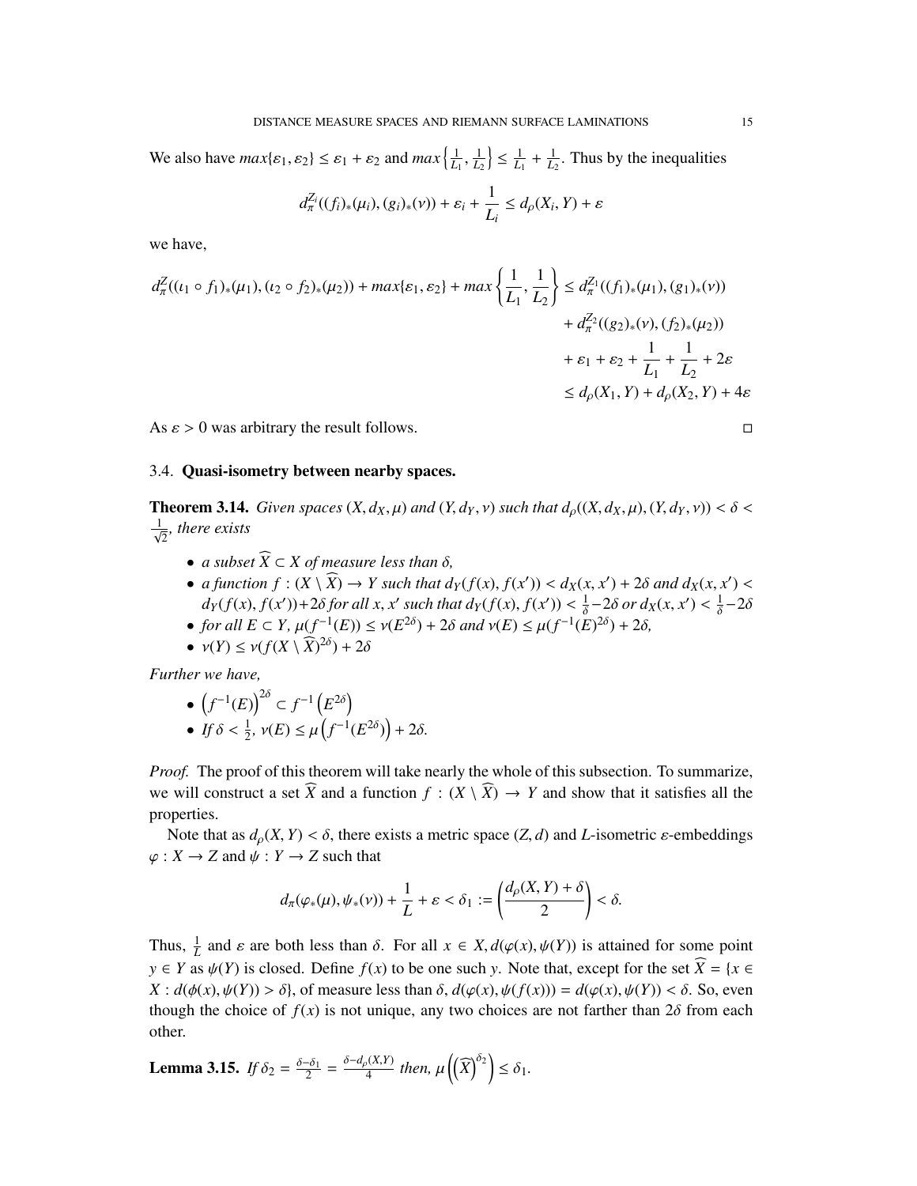We also have $max\{\varepsilon_1, \varepsilon_2\} \leq \varepsilon_1 + \varepsilon_2$ and $max\left\{\frac{1}{L_1}, \frac{1}{L_2}\right\} \leq \frac{1}{L_1} + \frac{1}{L_2}$. Thus by the inequalities

$$d_\pi^{Z_i}((f_i)_*(\mu_i), (g_i)_*(\nu)) + \varepsilon_i + \frac{1}{L_i} \leq d_\rho(X_i, Y) + \varepsilon$$

we have,

$$\begin{aligned} d_\pi^Z((\iota_1 \circ f_1)_*(\mu_1), (\iota_2 \circ f_2)_*(\mu_2)) + max\{\varepsilon_1, \varepsilon_2\} + max\left\{\frac{1}{L_1}, \frac{1}{L_2}\right\} &\leq d_\pi^{Z_1}((f_1)_*(\mu_1), (g_1)_*(\nu)) \\ &\quad + d_\pi^{Z_2}((g_2)_*(\nu), (f_2)_*(\mu_2)) \\ &\quad + \varepsilon_1 + \varepsilon_2 + \frac{1}{L_1} + \frac{1}{L_2} + 2\varepsilon \\ &\leq d_\rho(X_1, Y) + d_\rho(X_2, Y) + 4\varepsilon \end{aligned}$$

As $\varepsilon > 0$ was arbitrary the result follows. □

### 3.4. **Quasi-isometry between nearby spaces.**

**Theorem 3.14.** *Given spaces $(X, d_X, \mu)$ and $(Y, d_Y, \nu)$ such that $d_\rho((X, d_X, \mu), (Y, d_Y, \nu)) < \delta < \frac{1}{\sqrt{2}}$, there exists*

- *a subset $\widehat{X} \subset X$ of measure less than $\delta$,*
- *a function $f : (X \setminus \widehat{X}) \to Y$ such that $d_Y(f(x), f(x')) < d_X(x, x') + 2\delta$ and $d_X(x, x') < d_Y(f(x), f(x')) + 2\delta$ for all $x, x'$ such that $d_Y(f(x), f(x')) < \frac{1}{\delta} - 2\delta$ or $d_X(x, x') < \frac{1}{\delta} - 2\delta$*
- *for all $E \subset Y$, $\mu(f^{-1}(E)) \leq \nu(E^{2\delta}) + 2\delta$ and $\nu(E) \leq \mu(f^{-1}(E)^{2\delta}) + 2\delta$,*
- *$\nu(Y) \leq \nu(f(X \setminus \widehat{X})^{2\delta}) + 2\delta$*

*Further we have,*

- *$\left(f^{-1}(E)\right)^{2\delta} \subset f^{-1}\left(E^{2\delta}\right)$*
- *If $\delta < \frac{1}{2}$, $\nu(E) \leq \mu\left(f^{-1}(E^{2\delta})\right) + 2\delta$.*

*Proof.* The proof of this theorem will take nearly the whole of this subsection. To summarize, we will construct a set $\widehat{X}$ and a function $f : (X \setminus \widehat{X}) \to Y$ and show that it satisfies all the properties.

Note that as $d_\rho(X, Y) < \delta$, there exists a metric space $(Z, d)$ and $L$-isometric $\varepsilon$-embeddings $\varphi : X \to Z$ and $\psi : Y \to Z$ such that

$$d_\pi(\varphi_*(\mu), \psi_*(\nu)) + \frac{1}{L} + \varepsilon < \delta_1 := \left(\frac{d_\rho(X, Y) + \delta}{2}\right) < \delta.$$

Thus, $\frac{1}{L}$ and $\varepsilon$ are both less than $\delta$. For all $x \in X, d(\varphi(x), \psi(Y))$ is attained for some point $y \in Y$ as $\psi(Y)$ is closed. Define $f(x)$ to be one such $y$. Note that, except for the set $\widehat{X} = \{x \in X : d(\phi(x), \psi(Y)) > \delta\}$, of measure less than $\delta$, $d(\varphi(x), \psi(f(x))) = d(\varphi(x), \psi(Y)) < \delta$. So, even though the choice of $f(x)$ is not unique, any two choices are not farther than $2\delta$ from each other.

**Lemma 3.15.** *If $\delta_2 = \frac{\delta - \delta_1}{2} = \frac{\delta - d_\rho(X,Y)}{4}$ then, $\mu\left(\left(\widehat{X}\right)^{\delta_2}\right) \leq \delta_1$.*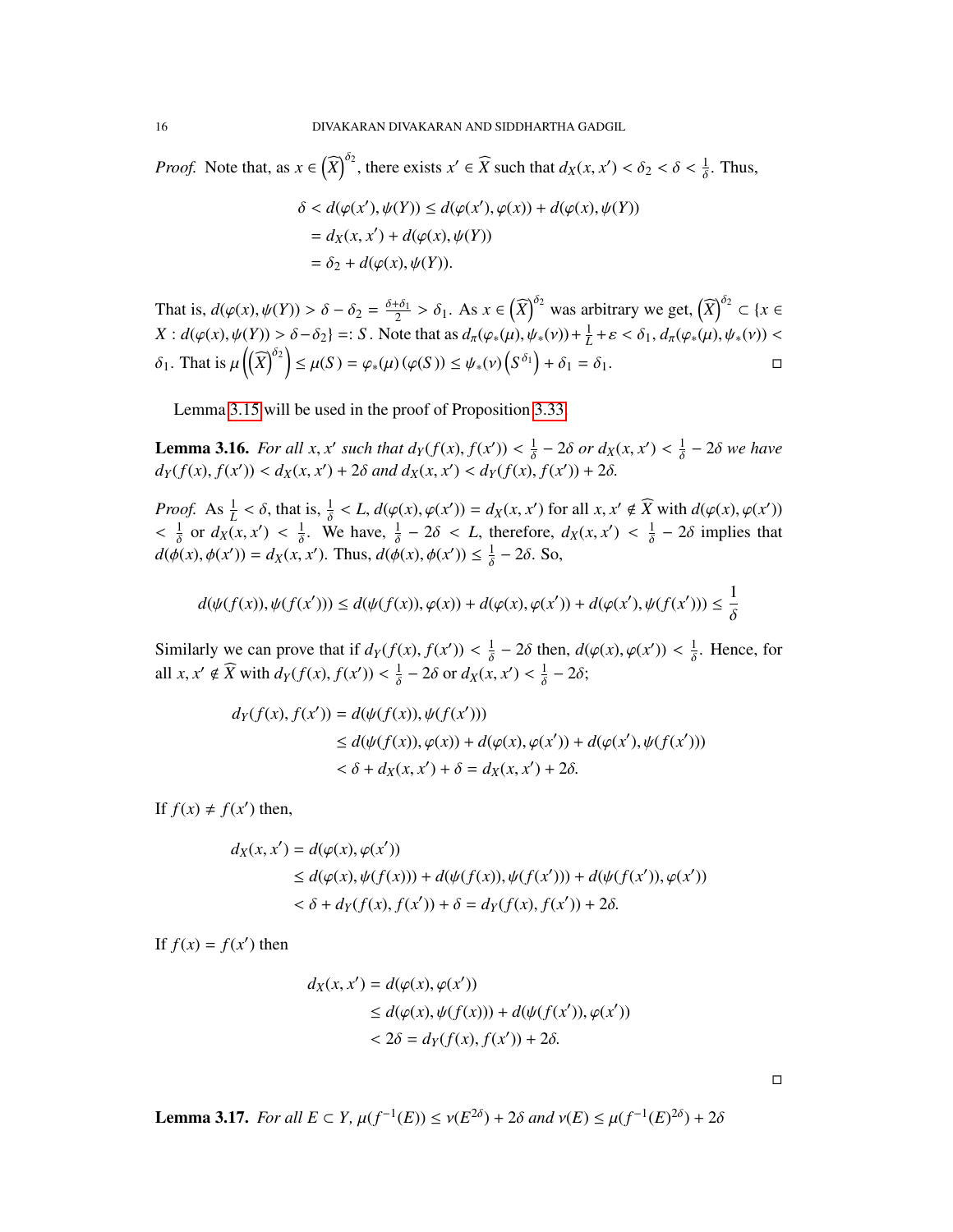*Proof.* Note that, as $x \in \left(\widehat{X}\right)^{\delta_2}$, there exists $x' \in \widehat{X}$ such that $d_X(x, x') < \delta_2 < \delta < \frac{1}{\delta}$. Thus,

$$\begin{aligned}
\delta < d(\varphi(x'), \psi(Y)) &\leq d(\varphi(x'), \varphi(x)) + d(\varphi(x), \psi(Y)) \\
&= d_X(x, x') + d(\varphi(x), \psi(Y)) \\
&= \delta_2 + d(\varphi(x), \psi(Y)).
\end{aligned}$$

That is, $d(\varphi(x), \psi(Y)) > \delta - \delta_2 = \frac{\delta+\delta_1}{2} > \delta_1$. As $x \in \left(\widehat{X}\right)^{\delta_2}$ was arbitrary we get, $\left(\widehat{X}\right)^{\delta_2} \subset \{x \in X : d(\varphi(x), \psi(Y)) > \delta - \delta_2\} =: S$. Note that as $d_\pi(\varphi_*(\mu), \psi_*(\nu)) + \frac{1}{L} + \varepsilon < \delta_1$, $d_\pi(\varphi_*(\mu), \psi_*(\nu)) < \delta_1$. That is $\mu\left(\left(\widehat{X}\right)^{\delta_2}\right) \leq \mu(S) = \varphi_*(\mu)\left(\varphi(S)\right) \leq \psi_*(\nu)\left(S^{\delta_1}\right) + \delta_1 = \delta_1$. ◻

Lemma 3.15 will be used in the proof of Proposition 3.33.

**Lemma 3.16.** *For all $x, x'$ such that $d_Y(f(x), f(x')) < \frac{1}{\delta} - 2\delta$ or $d_X(x, x') < \frac{1}{\delta} - 2\delta$ we have $d_Y(f(x), f(x')) < d_X(x, x') + 2\delta$ and $d_X(x, x') < d_Y(f(x), f(x')) + 2\delta$.*

*Proof.* As $\frac{1}{L} < \delta$, that is, $\frac{1}{\delta} < L$, $d(\varphi(x), \varphi(x')) = d_X(x, x')$ for all $x, x' \notin \widehat{X}$ with $d(\varphi(x), \varphi(x')) < \frac{1}{\delta}$ or $d_X(x, x') < \frac{1}{\delta}$. We have, $\frac{1}{\delta} - 2\delta < L$, therefore, $d_X(x, x') < \frac{1}{\delta} - 2\delta$ implies that $d(\phi(x), \phi(x')) = d_X(x, x')$. Thus, $d(\phi(x), \phi(x')) \leq \frac{1}{\delta} - 2\delta$. So,

$$d(\psi(f(x)), \psi(f(x'))) \leq d(\psi(f(x)), \varphi(x)) + d(\varphi(x), \varphi(x')) + d(\varphi(x'), \psi(f(x'))) \leq \frac{1}{\delta}$$

Similarly we can prove that if $d_Y(f(x), f(x')) < \frac{1}{\delta} - 2\delta$ then, $d(\varphi(x), \varphi(x')) < \frac{1}{\delta}$. Hence, for all $x, x' \notin \widehat{X}$ with $d_Y(f(x), f(x')) < \frac{1}{\delta} - 2\delta$ or $d_X(x, x') < \frac{1}{\delta} - 2\delta$;

$$\begin{aligned}
d_Y(f(x), f(x')) &= d(\psi(f(x)), \psi(f(x'))) \\
&\leq d(\psi(f(x)), \varphi(x)) + d(\varphi(x), \varphi(x')) + d(\varphi(x'), \psi(f(x'))) \\
&< \delta + d_X(x, x') + \delta = d_X(x, x') + 2\delta.
\end{aligned}$$

If $f(x) \neq f(x')$ then,

$$\begin{aligned}
d_X(x, x') &= d(\varphi(x), \varphi(x')) \\
&\leq d(\varphi(x), \psi(f(x))) + d(\psi(f(x)), \psi(f(x'))) + d(\psi(f(x')), \varphi(x')) \\
&< \delta + d_Y(f(x), f(x')) + \delta = d_Y(f(x), f(x')) + 2\delta.
\end{aligned}$$

If $f(x) = f(x')$ then

$$\begin{aligned}
d_X(x, x') &= d(\varphi(x), \varphi(x')) \\
&\leq d(\varphi(x), \psi(f(x))) + d(\psi(f(x')), \varphi(x')) \\
&< 2\delta = d_Y(f(x), f(x')) + 2\delta.
\end{aligned}$$

◻

**Lemma 3.17.** *For all $E \subset Y$, $\mu(f^{-1}(E)) \leq \nu(E^{2\delta}) + 2\delta$ and $\nu(E) \leq \mu(f^{-1}(E)^{2\delta}) + 2\delta$*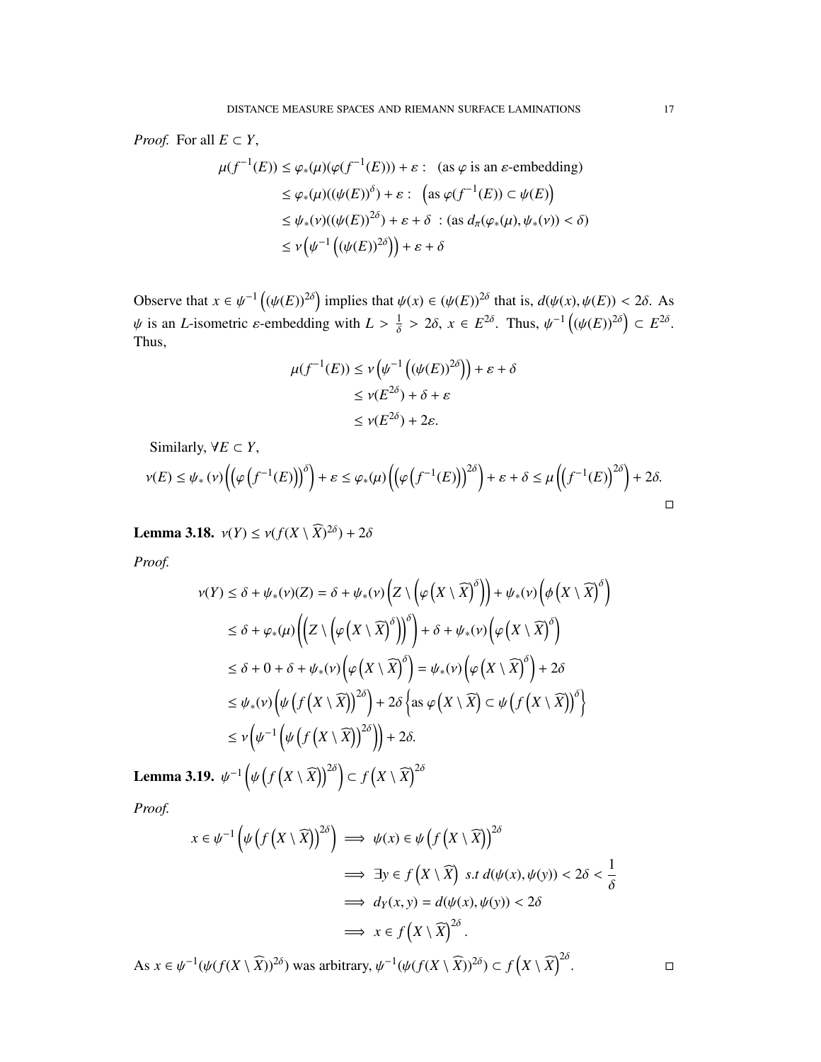*Proof.* For all $E \subset Y$,

$$
\begin{aligned}
\mu(f^{-1}(E)) &\leq \varphi_*(\mu)(\varphi(f^{-1}(E))) + \varepsilon : \quad \text{(as } \varphi \text{ is an } \varepsilon\text{-embedding)} \\
&\leq \varphi_*(\mu)((\psi(E))^{\delta}) + \varepsilon : \quad \left(\text{as } \varphi(f^{-1}(E)) \subset \psi(E)\right) \\
&\leq \psi_*(\nu)((\psi(E))^{2\delta}) + \varepsilon + \delta \ : \text{(as } d_\pi(\varphi_*(\mu), \psi_*(\nu)) < \delta) \\
&\leq \nu\left(\psi^{-1}\left((\psi(E))^{2\delta}\right)\right) + \varepsilon + \delta
\end{aligned}
$$

Observe that $x \in \psi^{-1}\left((\psi(E))^{2\delta}\right)$ implies that $\psi(x) \in (\psi(E))^{2\delta}$ that is, $d(\psi(x), \psi(E)) < 2\delta$. As $\psi$ is an $L$-isometric $\varepsilon$-embedding with $L > \frac{1}{\delta} > 2\delta$, $x \in E^{2\delta}$. Thus, $\psi^{-1}\left((\psi(E))^{2\delta}\right) \subset E^{2\delta}$. Thus,

$$
\begin{aligned}
\mu(f^{-1}(E)) &\leq \nu\left(\psi^{-1}\left((\psi(E))^{2\delta}\right)\right) + \varepsilon + \delta \\
&\leq \nu(E^{2\delta}) + \delta + \varepsilon \\
&\leq \nu(E^{2\delta}) + 2\varepsilon.
\end{aligned}
$$

Similarly, $\forall E \subset Y$,

$$
\nu(E) \leq \psi_*(\nu)\left(\left(\varphi\left(f^{-1}(E)\right)\right)^{\delta}\right) + \varepsilon \leq \varphi_*(\mu)\left(\left(\varphi\left(f^{-1}(E)\right)\right)^{2\delta}\right) + \varepsilon + \delta \leq \mu\left(\left(f^{-1}(E)\right)^{2\delta}\right) + 2\delta.
$$

□

**Lemma 3.18.** $\nu(Y) \leq \nu(f(X \setminus \widehat{X})^{2\delta}) + 2\delta$

*Proof.*

$$
\begin{aligned}
\nu(Y) &\leq \delta + \psi_*(\nu)(Z) = \delta + \psi_*(\nu)\left(Z \setminus \left(\varphi\left(X \setminus \widehat{X}\right)^{\delta}\right)\right) + \psi_*(\nu)\left(\phi\left(X \setminus \widehat{X}\right)^{\delta}\right) \\
&\leq \delta + \varphi_*(\mu)\left(\left(Z \setminus \left(\varphi\left(X \setminus \widehat{X}\right)^{\delta}\right)\right)^{\delta}\right) + \delta + \psi_*(\nu)\left(\varphi\left(X \setminus \widehat{X}\right)^{\delta}\right) \\
&\leq \delta + 0 + \delta + \psi_*(\nu)\left(\varphi\left(X \setminus \widehat{X}\right)^{\delta}\right) = \psi_*(\nu)\left(\varphi\left(X \setminus \widehat{X}\right)^{\delta}\right) + 2\delta \\
&\leq \psi_*(\nu)\left(\psi\left(f\left(X \setminus \widehat{X}\right)\right)^{2\delta}\right) + 2\delta \left\{\text{as } \varphi\left(X \setminus \widehat{X}\right) \subset \psi\left(f\left(X \setminus \widehat{X}\right)\right)^{\delta}\right\} \\
&\leq \nu\left(\psi^{-1}\left(\psi\left(f\left(X \setminus \widehat{X}\right)\right)^{2\delta}\right)\right) + 2\delta.
\end{aligned}
$$

**Lemma 3.19.** $\psi^{-1}\left(\psi\left(f\left(X \setminus \widehat{X}\right)\right)^{2\delta}\right) \subset f\left(X \setminus \widehat{X}\right)^{2\delta}$

*Proof.*

$$
\begin{aligned}
x \in \psi^{-1}\left(\psi\left(f\left(X \setminus \widehat{X}\right)\right)^{2\delta}\right) &\implies \psi(x) \in \psi\left(f\left(X \setminus \widehat{X}\right)\right)^{2\delta} \\
&\implies \exists y \in f\left(X \setminus \widehat{X}\right) \ s.t \ d(\psi(x), \psi(y)) < 2\delta < \frac{1}{\delta} \\
&\implies d_Y(x, y) = d(\psi(x), \psi(y)) < 2\delta \\
&\implies x \in f\left(X \setminus \widehat{X}\right)^{2\delta}.
\end{aligned}
$$

As $x \in \psi^{-1}(\psi(f(X \setminus \widehat{X}))^{2\delta})$ was arbitrary, $\psi^{-1}(\psi(f(X \setminus \widehat{X}))^{2\delta}) \subset f\left(X \setminus \widehat{X}\right)^{2\delta}$. □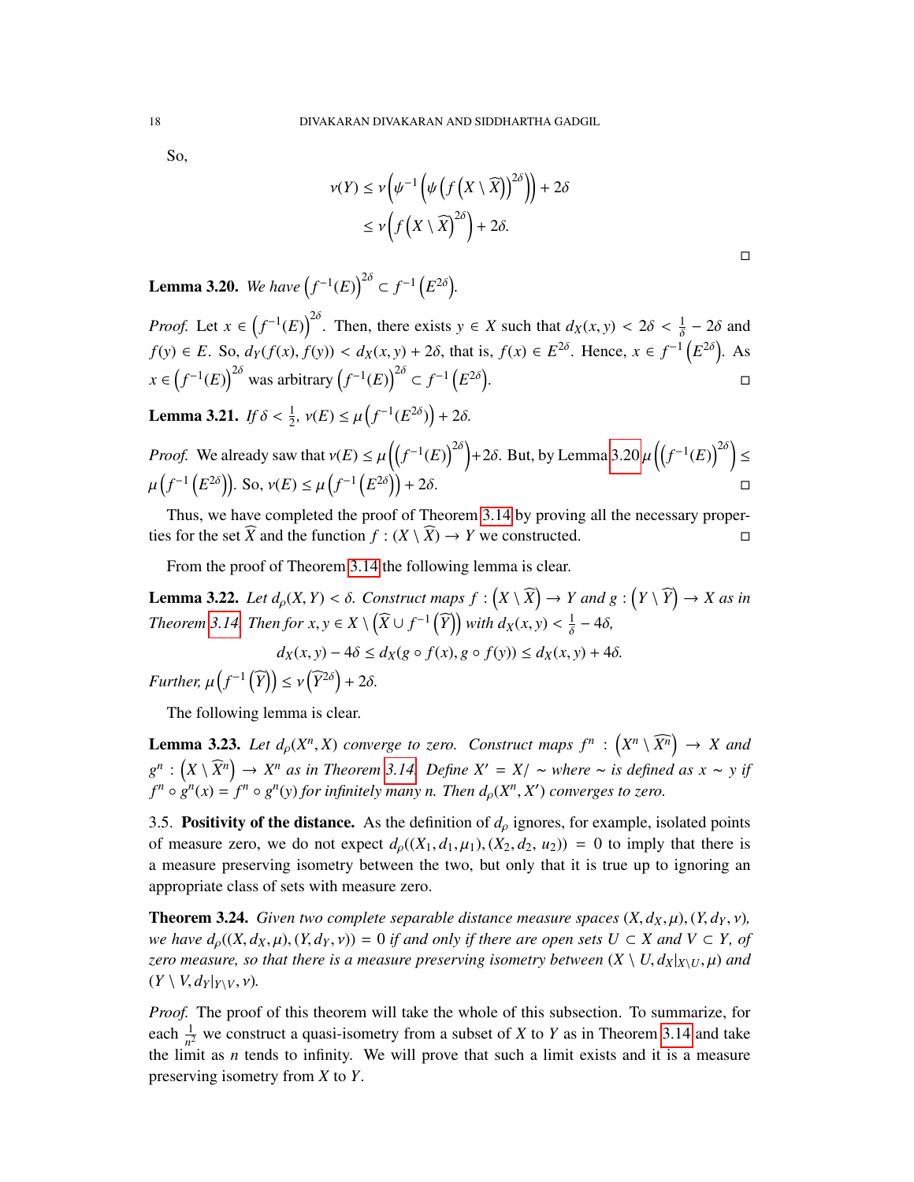So,

$$\nu(Y) \leq \nu\left(\psi^{-1}\left(\left(\psi\left(f\left(X \setminus \widehat{X}\right)\right)^{2\delta}\right)\right) + 2\delta$$
$$\leq \nu\left(f\left(X \setminus \widehat{X}\right)^{2\delta}\right) + 2\delta.$$

∎

**Lemma 3.20.** *We have $\left(f^{-1}(E)\right)^{2\delta} \subset f^{-1}\left(E^{2\delta}\right)$.*

*Proof.* Let $x \in \left(f^{-1}(E)\right)^{2\delta}$. Then, there exists $y \in X$ such that $d_X(x, y) < 2\delta < \frac{1}{\delta} - 2\delta$ and $f(y) \in E$. So, $d_Y(f(x), f(y)) < d_X(x, y) + 2\delta$, that is, $f(x) \in E^{2\delta}$. Hence, $x \in f^{-1}\left(E^{2\delta}\right)$. As $x \in \left(f^{-1}(E)\right)^{2\delta}$ was arbitrary $\left(f^{-1}(E)\right)^{2\delta} \subset f^{-1}\left(E^{2\delta}\right)$. ∎

**Lemma 3.21.** *If $\delta < \frac{1}{2}$, $\nu(E) \leq \mu\left(f^{-1}(E^{2\delta})\right) + 2\delta$.*

*Proof.* We already saw that $\nu(E) \leq \mu\left(\left(f^{-1}(E)\right)^{2\delta}\right) + 2\delta$. But, by Lemma 3.20 $\mu\left(\left(f^{-1}(E)\right)^{2\delta}\right) \leq \mu\left(f^{-1}\left(E^{2\delta}\right)\right)$. So, $\nu(E) \leq \mu\left(f^{-1}\left(E^{2\delta}\right)\right) + 2\delta$. ∎

Thus, we have completed the proof of Theorem 3.14 by proving all the necessary properties for the set $\widehat{X}$ and the function $f : (X \setminus \widehat{X}) \to Y$ we constructed. ∎

From the proof of Theorem 3.14 the following lemma is clear.

**Lemma 3.22.** *Let $d_\rho(X, Y) < \delta$. Construct maps $f : \left(X \setminus \widehat{X}\right) \to Y$ and $g : \left(Y \setminus \widehat{Y}\right) \to X$ as in Theorem 3.14. Then for $x, y \in X \setminus \left(\widehat{X} \cup f^{-1}\left(\widehat{Y}\right)\right)$ with $d_X(x, y) < \frac{1}{\delta} - 4\delta$,*

$$d_X(x, y) - 4\delta \leq d_X(g \circ f(x), g \circ f(y)) \leq d_X(x, y) + 4\delta.$$

*Further, $\mu\left(f^{-1}\left(\widehat{Y}\right)\right) \leq \nu\left(\widehat{Y}^{2\delta}\right) + 2\delta$.*

The following lemma is clear.

**Lemma 3.23.** *Let $d_\rho(X^n, X)$ converge to zero. Construct maps $f^n : \left(X^n \setminus \widehat{X^n}\right) \to X$ and $g^n : \left(X \setminus \widehat{X}^n\right) \to X^n$ as in Theorem 3.14. Define $X' = X/\sim$ where $\sim$ is defined as $x \sim y$ if $f^n \circ g^n(x) = f^n \circ g^n(y)$ for infinitely many $n$. Then $d_\rho(X^n, X')$ converges to zero.*

3.5. **Positivity of the distance.** As the definition of $d_\rho$ ignores, for example, isolated points of measure zero, we do not expect $d_\rho((X_1, d_1, \mu_1), (X_2, d_2, u_2)) = 0$ to imply that there is a measure preserving isometry between the two, but only that it is true up to ignoring an appropriate class of sets with measure zero.

**Theorem 3.24.** *Given two complete separable distance measure spaces $(X, d_X, \mu), (Y, d_Y, \nu)$, we have $d_\rho((X, d_X, \mu), (Y, d_Y, \nu)) = 0$ if and only if there are open sets $U \subset X$ and $V \subset Y$, of zero measure, so that there is a measure preserving isometry between $(X \setminus U, d_X|_{X\setminus U}, \mu)$ and $(Y \setminus V, d_Y|_{Y\setminus V}, \nu)$.*

*Proof.* The proof of this theorem will take the whole of this subsection. To summarize, for each $\frac{1}{n^2}$ we construct a quasi-isometry from a subset of $X$ to $Y$ as in Theorem 3.14 and take the limit as $n$ tends to infinity. We will prove that such a limit exists and it is a measure preserving isometry from $X$ to $Y$.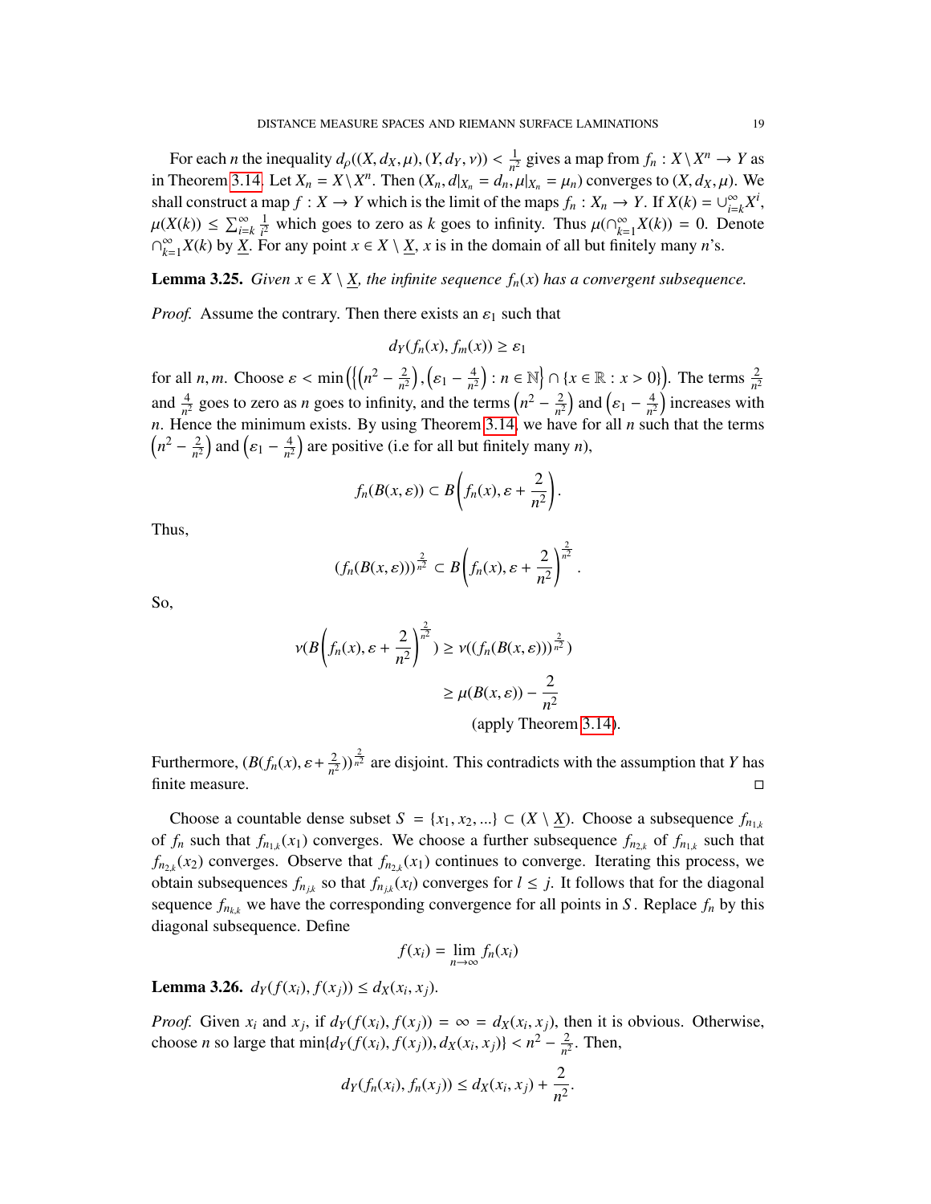For each $n$ the inequality $d_\rho((X, d_X, \mu), (Y, d_Y, \nu)) < \frac{1}{n^2}$ gives a map from $f_n : X \setminus X^n \to Y$ as in Theorem 3.14. Let $X_n = X \setminus X^n$. Then $(X_n, d|_{X_n} = d_n, \mu|_{X_n} = \mu_n)$ converges to $(X, d_X, \mu)$. We shall construct a map $f : X \to Y$ which is the limit of the maps $f_n : X_n \to Y$. If $X(k) = \cup_{i=k}^{\infty} X^i$, $\mu(X(k)) \leq \sum_{i=k}^{\infty} \frac{1}{i^2}$ which goes to zero as $k$ goes to infinity. Thus $\mu(\cap_{k=1}^{\infty} X(k)) = 0$. Denote $\cap_{k=1}^{\infty} X(k)$ by $\underline{X}$. For any point $x \in X \setminus \underline{X}$, $x$ is in the domain of all but finitely many $n$'s.

**Lemma 3.25.** *Given $x \in X \setminus \underline{X}$, the infinite sequence $f_n(x)$ has a convergent subsequence.*

*Proof.* Assume the contrary. Then there exists an $\varepsilon_1$ such that

$$d_Y(f_n(x), f_m(x)) \geq \varepsilon_1$$

for all $n, m$. Choose $\varepsilon < \min\left(\left\{\left(n^2 - \frac{2}{n^2}\right), \left(\varepsilon_1 - \frac{4}{n^2}\right) : n \in \mathbb{N}\right\} \cap \{x \in \mathbb{R} : x > 0\}\right)$. The terms $\frac{2}{n^2}$ and $\frac{4}{n^2}$ goes to zero as $n$ goes to infinity, and the terms $\left(n^2 - \frac{2}{n^2}\right)$ and $\left(\varepsilon_1 - \frac{4}{n^2}\right)$ increases with $n$. Hence the minimum exists. By using Theorem 3.14, we have for all $n$ such that the terms $\left(n^2 - \frac{2}{n^2}\right)$ and $\left(\varepsilon_1 - \frac{4}{n^2}\right)$ are positive (i.e for all but finitely many $n$),

$$f_n(B(x, \varepsilon)) \subset B\left(f_n(x), \varepsilon + \frac{2}{n^2}\right).$$

Thus,

$$(f_n(B(x, \varepsilon)))^{\frac{2}{n^2}} \subset B\left(f_n(x), \varepsilon + \frac{2}{n^2}\right)^{\frac{2}{n^2}}.$$

So,

$$\begin{aligned}
\nu(B\left(f_n(x), \varepsilon + \frac{2}{n^2}\right)^{\frac{2}{n^2}}) &\geq \nu((f_n(B(x, \varepsilon)))^{\frac{2}{n^2}}) \\
&\geq \mu(B(x, \varepsilon)) - \frac{2}{n^2} \\
&\qquad \text{(apply Theorem 3.14).}
\end{aligned}$$

Furthermore, $(B(f_n(x), \varepsilon + \frac{2}{n^2}))^{\frac{2}{n^2}}$ are disjoint. This contradicts with the assumption that $Y$ has finite measure. $\square$

Choose a countable dense subset $S = \{x_1, x_2, ...\} \subset (X \setminus \underline{X})$. Choose a subsequence $f_{n_{1,k}}$ of $f_n$ such that $f_{n_{1,k}}(x_1)$ converges. We choose a further subsequence $f_{n_{2,k}}$ of $f_{n_{1,k}}$ such that $f_{n_{2,k}}(x_2)$ converges. Observe that $f_{n_{2,k}}(x_1)$ continues to converge. Iterating this process, we obtain subsequences $f_{n_{j,k}}$ so that $f_{n_{j,k}}(x_l)$ converges for $l \leq j$. It follows that for the diagonal sequence $f_{n_{k,k}}$ we have the corresponding convergence for all points in $S$. Replace $f_n$ by this diagonal subsequence. Define

$$f(x_i) = \lim_{n \to \infty} f_n(x_i)$$

**Lemma 3.26.** $d_Y(f(x_i), f(x_j)) \leq d_X(x_i, x_j)$.

*Proof.* Given $x_i$ and $x_j$, if $d_Y(f(x_i), f(x_j)) = \infty = d_X(x_i, x_j)$, then it is obvious. Otherwise, choose $n$ so large that $\min\{d_Y(f(x_i), f(x_j)), d_X(x_i, x_j)\} < n^2 - \frac{2}{n^2}$. Then,

$$d_Y(f_n(x_i), f_n(x_j)) \leq d_X(x_i, x_j) + \frac{2}{n^2}.$$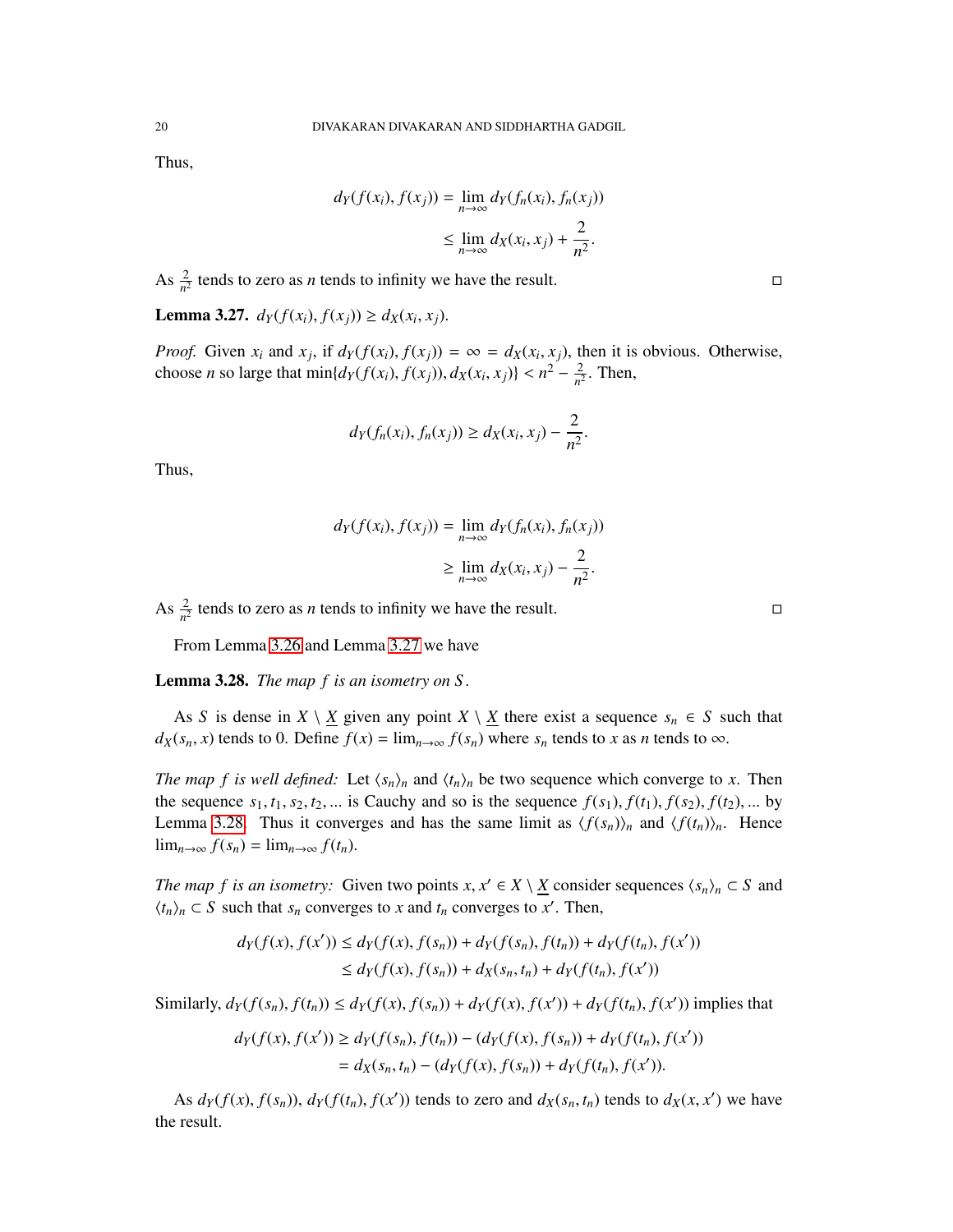Thus,

$$
\begin{aligned}
d_Y(f(x_i), f(x_j)) &= \lim_{n\to\infty} d_Y(f_n(x_i), f_n(x_j)) \\
&\leq \lim_{n\to\infty} d_X(x_i, x_j) + \frac{2}{n^2}.
\end{aligned}
$$

As $\frac{2}{n^2}$ tends to zero as $n$ tends to infinity we have the result. □

**Lemma 3.27.** *$d_Y(f(x_i), f(x_j)) \geq d_X(x_i, x_j)$.*

*Proof.* Given $x_i$ and $x_j$, if $d_Y(f(x_i), f(x_j)) = \infty = d_X(x_i, x_j)$, then it is obvious. Otherwise, choose $n$ so large that $\min\{d_Y(f(x_i), f(x_j)), d_X(x_i, x_j)\} < n^2 - \frac{2}{n^2}$. Then,

$$
d_Y(f_n(x_i), f_n(x_j)) \geq d_X(x_i, x_j) - \frac{2}{n^2}.
$$

Thus,

$$
\begin{aligned}
d_Y(f(x_i), f(x_j)) &= \lim_{n\to\infty} d_Y(f_n(x_i), f_n(x_j)) \\
&\geq \lim_{n\to\infty} d_X(x_i, x_j) - \frac{2}{n^2}.
\end{aligned}
$$

As $\frac{2}{n^2}$ tends to zero as $n$ tends to infinity we have the result. □

From Lemma 3.26 and Lemma 3.27 we have

**Lemma 3.28.** *The map $f$ is an isometry on $S$.*

As $S$ is dense in $X \setminus \underline{X}$ given any point $X \setminus \underline{X}$ there exist a sequence $s_n \in S$ such that $d_X(s_n, x)$ tends to 0. Define $f(x) = \lim_{n\to\infty} f(s_n)$ where $s_n$ tends to $x$ as $n$ tends to $\infty$.

*The map $f$ is well defined:* Let $\langle s_n \rangle_n$ and $\langle t_n \rangle_n$ be two sequence which converge to $x$. Then the sequence $s_1, t_1, s_2, t_2, \ldots$ is Cauchy and so is the sequence $f(s_1), f(t_1), f(s_2), f(t_2), \ldots$ by Lemma 3.28. Thus it converges and has the same limit as $\langle f(s_n) \rangle_n$ and $\langle f(t_n) \rangle_n$. Hence $\lim_{n\to\infty} f(s_n) = \lim_{n\to\infty} f(t_n)$.

*The map $f$ is an isometry:* Given two points $x, x' \in X \setminus \underline{X}$ consider sequences $\langle s_n \rangle_n \subset S$ and $\langle t_n \rangle_n \subset S$ such that $s_n$ converges to $x$ and $t_n$ converges to $x'$. Then,

$$
\begin{aligned}
d_Y(f(x), f(x')) &\leq d_Y(f(x), f(s_n)) + d_Y(f(s_n), f(t_n)) + d_Y(f(t_n), f(x')) \\
&\leq d_Y(f(x), f(s_n)) + d_X(s_n, t_n) + d_Y(f(t_n), f(x'))
\end{aligned}
$$

Similarly, $d_Y(f(s_n), f(t_n)) \leq d_Y(f(x), f(s_n)) + d_Y(f(x), f(x')) + d_Y(f(t_n), f(x'))$ implies that

$$
\begin{aligned}
d_Y(f(x), f(x')) &\geq d_Y(f(s_n), f(t_n)) - (d_Y(f(x), f(s_n)) + d_Y(f(t_n), f(x')) \\
&= d_X(s_n, t_n) - (d_Y(f(x), f(s_n)) + d_Y(f(t_n), f(x')).
\end{aligned}
$$

As $d_Y(f(x), f(s_n))$, $d_Y(f(t_n), f(x'))$ tends to zero and $d_X(s_n, t_n)$ tends to $d_X(x, x')$ we have the result.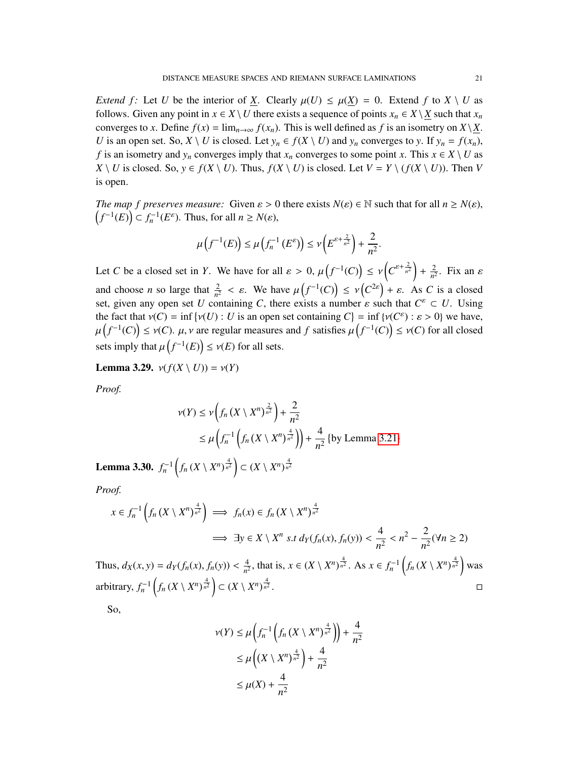*Extend $f$:* Let $U$ be the interior of $\underline{X}$. Clearly $\mu(U) \leq \mu(\underline{X}) = 0$. Extend $f$ to $X \setminus U$ as follows. Given any point in $x \in X \setminus U$ there exists a sequence of points $x_n \in X \setminus \underline{X}$ such that $x_n$ converges to $x$. Define $f(x) = \lim_{n\to\infty} f(x_n)$. This is well defined as $f$ is an isometry on $X \setminus \underline{X}$. $U$ is an open set. So, $X \setminus U$ is closed. Let $y_n \in f(X \setminus U)$ and $y_n$ converges to $y$. If $y_n = f(x_n)$, $f$ is an isometry and $y_n$ converges imply that $x_n$ converges to some point $x$. This $x \in X \setminus U$ as $X \setminus U$ is closed. So, $y \in f(X \setminus U)$. Thus, $f(X \setminus U)$ is closed. Let $V = Y \setminus (f(X \setminus U))$. Then $V$ is open.

*The map $f$ preserves measure:* Given $\varepsilon > 0$ there exists $N(\varepsilon) \in \mathbb{N}$ such that for all $n \geq N(\varepsilon)$, $\left(f^{-1}(E)\right) \subset f_n^{-1}(E^\varepsilon)$. Thus, for all $n \geq N(\varepsilon)$,

$$\mu\left(f^{-1}(E)\right) \leq \mu\left(f_n^{-1}\left(E^\varepsilon\right)\right) \leq \nu\left(E^{\varepsilon+\frac{2}{n^2}}\right) + \frac{2}{n^2}.$$

Let $C$ be a closed set in $Y$. We have for all $\varepsilon > 0$, $\mu\left(f^{-1}(C)\right) \leq \nu\left(C^{\varepsilon+\frac{2}{n^2}}\right) + \frac{2}{n^2}$. Fix an $\varepsilon$ and choose $n$ so large that $\frac{2}{n^2} < \varepsilon$. We have $\mu\left(f^{-1}(C)\right) \leq \nu\left(C^{2\varepsilon}\right) + \varepsilon$. As $C$ is a closed set, given any open set $U$ containing $C$, there exists a number $\varepsilon$ such that $C^\varepsilon \subset U$. Using the fact that $\nu(C) = \inf\{\nu(U) : U \text{ is an open set containing } C\} = \inf\{\nu(C^\varepsilon) : \varepsilon > 0\}$ we have, $\mu\left(f^{-1}(C)\right) \leq \nu(C)$. $\mu, \nu$ are regular measures and $f$ satisfies $\mu\left(f^{-1}(C)\right) \leq \nu(C)$ for all closed sets imply that $\mu\left(f^{-1}(E)\right) \leq \nu(E)$ for all sets.

**Lemma 3.29.** $\nu(f(X \setminus U)) = \nu(Y)$

*Proof.*

$$\begin{aligned}
\nu(Y) &\leq \nu\left(f_n\left(X \setminus X^n\right)^{\frac{2}{n^2}}\right) + \frac{2}{n^2} \\
&\leq \mu\left(f_n^{-1}\left(f_n\left(X \setminus X^n\right)^{\frac{4}{n^2}}\right)\right) + \frac{4}{n^2} \text{ \{by Lemma 3.21\}}
\end{aligned}$$

**Lemma 3.30.** $f_n^{-1}\left(f_n\left(X \setminus X^n\right)^{\frac{4}{n^2}}\right) \subset \left(X \setminus X^n\right)^{\frac{4}{n^2}}$

*Proof.*

$$\begin{aligned}
x \in f_n^{-1}\left(f_n\left(X \setminus X^n\right)^{\frac{4}{n^2}}\right) &\implies f_n(x) \in f_n\left(X \setminus X^n\right)^{\frac{4}{n^2}} \\
&\implies \exists y \in X \setminus X^n \text{ s.t } d_Y(f_n(x), f_n(y)) < \frac{4}{n^2} < n^2 - \frac{2}{n^2} (\forall n \geq 2)
\end{aligned}$$

Thus, $d_X(x, y) = d_Y(f_n(x), f_n(y)) < \frac{4}{n^2}$, that is, $x \in \left(X \setminus X^n\right)^{\frac{4}{n^2}}$. As $x \in f_n^{-1}\left(f_n\left(X \setminus X^n\right)^{\frac{4}{n^2}}\right)$ was arbitrary, $f_n^{-1}\left(f_n\left(X \setminus X^n\right)^{\frac{4}{n^2}}\right) \subset \left(X \setminus X^n\right)^{\frac{4}{n^2}}$. ◻

So,

$$\begin{aligned}
\nu(Y) &\leq \mu\left(f_n^{-1}\left(f_n\left(X \setminus X^n\right)^{\frac{4}{n^2}}\right)\right) + \frac{4}{n^2} \\
&\leq \mu\left(\left(X \setminus X^n\right)^{\frac{4}{n^2}}\right) + \frac{4}{n^2} \\
&\leq \mu(X) + \frac{4}{n^2}
\end{aligned}$$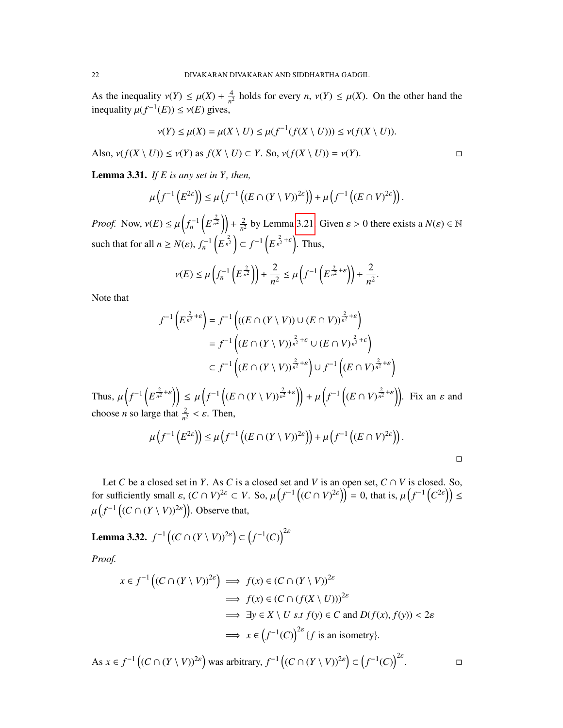As the inequality $\nu(Y) \leq \mu(X) + \frac{4}{n^2}$ holds for every $n$, $\nu(Y) \leq \mu(X)$. On the other hand the inequality $\mu(f^{-1}(E)) \leq \nu(E)$ gives,

$$\nu(Y) \leq \mu(X) = \mu(X \setminus U) \leq \mu(f^{-1}(f(X \setminus U))) \leq \nu(f(X \setminus U)).$$

Also, $\nu(f(X \setminus U)) \leq \nu(Y)$ as $f(X \setminus U) \subset Y$. So, $\nu(f(X \setminus U)) = \nu(Y)$. □

**Lemma 3.31.** *If $E$ is any set in $Y$, then,*

$$\mu\left(f^{-1}\left(E^{2\varepsilon}\right)\right) \leq \mu\left(f^{-1}\left((E \cap (Y \setminus V))^{2\varepsilon}\right)\right) + \mu\left(f^{-1}\left((E \cap V)^{2\varepsilon}\right)\right).$$

*Proof.* Now, $\nu(E) \leq \mu\left(f_n^{-1}\left(E^{\frac{2}{n^2}}\right)\right) + \frac{2}{n^2}$ by Lemma 3.21. Given $\varepsilon > 0$ there exists a $N(\varepsilon) \in \mathbb{N}$ such that for all $n \geq N(\varepsilon)$, $f_n^{-1}\left(E^{\frac{2}{n^2}}\right) \subset f^{-1}\left(E^{\frac{2}{n^2}+\varepsilon}\right)$. Thus,

$$\nu(E) \leq \mu\left(f_n^{-1}\left(E^{\frac{2}{n^2}}\right)\right) + \frac{2}{n^2} \leq \mu\left(f^{-1}\left(E^{\frac{2}{n^2}+\varepsilon}\right)\right) + \frac{2}{n^2}.$$

Note that

$$\begin{aligned}
f^{-1}\left(E^{\frac{2}{n^2}+\varepsilon}\right) &= f^{-1}\left(((E \cap (Y \setminus V)) \cup (E \cap V))^{\frac{2}{n^2}+\varepsilon}\right) \\
&= f^{-1}\left((E \cap (Y \setminus V))^{\frac{2}{n^2}+\varepsilon} \cup (E \cap V)^{\frac{2}{n^2}+\varepsilon}\right) \\
&\subset f^{-1}\left((E \cap (Y \setminus V))^{\frac{2}{n^2}+\varepsilon}\right) \cup f^{-1}\left((E \cap V)^{\frac{2}{n^2}+\varepsilon}\right)
\end{aligned}$$

Thus, $\mu\left(f^{-1}\left(E^{\frac{2}{n^2}+\varepsilon}\right)\right) \leq \mu\left(f^{-1}\left((E \cap (Y \setminus V))^{\frac{2}{n^2}+\varepsilon}\right)\right) + \mu\left(f^{-1}\left((E \cap V)^{\frac{2}{n^2}+\varepsilon}\right)\right)$. Fix an $\varepsilon$ and choose $n$ so large that $\frac{2}{n^2} < \varepsilon$. Then,

$$\mu\left(f^{-1}\left(E^{2\varepsilon}\right)\right) \leq \mu\left(f^{-1}\left((E \cap (Y \setminus V))^{2\varepsilon}\right)\right) + \mu\left(f^{-1}\left((E \cap V)^{2\varepsilon}\right)\right).$$

□

Let $C$ be a closed set in $Y$. As $C$ is a closed set and $V$ is an open set, $C \cap V$ is closed. So, for sufficiently small $\varepsilon$, $(C \cap V)^{2\varepsilon} \subset V$. So, $\mu\left(f^{-1}\left((C \cap V)^{2\varepsilon}\right)\right) = 0$, that is, $\mu\left(f^{-1}\left(C^{2\varepsilon}\right)\right) \leq \mu\left(f^{-1}\left((C \cap (Y \setminus V))^{2\varepsilon}\right)\right)$. Observe that,

**Lemma 3.32.** $f^{-1}\left((C \cap (Y \setminus V))^{2\varepsilon}\right) \subset \left(f^{-1}(C)\right)^{2\varepsilon}$

*Proof.*

$$\begin{aligned}
x \in f^{-1}\left((C \cap (Y \setminus V))^{2\varepsilon}\right) &\implies f(x) \in (C \cap (Y \setminus V))^{2\varepsilon} \\
&\implies f(x) \in (C \cap (f(X \setminus U)))^{2\varepsilon} \\
&\implies \exists y \in X \setminus U \text{ s.t } f(y) \in C \text{ and } D(f(x), f(y)) < 2\varepsilon \\
&\implies x \in \left(f^{-1}(C)\right)^{2\varepsilon} \{f \text{ is an isometry}\}.
\end{aligned}$$

As $x \in f^{-1}\left((C \cap (Y \setminus V))^{2\varepsilon}\right)$ was arbitrary, $f^{-1}\left((C \cap (Y \setminus V))^{2\varepsilon}\right) \subset \left(f^{-1}(C)\right)^{2\varepsilon}$. □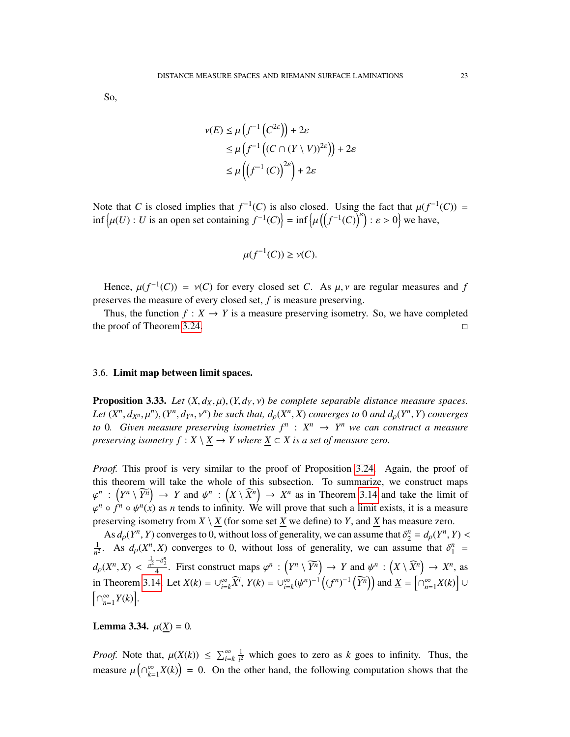So,

$$
\begin{aligned}
\nu(E) &\leq \mu\left(f^{-1}\left(C^{2\varepsilon}\right)\right) + 2\varepsilon \\
&\leq \mu\left(f^{-1}\left((C \cap (Y \setminus V))^{2\varepsilon}\right)\right) + 2\varepsilon \\
&\leq \mu\left(\left(f^{-1}(C)\right)^{2\varepsilon}\right) + 2\varepsilon
\end{aligned}
$$

Note that $C$ is closed implies that $f^{-1}(C)$ is also closed. Using the fact that $\mu(f^{-1}(C)) = \inf\left\{\mu(U) : U \text{ is an open set containing } f^{-1}(C)\right\} = \inf\left\{\mu\left(\left(f^{-1}(C)\right)^{\varepsilon}\right) : \varepsilon > 0\right\}$ we have,

$$
\mu(f^{-1}(C)) \geq \nu(C).
$$

Hence, $\mu(f^{-1}(C)) = \nu(C)$ for every closed set $C$. As $\mu, \nu$ are regular measures and $f$ preserves the measure of every closed set, $f$ is measure preserving.

Thus, the function $f : X \to Y$ is a measure preserving isometry. So, we have completed the proof of Theorem 3.24. ◻

### 3.6. **Limit map between limit spaces.**

**Proposition 3.33.** *Let $(X, d_X, \mu), (Y, d_Y, \nu)$ be complete separable distance measure spaces. Let $(X^n, d_{X^n}, \mu^n), (Y^n, d_{Y^n}, \nu^n)$ be such that, $d_\rho(X^n, X)$ converges to $0$ and $d_\rho(Y^n, Y)$ converges to $0$. Given measure preserving isometries $f^n : X^n \to Y^n$ we can construct a measure preserving isometry $f : X \setminus \underline{X} \to Y$ where $\underline{X} \subset X$ is a set of measure zero.*

*Proof.* This proof is very similar to the proof of Proposition 3.24. Again, the proof of this theorem will take the whole of this subsection. To summarize, we construct maps $\varphi^n : \left(Y^n \setminus \widetilde{Y^n}\right) \to Y$ and $\psi^n : \left(X \setminus \widehat{X^n}\right) \to X^n$ as in Theorem 3.14 and take the limit of $\varphi^n \circ f^n \circ \psi^n(x)$ as $n$ tends to infinity. We will prove that such a limit exists, it is a measure preserving isometry from $X \setminus \underline{X}$ (for some set $\underline{X}$ we define) to $Y$, and $\underline{X}$ has measure zero.

As $d_\rho(Y^n, Y)$ converges to 0, without loss of generality, we can assume that $\delta_2^n = d_\rho(Y^n, Y) < \frac{1}{n^2}$. As $d_\rho(X^n, X)$ converges to 0, without loss of generality, we can assume that $\delta_1^n = d_\rho(X^n, X) < \frac{\frac{1}{n^2} - \delta_2^n}{4}$. First construct maps $\varphi^n : \left(Y^n \setminus \widetilde{Y^n}\right) \to Y$ and $\psi^n : \left(X \setminus \widehat{X^n}\right) \to X^n$, as in Theorem 3.14. Let $X(k) = \cup_{i=k}^{\infty} \widehat{X^i}$, $Y(k) = \cup_{i=k}^{\infty} (\psi^n)^{-1}\left((f^n)^{-1}\left(\widetilde{Y^n}\right)\right)$ and $\underline{X} = \left[\cap_{n=1}^{\infty} X(k)\right] \cup \left[\cap_{n=1}^{\infty} Y(k)\right]$.

**Lemma 3.34.** $\mu(\underline{X}) = 0$.

*Proof.* Note that, $\mu(X(k)) \leq \sum_{i=k}^{\infty} \frac{1}{i^2}$ which goes to zero as $k$ goes to infinity. Thus, the measure $\mu\left(\cap_{k=1}^{\infty} X(k)\right) = 0$. On the other hand, the following computation shows that the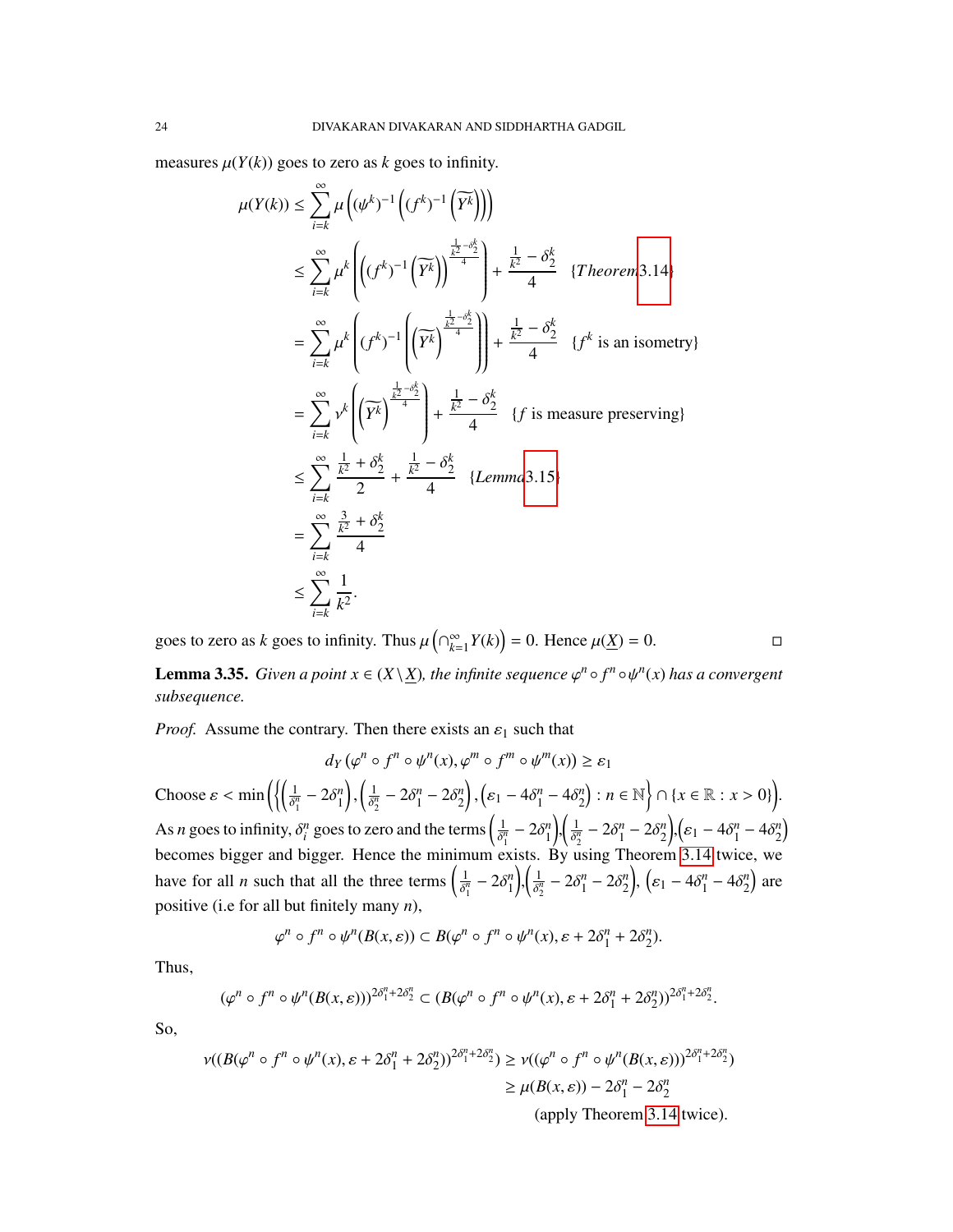measures $\mu(Y(k))$ goes to zero as $k$ goes to infinity.

$$
\begin{aligned}
\mu(Y(k)) &\leq \sum_{i=k}^{\infty} \mu\left((\psi^k)^{-1}\left((f^k)^{-1}\left(\widetilde{Y^k}\right)\right)\right) \\
&\leq \sum_{i=k}^{\infty} \mu^k\left(\left((f^k)^{-1}\left(\widetilde{Y^k}\right)\right)^{\frac{\frac{1}{k^2}-\delta_2^k}{4}}\right) + \frac{\frac{1}{k^2}-\delta_2^k}{4} \quad \{Theorem\, 3.14\} \\
&= \sum_{i=k}^{\infty} \mu^k\left((f^k)^{-1}\left(\left(\widetilde{Y^k}\right)^{\frac{\frac{1}{k^2}-\delta_2^k}{4}}\right)\right) + \frac{\frac{1}{k^2}-\delta_2^k}{4} \quad \{f^k \text{ is an isometry}\} \\
&= \sum_{i=k}^{\infty} \nu^k\left(\left(\widetilde{Y^k}\right)^{\frac{\frac{1}{k^2}-\delta_2^k}{4}}\right) + \frac{\frac{1}{k^2}-\delta_2^k}{4} \quad \{f \text{ is measure preserving}\} \\
&\leq \sum_{i=k}^{\infty} \frac{\frac{1}{k^2}+\delta_2^k}{2} + \frac{\frac{1}{k^2}-\delta_2^k}{4} \quad \{Lemma\, 3.15\} \\
&= \sum_{i=k}^{\infty} \frac{\frac{3}{k^2}+\delta_2^k}{4} \\
&\leq \sum_{i=k}^{\infty} \frac{1}{k^2}.
\end{aligned}
$$

goes to zero as $k$ goes to infinity. Thus $\mu\left(\cap_{k=1}^{\infty} Y(k)\right) = 0$. Hence $\mu(\underline{X}) = 0$. ◻

**Lemma 3.35.** *Given a point $x \in (X \setminus \underline{X})$, the infinite sequence $\varphi^n \circ f^n \circ \psi^n(x)$ has a convergent subsequence.*

*Proof.* Assume the contrary. Then there exists an $\varepsilon_1$ such that

$$d_Y\left(\varphi^n \circ f^n \circ \psi^n(x), \varphi^m \circ f^m \circ \psi^m(x)\right) \geq \varepsilon_1$$

Choose $\varepsilon < \min\left(\left\{\left(\frac{1}{\delta_1^n} - 2\delta_1^n\right), \left(\frac{1}{\delta_2^n} - 2\delta_1^n - 2\delta_2^n\right), \left(\varepsilon_1 - 4\delta_1^n - 4\delta_2^n\right) : n \in \mathbb{N}\right\} \cap \{x \in \mathbb{R} : x > 0\}\right)$. As $n$ goes to infinity, $\delta_i^n$ goes to zero and the terms $\left(\frac{1}{\delta_1^n} - 2\delta_1^n\right)$, $\left(\frac{1}{\delta_2^n} - 2\delta_1^n - 2\delta_2^n\right)$, $\left(\varepsilon_1 - 4\delta_1^n - 4\delta_2^n\right)$ becomes bigger and bigger. Hence the minimum exists. By using Theorem 3.14 twice, we have for all $n$ such that all the three terms $\left(\frac{1}{\delta_1^n} - 2\delta_1^n\right)$, $\left(\frac{1}{\delta_2^n} - 2\delta_1^n - 2\delta_2^n\right)$, $\left(\varepsilon_1 - 4\delta_1^n - 4\delta_2^n\right)$ are positive (i.e for all but finitely many $n$),

$$\varphi^n \circ f^n \circ \psi^n(B(x, \varepsilon)) \subset B(\varphi^n \circ f^n \circ \psi^n(x), \varepsilon + 2\delta_1^n + 2\delta_2^n).$$

Thus,

$$(\varphi^n \circ f^n \circ \psi^n(B(x, \varepsilon)))^{2\delta_1^n + 2\delta_2^n} \subset (B(\varphi^n \circ f^n \circ \psi^n(x), \varepsilon + 2\delta_1^n + 2\delta_2^n))^{2\delta_1^n + 2\delta_2^n}.$$

So,

$$
\begin{aligned}
\nu((B(\varphi^n \circ f^n \circ \psi^n(x), \varepsilon + 2\delta_1^n + 2\delta_2^n))^{2\delta_1^n + 2\delta_2^n}) &\geq \nu((\varphi^n \circ f^n \circ \psi^n(B(x, \varepsilon)))^{2\delta_1^n + 2\delta_2^n}) \\
&\geq \mu(B(x, \varepsilon)) - 2\delta_1^n - 2\delta_2^n \\
&\qquad \text{(apply Theorem 3.14 twice).}
\end{aligned}
$$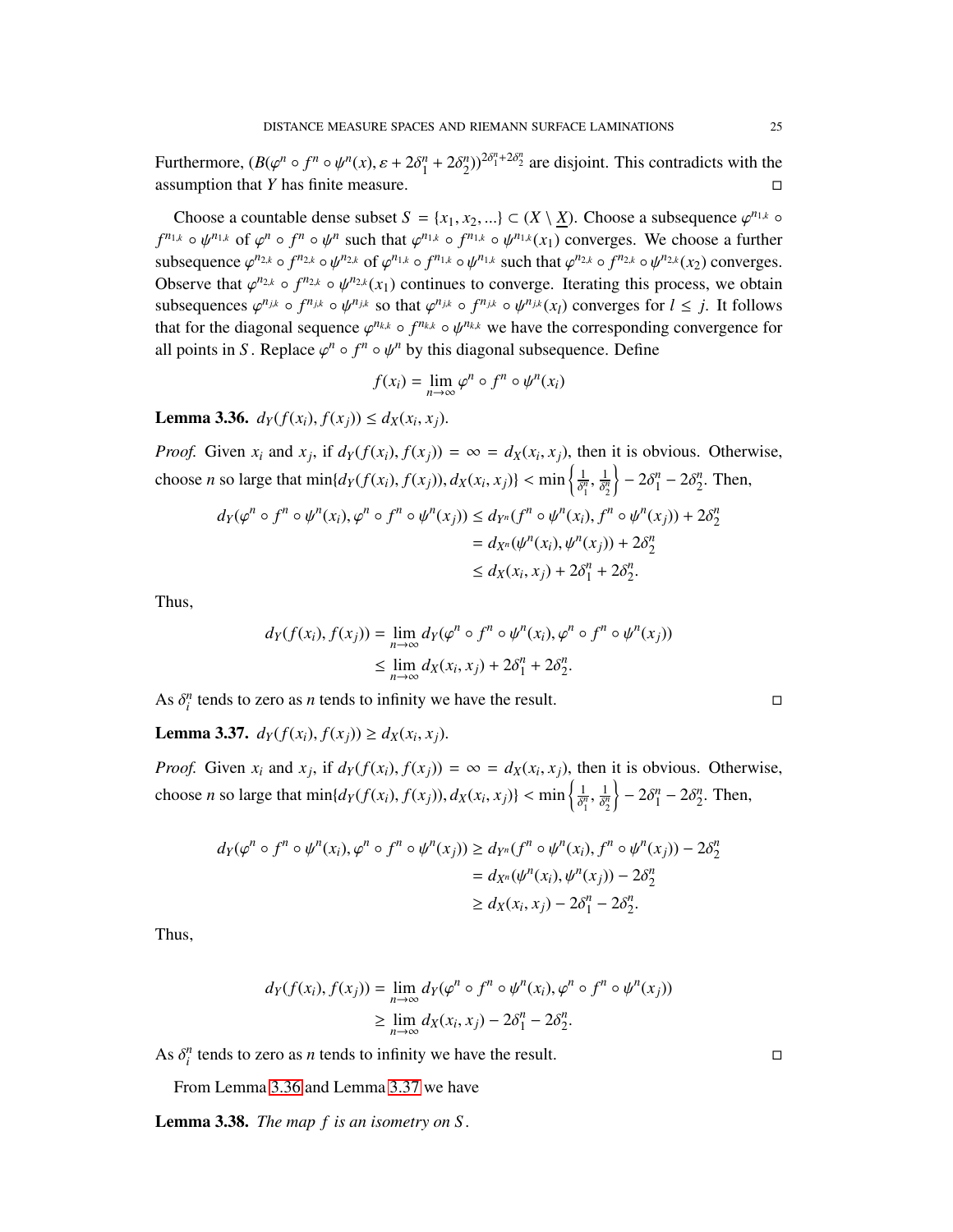Furthermore, $(B(\varphi^n \circ f^n \circ \psi^n(x), \varepsilon + 2\delta_1^n + 2\delta_2^n))^{2\delta_1^n + 2\delta_2^n}$ are disjoint. This contradicts with the assumption that $Y$ has finite measure. ◻

Choose a countable dense subset $S = \{x_1, x_2, ...\} \subset (X \setminus \underline{X})$. Choose a subsequence $\varphi^{n_{1,k}} \circ f^{n_{1,k}} \circ \psi^{n_{1,k}}$ of $\varphi^n \circ f^n \circ \psi^n$ such that $\varphi^{n_{1,k}} \circ f^{n_{1,k}} \circ \psi^{n_{1,k}}(x_1)$ converges. We choose a further subsequence $\varphi^{n_{2,k}} \circ f^{n_{2,k}} \circ \psi^{n_{2,k}}$ of $\varphi^{n_{1,k}} \circ f^{n_{1,k}} \circ \psi^{n_{1,k}}$ such that $\varphi^{n_{2,k}} \circ f^{n_{2,k}} \circ \psi^{n_{2,k}}(x_2)$ converges. Observe that $\varphi^{n_{2,k}} \circ f^{n_{2,k}} \circ \psi^{n_{2,k}}(x_1)$ continues to converge. Iterating this process, we obtain subsequences $\varphi^{n_{j,k}} \circ f^{n_{j,k}} \circ \psi^{n_{j,k}}$ so that $\varphi^{n_{j,k}} \circ f^{n_{j,k}} \circ \psi^{n_{j,k}}(x_l)$ converges for $l \leq j$. It follows that for the diagonal sequence $\varphi^{n_{k,k}} \circ f^{n_{k,k}} \circ \psi^{n_{k,k}}$ we have the corresponding convergence for all points in $S$. Replace $\varphi^n \circ f^n \circ \psi^n$ by this diagonal subsequence. Define

$$f(x_i) = \lim_{n\to\infty} \varphi^n \circ f^n \circ \psi^n(x_i)$$

**Lemma 3.36.** *$d_Y(f(x_i), f(x_j)) \leq d_X(x_i, x_j)$.*

*Proof.* Given $x_i$ and $x_j$, if $d_Y(f(x_i), f(x_j)) = \infty = d_X(x_i, x_j)$, then it is obvious. Otherwise, choose $n$ so large that $\min\{d_Y(f(x_i), f(x_j)), d_X(x_i, x_j)\} < \min\left\{\frac{1}{\delta_1^n}, \frac{1}{\delta_2^n}\right\} - 2\delta_1^n - 2\delta_2^n$. Then,

$$\begin{aligned} d_Y(\varphi^n \circ f^n \circ \psi^n(x_i), \varphi^n \circ f^n \circ \psi^n(x_j)) &\leq d_{Y^n}(f^n \circ \psi^n(x_i), f^n \circ \psi^n(x_j)) + 2\delta_2^n \\ &= d_{X^n}(\psi^n(x_i), \psi^n(x_j)) + 2\delta_2^n \\ &\leq d_X(x_i, x_j) + 2\delta_1^n + 2\delta_2^n. \end{aligned}$$

Thus,

$$\begin{aligned} d_Y(f(x_i), f(x_j)) &= \lim_{n\to\infty} d_Y(\varphi^n \circ f^n \circ \psi^n(x_i), \varphi^n \circ f^n \circ \psi^n(x_j)) \\ &\leq \lim_{n\to\infty} d_X(x_i, x_j) + 2\delta_1^n + 2\delta_2^n. \end{aligned}$$

As $\delta_i^n$ tends to zero as $n$ tends to infinity we have the result. ◻

**Lemma 3.37.** *$d_Y(f(x_i), f(x_j)) \geq d_X(x_i, x_j)$.*

*Proof.* Given $x_i$ and $x_j$, if $d_Y(f(x_i), f(x_j)) = \infty = d_X(x_i, x_j)$, then it is obvious. Otherwise, choose $n$ so large that $\min\{d_Y(f(x_i), f(x_j)), d_X(x_i, x_j)\} < \min\left\{\frac{1}{\delta_1^n}, \frac{1}{\delta_2^n}\right\} - 2\delta_1^n - 2\delta_2^n$. Then,

$$\begin{aligned} d_Y(\varphi^n \circ f^n \circ \psi^n(x_i), \varphi^n \circ f^n \circ \psi^n(x_j)) &\geq d_{Y^n}(f^n \circ \psi^n(x_i), f^n \circ \psi^n(x_j)) - 2\delta_2^n \\ &= d_{X^n}(\psi^n(x_i), \psi^n(x_j)) - 2\delta_2^n \\ &\geq d_X(x_i, x_j) - 2\delta_1^n - 2\delta_2^n. \end{aligned}$$

Thus,

$$\begin{aligned} d_Y(f(x_i), f(x_j)) &= \lim_{n\to\infty} d_Y(\varphi^n \circ f^n \circ \psi^n(x_i), \varphi^n \circ f^n \circ \psi^n(x_j)) \\ &\geq \lim_{n\to\infty} d_X(x_i, x_j) - 2\delta_1^n - 2\delta_2^n. \end{aligned}$$

As $\delta_i^n$ tends to zero as $n$ tends to infinity we have the result. ◻

From Lemma 3.36 and Lemma 3.37 we have

**Lemma 3.38.** *The map $f$ is an isometry on $S$.*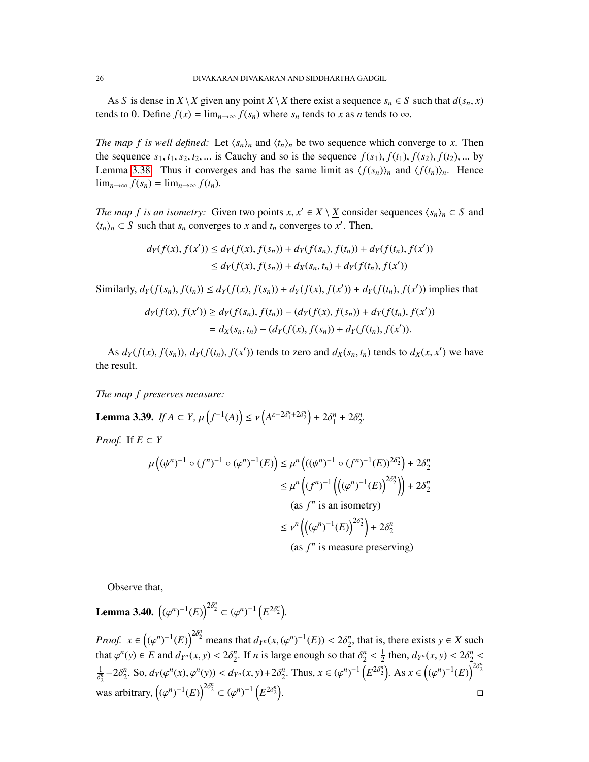As $S$ is dense in $X \setminus \underline{X}$ given any point $X \setminus \underline{X}$ there exist a sequence $s_n \in S$ such that $d(s_n, x)$ tends to 0. Define $f(x) = \lim_{n\to\infty} f(s_n)$ where $s_n$ tends to $x$ as $n$ tends to $\infty$.

*The map $f$ is well defined:* Let $\langle s_n \rangle_n$ and $\langle t_n \rangle_n$ be two sequence which converge to $x$. Then the sequence $s_1, t_1, s_2, t_2, ...$ is Cauchy and so is the sequence $f(s_1), f(t_1), f(s_2), f(t_2), ...$ by Lemma 3.38. Thus it converges and has the same limit as $\langle f(s_n) \rangle_n$ and $\langle f(t_n) \rangle_n$. Hence $\lim_{n\to\infty} f(s_n) = \lim_{n\to\infty} f(t_n)$.

*The map $f$ is an isometry:* Given two points $x, x' \in X \setminus \underline{X}$ consider sequences $\langle s_n \rangle_n \subset S$ and $\langle t_n \rangle_n \subset S$ such that $s_n$ converges to $x$ and $t_n$ converges to $x'$. Then,

$$
\begin{aligned}
d_Y(f(x), f(x')) &\leq d_Y(f(x), f(s_n)) + d_Y(f(s_n), f(t_n)) + d_Y(f(t_n), f(x')) \\
&\leq d_Y(f(x), f(s_n)) + d_X(s_n, t_n) + d_Y(f(t_n), f(x'))
\end{aligned}
$$

Similarly, $d_Y(f(s_n), f(t_n)) \leq d_Y(f(x), f(s_n)) + d_Y(f(x), f(x')) + d_Y(f(t_n), f(x'))$ implies that

$$
\begin{aligned}
d_Y(f(x), f(x')) &\geq d_Y(f(s_n), f(t_n)) - (d_Y(f(x), f(s_n)) + d_Y(f(t_n), f(x')) \\
&= d_X(s_n, t_n) - (d_Y(f(x), f(s_n)) + d_Y(f(t_n), f(x')).
\end{aligned}
$$

As $d_Y(f(x), f(s_n))$, $d_Y(f(t_n), f(x'))$ tends to zero and $d_X(s_n, t_n)$ tends to $d_X(x, x')$ we have the result.

*The map $f$ preserves measure:*

**Lemma 3.39.** *If $A \subset Y$, $\mu\left(f^{-1}(A)\right) \leq \nu\left(A^{\varepsilon + 2\delta_1^n + 2\delta_2^n}\right) + 2\delta_1^n + 2\delta_2^n$.*

*Proof.* If $E \subset Y$

$$
\begin{aligned}
\mu\left((\psi^n)^{-1} \circ (f^n)^{-1} \circ (\varphi^n)^{-1}(E)\right) &\leq \mu^n\left(((\psi^n)^{-1} \circ (f^n)^{-1}(E))^{2\delta_2^n}\right) + 2\delta_2^n \\
&\leq \mu^n\left((f^n)^{-1}\left(\left((\varphi^n)^{-1}(E)\right)^{2\delta_2^n}\right)\right) + 2\delta_2^n \\
&\quad \text{(as } f^n \text{ is an isometry)} \\
&\leq \nu^n\left(\left((\varphi^n)^{-1}(E)\right)^{2\delta_2^n}\right) + 2\delta_2^n \\
&\quad \text{(as } f^n \text{ is measure preserving)}
\end{aligned}
$$

Observe that,

**Lemma 3.40.** $\left((\varphi^n)^{-1}(E)\right)^{2\delta_2^n} \subset (\varphi^n)^{-1}\left(E^{2\delta_2^n}\right)$.

*Proof.* $x \in \left((\varphi^n)^{-1}(E)\right)^{2\delta_2^n}$ means that $d_{Y^n}(x, (\varphi^n)^{-1}(E)) < 2\delta_2^n$, that is, there exists $y \in X$ such that $\varphi^n(y) \in E$ and $d_{Y^n}(x, y) < 2\delta_2^n$. If $n$ is large enough so that $\delta_2^n < \frac{1}{2}$ then, $d_{Y^n}(x, y) < 2\delta_2^n < \frac{1}{\delta_2^n} - 2\delta_2^n$. So, $d_Y(\varphi^n(x), \varphi^n(y)) < d_{Y^n}(x, y) + 2\delta_2^n$. Thus, $x \in (\varphi^n)^{-1}\left(E^{2\delta_2^n}\right)$. As $x \in \left((\varphi^n)^{-1}(E)\right)^{2\delta_2^n}$ was arbitrary, $\left((\varphi^n)^{-1}(E)\right)^{2\delta_2^n} \subset (\varphi^n)^{-1}\left(E^{2\delta_2^n}\right)$. ◻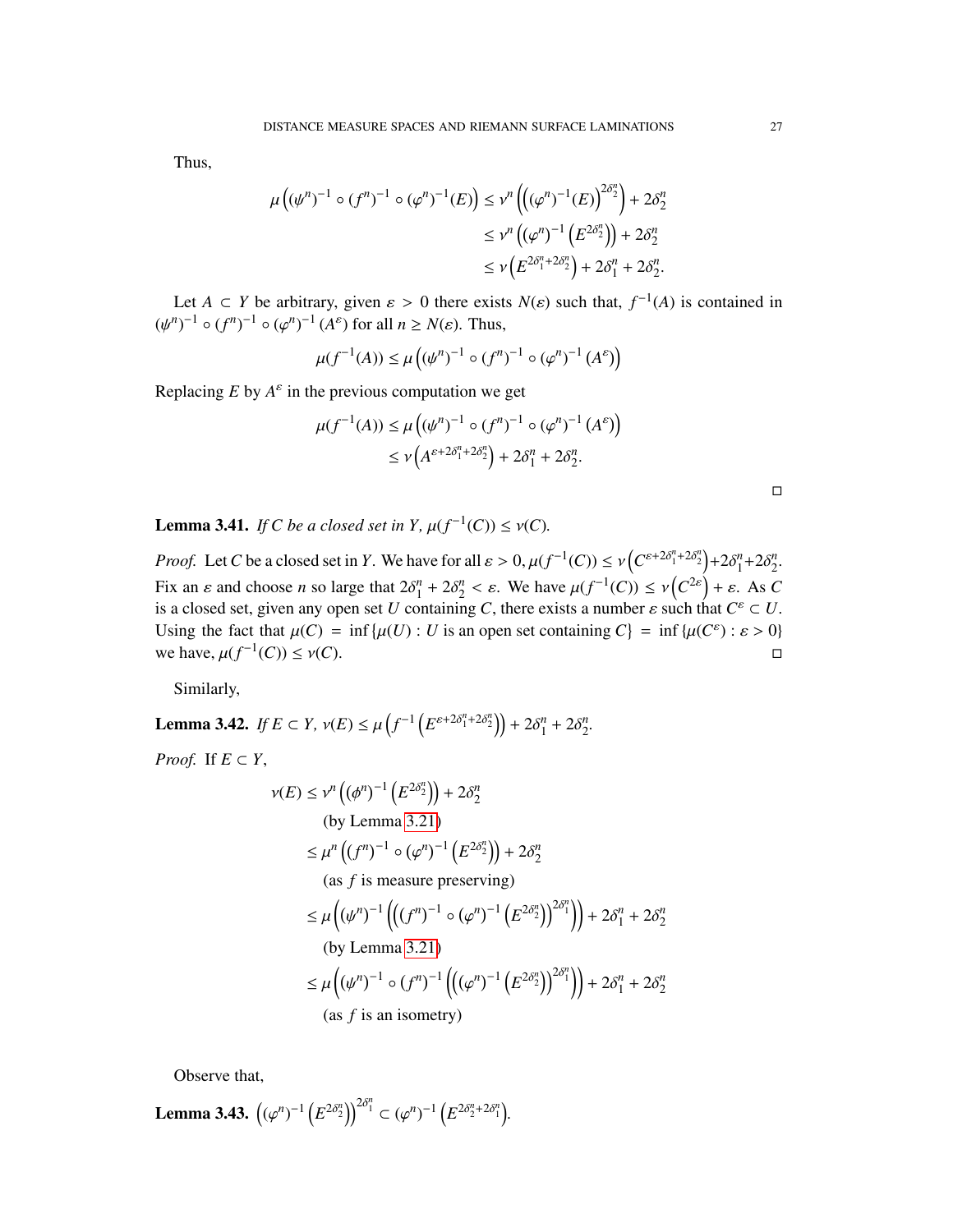Thus,

$$\begin{aligned}
\mu\left((\psi^n)^{-1} \circ (f^n)^{-1} \circ (\varphi^n)^{-1}(E)\right) &\le \nu^n\left(\left((\varphi^n)^{-1}(E)\right)^{2\delta_2^n}\right) + 2\delta_2^n \\
&\le \nu^n\left((\varphi^n)^{-1}\left(E^{2\delta_2^n}\right)\right) + 2\delta_2^n \\
&\le \nu\left(E^{2\delta_1^n + 2\delta_2^n}\right) + 2\delta_1^n + 2\delta_2^n.
\end{aligned}$$

Let $A \subset Y$ be arbitrary, given $\varepsilon > 0$ there exists $N(\varepsilon)$ such that, $f^{-1}(A)$ is contained in $(\psi^n)^{-1} \circ (f^n)^{-1} \circ (\varphi^n)^{-1}(A^\varepsilon)$ for all $n \ge N(\varepsilon)$. Thus,

$$\mu(f^{-1}(A)) \le \mu\left((\psi^n)^{-1} \circ (f^n)^{-1} \circ (\varphi^n)^{-1}(A^\varepsilon)\right)$$

Replacing $E$ by $A^\varepsilon$ in the previous computation we get

$$\begin{aligned}
\mu(f^{-1}(A)) &\le \mu\left((\psi^n)^{-1} \circ (f^n)^{-1} \circ (\varphi^n)^{-1}(A^\varepsilon)\right) \\
&\le \nu\left(A^{\varepsilon + 2\delta_1^n + 2\delta_2^n}\right) + 2\delta_1^n + 2\delta_2^n.
\end{aligned}$$

□

**Lemma 3.41.** *If $C$ be a closed set in $Y$, $\mu(f^{-1}(C)) \le \nu(C)$.*

*Proof.* Let $C$ be a closed set in $Y$. We have for all $\varepsilon > 0$, $\mu(f^{-1}(C)) \le \nu\left(C^{\varepsilon + 2\delta_1^n + 2\delta_2^n}\right) + 2\delta_1^n + 2\delta_2^n$. Fix an $\varepsilon$ and choose $n$ so large that $2\delta_1^n + 2\delta_2^n < \varepsilon$. We have $\mu(f^{-1}(C)) \le \nu\left(C^{2\varepsilon}\right) + \varepsilon$. As $C$ is a closed set, given any open set $U$ containing $C$, there exists a number $\varepsilon$ such that $C^\varepsilon \subset U$. Using the fact that $\mu(C) = \inf\{\mu(U) : U \text{ is an open set containing } C\} = \inf\{\mu(C^\varepsilon) : \varepsilon > 0\}$ we have, $\mu(f^{-1}(C)) \le \nu(C)$. □

Similarly,

**Lemma 3.42.** *If $E \subset Y$, $\nu(E) \le \mu\left(f^{-1}\left(E^{\varepsilon + 2\delta_1^n + 2\delta_2^n}\right)\right) + 2\delta_1^n + 2\delta_2^n$.*

*Proof.* If $E \subset Y$,

$$\begin{aligned}
\nu(E) &\le \nu^n\left((\phi^n)^{-1}\left(E^{2\delta_2^n}\right)\right) + 2\delta_2^n \\
&\quad \text{(by Lemma 3.21)} \\
&\le \mu^n\left((f^n)^{-1} \circ (\varphi^n)^{-1}\left(E^{2\delta_2^n}\right)\right) + 2\delta_2^n \\
&\quad \text{(as } f \text{ is measure preserving)} \\
&\le \mu\left((\psi^n)^{-1}\left(\left((f^n)^{-1} \circ (\varphi^n)^{-1}\left(E^{2\delta_2^n}\right)\right)^{2\delta_1^n}\right)\right) + 2\delta_1^n + 2\delta_2^n \\
&\quad \text{(by Lemma 3.21)} \\
&\le \mu\left((\psi^n)^{-1} \circ (f^n)^{-1}\left(\left((\varphi^n)^{-1}\left(E^{2\delta_2^n}\right)\right)^{2\delta_1^n}\right)\right) + 2\delta_1^n + 2\delta_2^n \\
&\quad \text{(as } f \text{ is an isometry)}
\end{aligned}$$

Observe that,

**Lemma 3.43.** $\left((\varphi^n)^{-1}\left(E^{2\delta_2^n}\right)\right)^{2\delta_1^n} \subset (\varphi^n)^{-1}\left(E^{2\delta_2^n + 2\delta_1^n}\right)$.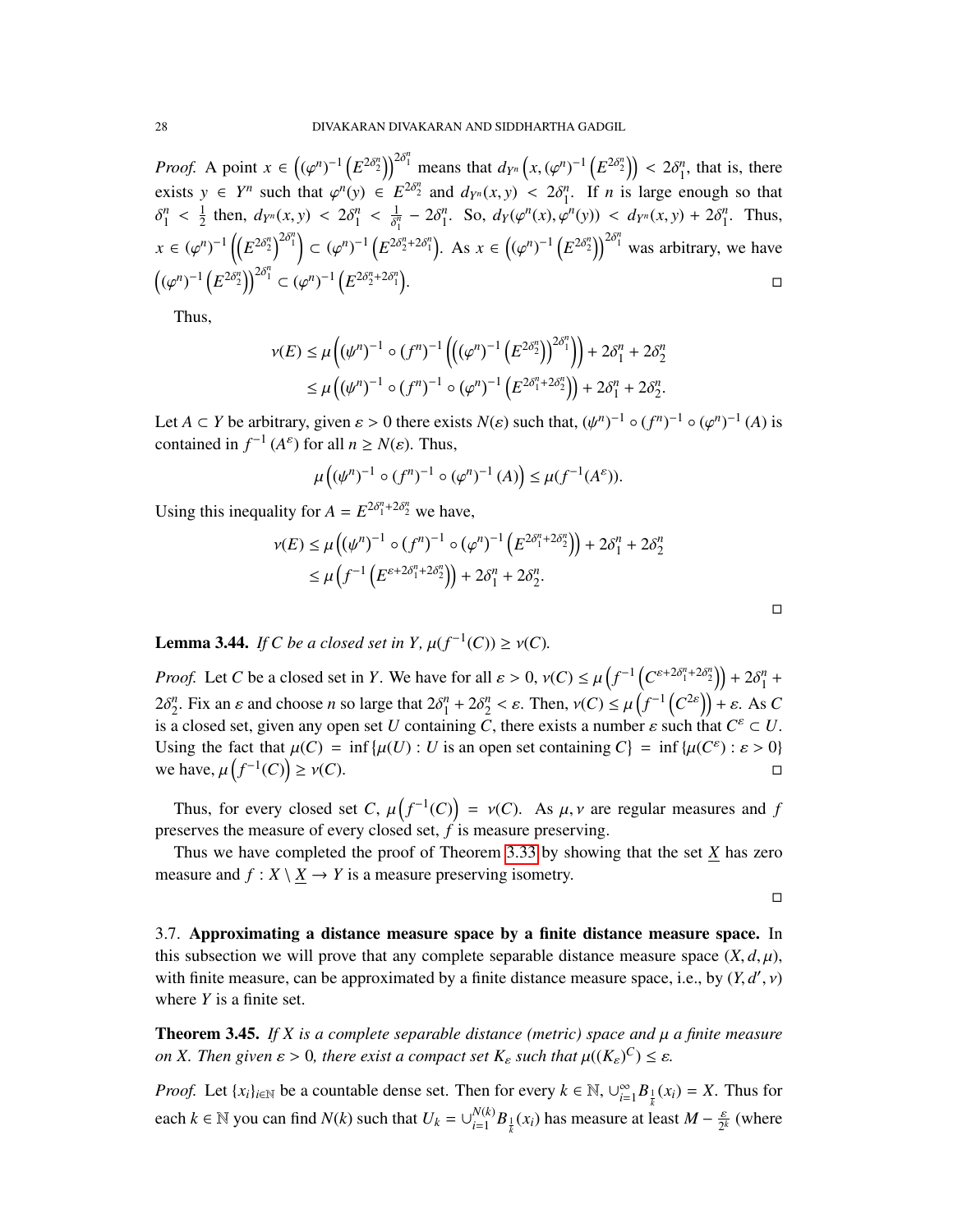*Proof.* A point $x \in \left((\varphi^n)^{-1}\left(E^{2\delta_2^n}\right)\right)^{2\delta_1^n}$ means that $d_{Y^n}\left(x, (\varphi^n)^{-1}\left(E^{2\delta_2^n}\right)\right) < 2\delta_1^n$, that is, there exists $y \in Y^n$ such that $\varphi^n(y) \in E^{2\delta_2^n}$ and $d_{Y^n}(x,y) < 2\delta_1^n$. If $n$ is large enough so that $\delta_1^n < \frac{1}{2}$ then, $d_{Y^n}(x,y) < 2\delta_1^n < \frac{1}{\delta_1^n} - 2\delta_1^n$. So, $d_Y(\varphi^n(x), \varphi^n(y)) < d_{Y^n}(x,y) + 2\delta_1^n$. Thus, $x \in (\varphi^n)^{-1}\left(\left(E^{2\delta_2^n}\right)^{2\delta_1^n}\right) \subset (\varphi^n)^{-1}\left(E^{2\delta_2^n + 2\delta_1^n}\right)$. As $x \in \left((\varphi^n)^{-1}\left(E^{2\delta_2^n}\right)\right)^{2\delta_1^n}$ was arbitrary, we have $\left((\varphi^n)^{-1}\left(E^{2\delta_2^n}\right)\right)^{2\delta_1^n} \subset (\varphi^n)^{-1}\left(E^{2\delta_2^n + 2\delta_1^n}\right)$. ∎

Thus,

$$\begin{aligned}
\nu(E) &\leq \mu\left((\psi^n)^{-1} \circ (f^n)^{-1}\left(\left((\varphi^n)^{-1}\left(E^{2\delta_2^n}\right)\right)^{2\delta_1^n}\right)\right) + 2\delta_1^n + 2\delta_2^n \\
&\leq \mu\left((\psi^n)^{-1} \circ (f^n)^{-1} \circ (\varphi^n)^{-1}\left(E^{2\delta_1^n + 2\delta_2^n}\right)\right) + 2\delta_1^n + 2\delta_2^n.
\end{aligned}$$

Let $A \subset Y$ be arbitrary, given $\varepsilon > 0$ there exists $N(\varepsilon)$ such that, $(\psi^n)^{-1} \circ (f^n)^{-1} \circ (\varphi^n)^{-1}(A)$ is contained in $f^{-1}(A^\varepsilon)$ for all $n \geq N(\varepsilon)$. Thus,

$$\mu\left((\psi^n)^{-1} \circ (f^n)^{-1} \circ (\varphi^n)^{-1}(A)\right) \leq \mu(f^{-1}(A^\varepsilon)).$$

Using this inequality for $A = E^{2\delta_1^n + 2\delta_2^n}$ we have,

$$\begin{aligned}
\nu(E) &\leq \mu\left((\psi^n)^{-1} \circ (f^n)^{-1} \circ (\varphi^n)^{-1}\left(E^{2\delta_1^n + 2\delta_2^n}\right)\right) + 2\delta_1^n + 2\delta_2^n \\
&\leq \mu\left(f^{-1}\left(E^{\varepsilon + 2\delta_1^n + 2\delta_2^n}\right)\right) + 2\delta_1^n + 2\delta_2^n.
\end{aligned}$$

∎

**Lemma 3.44.** *If $C$ be a closed set in $Y$, $\mu(f^{-1}(C)) \geq \nu(C)$.*

*Proof.* Let $C$ be a closed set in $Y$. We have for all $\varepsilon > 0$, $\nu(C) \leq \mu\left(f^{-1}\left(C^{\varepsilon + 2\delta_1^n + 2\delta_2^n}\right)\right) + 2\delta_1^n + 2\delta_2^n$. Fix an $\varepsilon$ and choose $n$ so large that $2\delta_1^n + 2\delta_2^n < \varepsilon$. Then, $\nu(C) \leq \mu\left(f^{-1}\left(C^{2\varepsilon}\right)\right) + \varepsilon$. As $C$ is a closed set, given any open set $U$ containing $C$, there exists a number $\varepsilon$ such that $C^\varepsilon \subset U$. Using the fact that $\mu(C) = \inf\{\mu(U) : U \text{ is an open set containing } C\} = \inf\{\mu(C^\varepsilon) : \varepsilon > 0\}$ we have, $\mu\left(f^{-1}(C)\right) \geq \nu(C)$. ∎

Thus, for every closed set $C$, $\mu\left(f^{-1}(C)\right) = \nu(C)$. As $\mu, \nu$ are regular measures and $f$ preserves the measure of every closed set, $f$ is measure preserving.

Thus we have completed the proof of Theorem 3.33 by showing that the set $\underline{X}$ has zero measure and $f : X \setminus \underline{X} \to Y$ is a measure preserving isometry.

∎

3.7. **Approximating a distance measure space by a finite distance measure space.** In this subsection we will prove that any complete separable distance measure space $(X, d, \mu)$, with finite measure, can be approximated by a finite distance measure space, i.e., by $(Y, d', \nu)$ where $Y$ is a finite set.

**Theorem 3.45.** *If $X$ is a complete separable distance (metric) space and $\mu$ a finite measure on $X$. Then given $\varepsilon > 0$, there exist a compact set $K_\varepsilon$ such that $\mu((K_\varepsilon)^C) \leq \varepsilon$.*

*Proof.* Let $\{x_i\}_{i \in \mathbb{N}}$ be a countable dense set. Then for every $k \in \mathbb{N}$, $\cup_{i=1}^{\infty} B_{\frac{1}{k}}(x_i) = X$. Thus for each $k \in \mathbb{N}$ you can find $N(k)$ such that $U_k = \cup_{i=1}^{N(k)} B_{\frac{1}{k}}(x_i)$ has measure at least $M - \frac{\varepsilon}{2^k}$ (where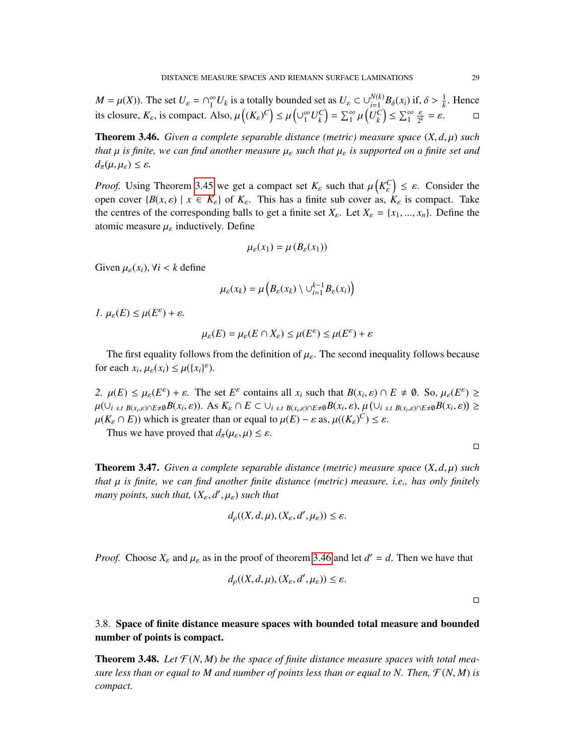$M = \mu(X)$). The set $U_\varepsilon = \cap_1^\infty U_k$ is a totally bounded set as $U_\varepsilon \subset \cup_{i=1}^{N(k)} B_\delta(x_i)$ if, $\delta > \frac{1}{k}$. Hence its closure, $K_\varepsilon$, is compact. Also, $\mu\left((K_\varepsilon)^C\right) \leq \mu\left(\cup_1^\infty U_k^C\right) = \sum_1^\infty \mu\left(U_k^C\right) \leq \sum_1^\infty \frac{\varepsilon}{2^k} = \varepsilon$. □

**Theorem 3.46.** *Given a complete separable distance (metric) measure space $(X, d, \mu)$ such that $\mu$ is finite, we can find another measure $\mu_\varepsilon$ such that $\mu_\varepsilon$ is supported on a finite set and $d_\pi(\mu, \mu_\varepsilon) \leq \varepsilon$.*

*Proof.* Using Theorem 3.45 we get a compact set $K_\varepsilon$ such that $\mu\left(K_\varepsilon^C\right) \leq \varepsilon$. Consider the open cover $\{B(x, \varepsilon) \mid x \in K_\varepsilon\}$ of $K_\varepsilon$. This has a finite sub cover as, $K_\varepsilon$ is compact. Take the centres of the corresponding balls to get a finite set $X_\varepsilon$. Let $X_\varepsilon = \{x_1, ..., x_n\}$. Define the atomic measure $\mu_\varepsilon$ inductively. Define

$$\mu_\varepsilon(x_1) = \mu\left(B_\varepsilon(x_1)\right)$$

Given $\mu_\varepsilon(x_i), \forall i < k$ define

$$\mu_\varepsilon(x_k) = \mu\left(B_\varepsilon(x_k) \setminus \cup_{i=1}^{k-1} B_\varepsilon(x_i)\right)$$

*1.* $\mu_\varepsilon(E) \leq \mu(E^\varepsilon) + \varepsilon$.

$$\mu_\varepsilon(E) = \mu_\varepsilon(E \cap X_\varepsilon) \leq \mu(E^\varepsilon) \leq \mu(E^\varepsilon) + \varepsilon$$

The first equality follows from the definition of $\mu_\varepsilon$. The second inequality follows because for each $x_i$, $\mu_\varepsilon(x_i) \leq \mu(\{x_i\}^\varepsilon)$.

*2.* $\mu(E) \leq \mu_\varepsilon(E^\varepsilon) + \varepsilon$. The set $E^\varepsilon$ contains all $x_i$ such that $B(x_i, \varepsilon) \cap E \neq \emptyset$. So, $\mu_\varepsilon(E^\varepsilon) \geq \mu(\cup_{i \text{ s.t } B(x_i,\varepsilon)\cap E \neq \emptyset} B(x_i, \varepsilon))$. As $K_\varepsilon \cap E \subset \cup_{i \text{ s.t } B(x_i,\varepsilon)\cap E \neq \emptyset} B(x_i, \varepsilon)$, $\mu\left(\cup_{i \text{ s.t } B(x_i,\varepsilon)\cap E \neq \emptyset} B(x_i, \varepsilon)\right) \geq \mu(K_\varepsilon \cap E))$ which is greater than or equal to $\mu(E) - \varepsilon$ as, $\mu((K_\varepsilon)^C) \leq \varepsilon$.

Thus we have proved that $d_\pi(\mu_\varepsilon, \mu) \leq \varepsilon$.

□

**Theorem 3.47.** *Given a complete separable distance (metric) measure space $(X, d, \mu)$ such that $\mu$ is finite, we can find another finite distance (metric) measure, i.e., has only finitely many points, such that, $(X_\varepsilon, d', \mu_\varepsilon)$ such that*

$$d_\rho((X, d, \mu), (X_\varepsilon, d', \mu_\varepsilon)) \leq \varepsilon.$$

*Proof.* Choose $X_\varepsilon$ and $\mu_\varepsilon$ as in the proof of theorem 3.46 and let $d' = d$. Then we have that

$$d_\rho((X, d, \mu), (X_\varepsilon, d', \mu_\varepsilon)) \leq \varepsilon.$$

□

### 3.8. Space of finite distance measure spaces with bounded total measure and bounded number of points is compact.

**Theorem 3.48.** *Let $\mathcal{F}(N, M)$ be the space of finite distance measure spaces with total measure less than or equal to $M$ and number of points less than or equal to $N$. Then, $\mathcal{F}(N, M)$ is compact.*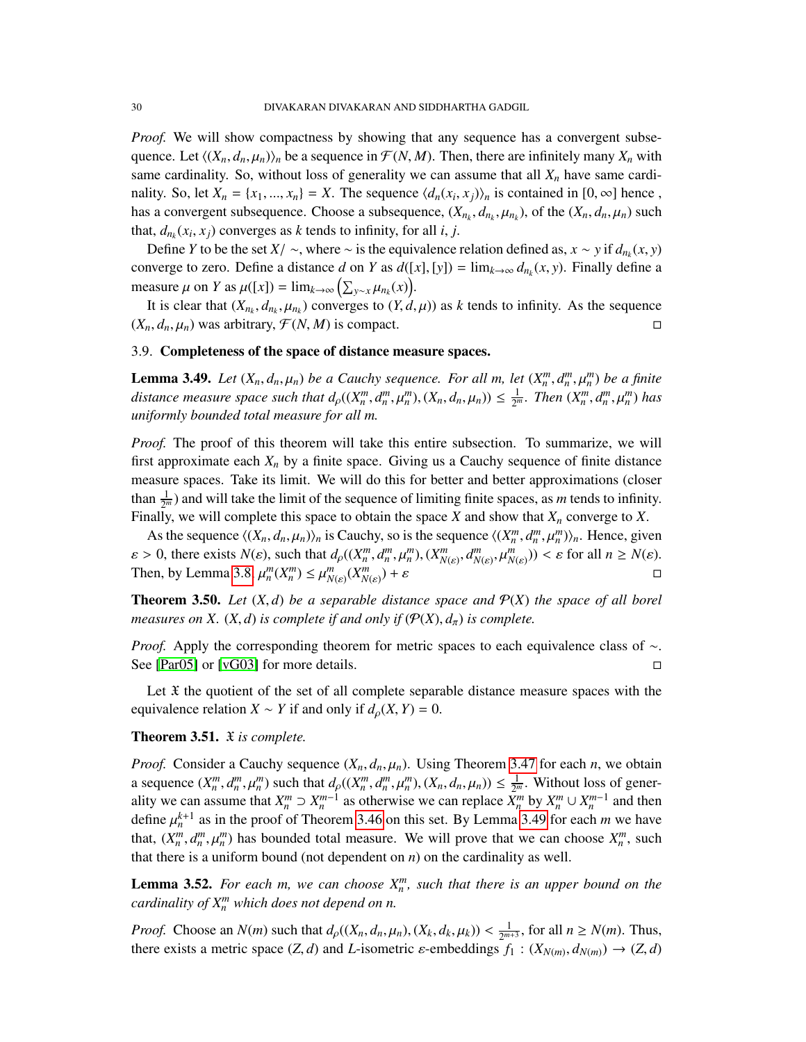*Proof.* We will show compactness by showing that any sequence has a convergent subsequence. Let $\langle (X_n, d_n, \mu_n) \rangle_n$ be a sequence in $\mathcal{F}(N, M)$. Then, there are infinitely many $X_n$ with same cardinality. So, without loss of generality we can assume that all $X_n$ have same cardinality. So, let $X_n = \{x_1, ..., x_n\} = X$. The sequence $\langle d_n(x_i, x_j) \rangle_n$ is contained in $[0, \infty]$ hence , has a convergent subsequence. Choose a subsequence, $(X_{n_k}, d_{n_k}, \mu_{n_k})$, of the $(X_n, d_n, \mu_n)$ such that, $d_{n_k}(x_i, x_j)$ converges as $k$ tends to infinity, for all $i$, $j$.

Define $Y$ to be the set $X/\sim$, where $\sim$ is the equivalence relation defined as, $x \sim y$ if $d_{n_k}(x, y)$ converge to zero. Define a distance $d$ on $Y$ as $d([x], [y]) = \lim_{k\to\infty} d_{n_k}(x, y)$. Finally define a measure $\mu$ on $Y$ as $\mu([x]) = \lim_{k\to\infty} \left(\sum_{y\sim x} \mu_{n_k}(x)\right)$.

It is clear that $(X_{n_k}, d_{n_k}, \mu_{n_k})$ converges to $(Y, d, \mu)$) as $k$ tends to infinity. As the sequence $(X_n, d_n, \mu_n)$ was arbitrary, $\mathcal{F}(N, M)$ is compact. □

## 3.9. Completeness of the space of distance measure spaces.

**Lemma 3.49.** *Let $(X_n, d_n, \mu_n)$ be a Cauchy sequence. For all $m$, let $(X_n^m, d_n^m, \mu_n^m)$ be a finite distance measure space such that $d_\rho((X_n^m, d_n^m, \mu_n^m), (X_n, d_n, \mu_n)) \leq \frac{1}{2^m}$. Then $(X_n^m, d_n^m, \mu_n^m)$ has uniformly bounded total measure for all $m$.*

*Proof.* The proof of this theorem will take this entire subsection. To summarize, we will first approximate each $X_n$ by a finite space. Giving us a Cauchy sequence of finite distance measure spaces. Take its limit. We will do this for better and better approximations (closer than $\frac{1}{2^m}$) and will take the limit of the sequence of limiting finite spaces, as $m$ tends to infinity. Finally, we will complete this space to obtain the space $X$ and show that $X_n$ converge to $X$.

As the sequence $\langle (X_n, d_n, \mu_n) \rangle_n$ is Cauchy, so is the sequence $\langle (X_n^m, d_n^m, \mu_n^m) \rangle_n$. Hence, given $\varepsilon > 0$, there exists $N(\varepsilon)$, such that $d_\rho((X_n^m, d_n^m, \mu_n^m), (X_{N(\varepsilon)}^m, d_{N(\varepsilon)}^m, \mu_{N(\varepsilon)}^m)) < \varepsilon$ for all $n \geq N(\varepsilon)$. Then, by Lemma 3.8, $\mu_n^m(X_n^m) \leq \mu_{N(\varepsilon)}^m(X_{N(\varepsilon)}^m) + \varepsilon$ □

**Theorem 3.50.** *Let $(X, d)$ be a separable distance space and $\mathcal{P}(X)$ the space of all borel measures on $X$. $(X, d)$ is complete if and only if $(\mathcal{P}(X), d_\pi)$ is complete.*

*Proof.* Apply the corresponding theorem for metric spaces to each equivalence class of $\sim$. See [Par05] or [vG03] for more details. □

Let $\mathfrak{X}$ the quotient of the set of all complete separable distance measure spaces with the equivalence relation $X \sim Y$ if and only if $d_\rho(X, Y) = 0$.

**Theorem 3.51.** *$\mathfrak{X}$ is complete.*

*Proof.* Consider a Cauchy sequence $(X_n, d_n, \mu_n)$. Using Theorem 3.47 for each $n$, we obtain a sequence $(X_n^m, d_n^m, \mu_n^m)$ such that $d_\rho((X_n^m, d_n^m, \mu_n^m), (X_n, d_n, \mu_n)) \leq \frac{1}{2^m}$. Without loss of generality we can assume that $X_n^m \supset X_n^{m-1}$ as otherwise we can replace $X_n^m$ by $X_n^m \cup X_n^{m-1}$ and then define $\mu_n^{k+1}$ as in the proof of Theorem 3.46 on this set. By Lemma 3.49 for each $m$ we have that, $(X_n^m, d_n^m, \mu_n^m)$ has bounded total measure. We will prove that we can choose $X_n^m$, such that there is a uniform bound (not dependent on $n$) on the cardinality as well.

**Lemma 3.52.** *For each $m$, we can choose $X_n^m$, such that there is an upper bound on the cardinality of $X_n^m$ which does not depend on $n$.*

*Proof.* Choose an $N(m)$ such that $d_\rho((X_n, d_n, \mu_n), (X_k, d_k, \mu_k)) < \frac{1}{2^{m+3}}$, for all $n \geq N(m)$. Thus, there exists a metric space $(Z, d)$ and $L$-isometric $\varepsilon$-embeddings $f_1 : (X_{N(m)}, d_{N(m)}) \to (Z, d)$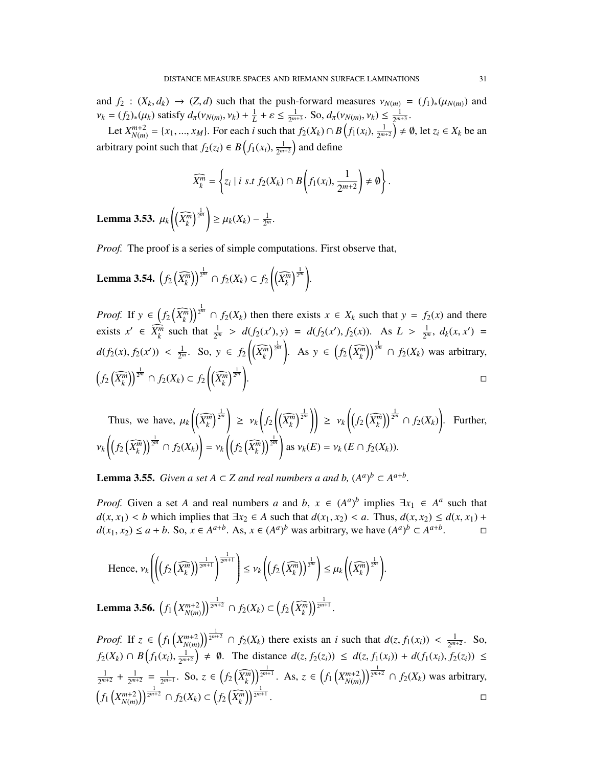and $f_2 : (X_k, d_k) \to (Z, d)$ such that the push-forward measures $\nu_{N(m)} = (f_1)_*(\mu_{N(m)})$ and $\nu_k = (f_2)_*(\mu_k)$ satisfy $d_\pi(\nu_{N(m)}, \nu_k) + \frac{1}{L} + \varepsilon \leq \frac{1}{2^{m+3}}$. So, $d_\pi(\nu_{N(m)}, \nu_k) \leq \frac{1}{2^{m+3}}$.

Let $X^{m+2}_{N(m)} = \{x_1, ..., x_M\}$. For each $i$ such that $f_2(X_k) \cap B\left(f_1(x_i), \frac{1}{2^{m+2}}\right) \neq \emptyset$, let $z_i \in X_k$ be an arbitrary point such that $f_2(z_i) \in B\left(f_1(x_i), \frac{1}{2^{m+2}}\right)$ and define

$$\widehat{X^m_k} = \left\{ z_i \mid i \text{ s.t } f_2(X_k) \cap B\left(f_1(x_i), \frac{1}{2^{m+2}}\right) \neq \emptyset \right\}.$$

**Lemma 3.53.** $\mu_k\left(\left(\widehat{X^m_k}\right)^{\frac{1}{2^m}}\right) \geq \mu_k(X_k) - \frac{1}{2^m}$.

*Proof.* The proof is a series of simple computations. First observe that,

**Lemma 3.54.** $\left(f_2\left(\widehat{X^m_k}\right)\right)^{\frac{1}{2^m}} \cap f_2(X_k) \subset f_2\left(\left(\widehat{X^m_k}\right)^{\frac{1}{2^m}}\right)$.

*Proof.* If $y \in \left(f_2\left(\widehat{X^m_k}\right)\right)^{\frac{1}{2^m}} \cap f_2(X_k)$ then there exists $x \in X_k$ such that $y = f_2(x)$ and there exists $x' \in \widehat{X^m_k}$ such that $\frac{1}{2^m} > d(f_2(x'), y) = d(f_2(x'), f_2(x))$. As $L > \frac{1}{2^m}$, $d_k(x, x') = d(f_2(x), f_2(x')) < \frac{1}{2^m}$. So, $y \in f_2\left(\left(\widehat{X^m_k}\right)^{\frac{1}{2^m}}\right)$. As $y \in \left(f_2\left(\widehat{X^m_k}\right)\right)^{\frac{1}{2^m}} \cap f_2(X_k)$ was arbitrary, $\left(f_2\left(\widehat{X^m_k}\right)\right)^{\frac{1}{2^m}} \cap f_2(X_k) \subset f_2\left(\left(\widehat{X^m_k}\right)^{\frac{1}{2^m}}\right)$. $\square$

Thus, we have, $\mu_k\left(\left(\widehat{X^m_k}\right)^{\frac{1}{2^m}}\right) \geq \nu_k\left(f_2\left(\left(\widehat{X^m_k}\right)^{\frac{1}{2^m}}\right)\right) \geq \nu_k\left(\left(f_2\left(\widehat{X^m_k}\right)\right)^{\frac{1}{2^m}} \cap f_2(X_k)\right)$. Further, $\nu_k\left(\left(f_2\left(\widehat{X^m_k}\right)\right)^{\frac{1}{2^m}} \cap f_2(X_k)\right) = \nu_k\left(\left(f_2\left(\widehat{X^m_k}\right)\right)^{\frac{1}{2^m}}\right)$ as $\nu_k(E) = \nu_k\left(E \cap f_2(X_k)\right)$.

**Lemma 3.55.** *Given a set $A \subset Z$ and real numbers $a$ and $b$, $(A^a)^b \subset A^{a+b}$.*

*Proof.* Given a set $A$ and real numbers $a$ and $b$, $x \in (A^a)^b$ implies $\exists x_1 \in A^a$ such that $d(x, x_1) < b$ which implies that $\exists x_2 \in A$ such that $d(x_1, x_2) < a$. Thus, $d(x, x_2) \leq d(x, x_1) + d(x_1, x_2) \leq a + b$. So, $x \in A^{a+b}$. As, $x \in (A^a)^b$ was arbitrary, we have $(A^a)^b \subset A^{a+b}$. $\square$

Hence, $\nu_k\left(\left(\left(f_2\left(\widehat{X^m_k}\right)\right)^{\frac{1}{2^{m+1}}}\right)^{\frac{1}{2^{m+1}}}\right) \leq \nu_k\left(\left(f_2\left(\widehat{X^m_k}\right)\right)^{\frac{1}{2^m}}\right) \leq \mu_k\left(\left(\widehat{X^m_k}\right)^{\frac{1}{2^m}}\right)$.

**Lemma 3.56.** $\left(f_1\left(X^{m+2}_{N(m)}\right)\right)^{\frac{1}{2^{m+2}}} \cap f_2(X_k) \subset \left(f_2\left(\widehat{X^m_k}\right)\right)^{\frac{1}{2^{m+1}}}$.

*Proof.* If $z \in \left(f_1\left(X^{m+2}_{N(m)}\right)\right)^{\frac{1}{2^{m+2}}} \cap f_2(X_k)$ there exists an $i$ such that $d(z, f_1(x_i)) < \frac{1}{2^{m+2}}$. So, $f_2(X_k) \cap B\left(f_1(x_i), \frac{1}{2^{m+2}}\right) \neq \emptyset$. The distance $d(z, f_2(z_i)) \leq d(z, f_1(x_i)) + d(f_1(x_i), f_2(z_i)) \leq \frac{1}{2^{m+2}} + \frac{1}{2^{m+2}} = \frac{1}{2^{m+1}}$. So, $z \in \left(f_2\left(\widehat{X^m_k}\right)\right)^{\frac{1}{2^{m+1}}}$. As, $z \in \left(f_1\left(X^{m+2}_{N(m)}\right)\right)^{\frac{1}{2^{m+2}}} \cap f_2(X_k)$ was arbitrary, $\left(f_1\left(X^{m+2}_{N(m)}\right)\right)^{\frac{1}{2^{m+2}}} \cap f_2(X_k) \subset \left(f_2\left(\widehat{X^m_k}\right)\right)^{\frac{1}{2^{m+1}}}$. $\square$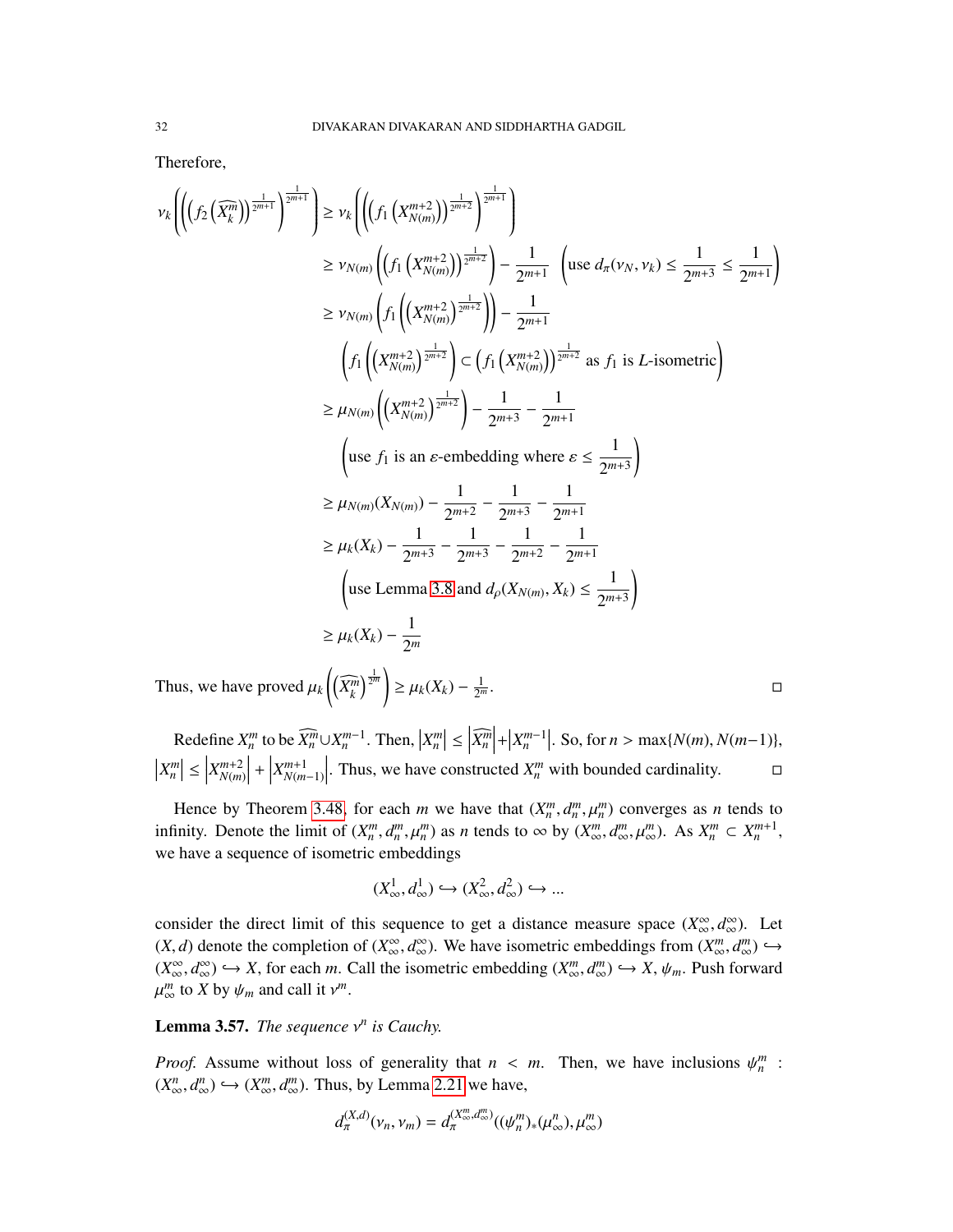Therefore,

$$
\begin{aligned}
\nu_k\left(\left(\left(f_2\left(\widehat{X_k^m}\right)\right)^{\frac{1}{2^{m+1}}}\right)^{\frac{1}{2^{m+1}}}\right) &\geq \nu_k\left(\left(\left(f_1\left(X_{N(m)}^{m+2}\right)\right)^{\frac{1}{2^{m+2}}}\right)^{\frac{1}{2^{m+1}}}\right) \\
&\geq \nu_{N(m)}\left(\left(f_1\left(X_{N(m)}^{m+2}\right)\right)^{\frac{1}{2^{m+2}}}\right) - \frac{1}{2^{m+1}} \quad \left(\text{use } d_\pi(\nu_N, \nu_k) \leq \frac{1}{2^{m+3}} \leq \frac{1}{2^{m+1}}\right) \\
&\geq \nu_{N(m)}\left(f_1\left(\left(X_{N(m)}^{m+2}\right)^{\frac{1}{2^{m+2}}}\right)\right) - \frac{1}{2^{m+1}} \\
&\qquad \left(f_1\left(\left(X_{N(m)}^{m+2}\right)^{\frac{1}{2^{m+2}}}\right) \subset \left(f_1\left(X_{N(m)}^{m+2}\right)\right)^{\frac{1}{2^{m+2}}} \text{ as } f_1 \text{ is } L\text{-isometric}\right) \\
&\geq \mu_{N(m)}\left(\left(X_{N(m)}^{m+2}\right)^{\frac{1}{2^{m+2}}}\right) - \frac{1}{2^{m+3}} - \frac{1}{2^{m+1}} \\
&\qquad \left(\text{use } f_1 \text{ is an } \varepsilon\text{-embedding where } \varepsilon \leq \frac{1}{2^{m+3}}\right) \\
&\geq \mu_{N(m)}(X_{N(m)}) - \frac{1}{2^{m+2}} - \frac{1}{2^{m+3}} - \frac{1}{2^{m+1}} \\
&\geq \mu_k(X_k) - \frac{1}{2^{m+3}} - \frac{1}{2^{m+3}} - \frac{1}{2^{m+2}} - \frac{1}{2^{m+1}} \\
&\qquad \left(\text{use Lemma 3.8 and } d_\rho(X_{N(m)}, X_k) \leq \frac{1}{2^{m+3}}\right) \\
&\geq \mu_k(X_k) - \frac{1}{2^m}
\end{aligned}
$$

Thus, we have proved $\mu_k\left(\left(\widehat{X_k^m}\right)^{\frac{1}{2^m}}\right) \geq \mu_k(X_k) - \frac{1}{2^m}$. ◻

Redefine $X_n^m$ to be $\widehat{X_n^m} \cup X_n^{m-1}$. Then, $\left|X_n^m\right| \leq \left|\widehat{X_n^m}\right| + \left|X_n^{m-1}\right|$. So, for $n > \max\{N(m), N(m-1)\}$, $\left|X_n^m\right| \leq \left|X_{N(m)}^{m+2}\right| + \left|X_{N(m-1)}^{m+1}\right|$. Thus, we have constructed $X_n^m$ with bounded cardinality. ◻

Hence by Theorem 3.48, for each $m$ we have that $(X_n^m, d_n^m, \mu_n^m)$ converges as $n$ tends to infinity. Denote the limit of $(X_n^m, d_n^m, \mu_n^m)$ as $n$ tends to $\infty$ by $(X_\infty^m, d_\infty^m, \mu_\infty^m)$. As $X_n^m \subset X_n^{m+1}$, we have a sequence of isometric embeddings

$$(X_\infty^1, d_\infty^1) \hookrightarrow (X_\infty^2, d_\infty^2) \hookrightarrow \ldots$$

consider the direct limit of this sequence to get a distance measure space $(X_\infty^\infty, d_\infty^\infty)$. Let $(X, d)$ denote the completion of $(X_\infty^\infty, d_\infty^\infty)$. We have isometric embeddings from $(X_\infty^m, d_\infty^m) \hookrightarrow (X_\infty^\infty, d_\infty^\infty) \hookrightarrow X$, for each $m$. Call the isometric embedding $(X_\infty^m, d_\infty^m) \hookrightarrow X$, $\psi_m$. Push forward $\mu_\infty^m$ to $X$ by $\psi_m$ and call it $\nu^m$.

**Lemma 3.57.** *The sequence $\nu^n$ is Cauchy.*

*Proof.* Assume without loss of generality that $n < m$. Then, we have inclusions $\psi_n^m : (X_\infty^n, d_\infty^n) \hookrightarrow (X_\infty^m, d_\infty^m)$. Thus, by Lemma 2.21 we have,

$$d_\pi^{(X,d)}(\nu_n, \nu_m) = d_\pi^{(X_\infty^m, d_\infty^m)}((\psi_n^m)_*(\mu_\infty^n), \mu_\infty^m)$$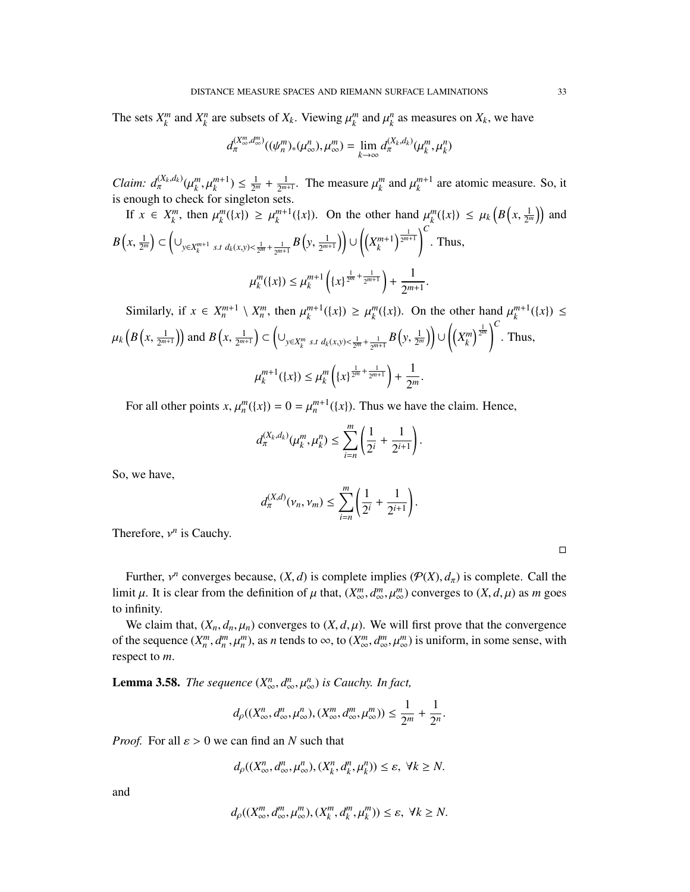The sets $X_k^m$ and $X_k^n$ are subsets of $X_k$. Viewing $\mu_k^m$ and $\mu_k^n$ as measures on $X_k$, we have

$$d_\pi^{(X_\infty^m, d_\infty^m)}((\psi_n^m)_*(\mu_\infty^n), \mu_\infty^m) = \lim_{k\to\infty} d_\pi^{(X_k, d_k)}(\mu_k^m, \mu_k^n)$$

*Claim:* $d_\pi^{(X_k,d_k)}(\mu_k^m, \mu_k^{m+1}) \leq \frac{1}{2^m} + \frac{1}{2^{m+1}}$. The measure $\mu_k^m$ and $\mu_k^{m+1}$ are atomic measure. So, it is enough to check for singleton sets.

If $x \in X_k^m$, then $\mu_k^m(\{x\}) \geq \mu_k^{m+1}(\{x\})$. On the other hand $\mu_k^m(\{x\}) \leq \mu_k\left(B\left(x, \frac{1}{2^m}\right)\right)$ and $B\left(x, \frac{1}{2^m}\right) \subset \left(\cup_{y \in X_k^{m+1} \text{ s.t } d_k(x,y) < \frac{1}{2^m} + \frac{1}{2^{m+1}}} B\left(y, \frac{1}{2^{m+1}}\right)\right) \cup \left(\left(X_k^{m+1}\right)^{\frac{1}{2^{m+1}}}\right)^C$. Thus,

$$\mu_k^m(\{x\}) \leq \mu_k^{m+1}\left(\{x\}^{\frac{1}{2^m} + \frac{1}{2^{m+1}}}\right) + \frac{1}{2^{m+1}}.$$

Similarly, if $x \in X_n^{m+1} \setminus X_n^m$, then $\mu_k^{m+1}(\{x\}) \geq \mu_k^m(\{x\})$. On the other hand $\mu_k^{m+1}(\{x\}) \leq \mu_k\left(B\left(x, \frac{1}{2^{m+1}}\right)\right)$ and $B\left(x, \frac{1}{2^{m+1}}\right) \subset \left(\cup_{y \in X_k^m \text{ s.t } d_k(x,y) < \frac{1}{2^m} + \frac{1}{2^{m+1}}} B\left(y, \frac{1}{2^m}\right)\right) \cup \left(\left(X_k^m\right)^{\frac{1}{2^m}}\right)^C$. Thus,

$$\mu_k^{m+1}(\{x\}) \leq \mu_k^m\left(\{x\}^{\frac{1}{2^m} + \frac{1}{2^{m+1}}}\right) + \frac{1}{2^m}.$$

For all other points $x$, $\mu_n^m(\{x\}) = 0 = \mu_n^{m+1}(\{x\})$. Thus we have the claim. Hence,

$$d_\pi^{(X_k,d_k)}(\mu_k^m, \mu_k^n) \leq \sum_{i=n}^{m} \left(\frac{1}{2^i} + \frac{1}{2^{i+1}}\right).$$

So, we have,

$$d_\pi^{(X,d)}(\nu_n, \nu_m) \leq \sum_{i=n}^{m} \left(\frac{1}{2^i} + \frac{1}{2^{i+1}}\right).$$

Therefore, $\nu^n$ is Cauchy. □

Further, $\nu^n$ converges because, $(X, d)$ is complete implies $(\mathcal{P}(X), d_\pi)$ is complete. Call the limit $\mu$. It is clear from the definition of $\mu$ that, $(X_\infty^m, d_\infty^m, \mu_\infty^m)$ converges to $(X, d, \mu)$ as $m$ goes to infinity.

We claim that, $(X_n, d_n, \mu_n)$ converges to $(X, d, \mu)$. We will first prove that the convergence of the sequence $(X_n^m, d_n^m, \mu_n^m)$, as $n$ tends to $\infty$, to $(X_\infty^m, d_\infty^m, \mu_\infty^m)$ is uniform, in some sense, with respect to $m$.

**Lemma 3.58.** *The sequence $(X_\infty^n, d_\infty^n, \mu_\infty^n)$ is Cauchy. In fact,*

$$d_\rho((X_\infty^n, d_\infty^n, \mu_\infty^n), (X_\infty^m, d_\infty^m, \mu_\infty^m)) \leq \frac{1}{2^m} + \frac{1}{2^n}.$$

*Proof.* For all $\varepsilon > 0$ we can find an $N$ such that

$$d_\rho((X_\infty^n, d_\infty^n, \mu_\infty^n), (X_k^n, d_k^n, \mu_k^n)) \leq \varepsilon, \ \forall k \geq N.$$

and

$$d_\rho((X_\infty^m, d_\infty^m, \mu_\infty^m), (X_k^m, d_k^m, \mu_k^m)) \leq \varepsilon, \ \forall k \geq N.$$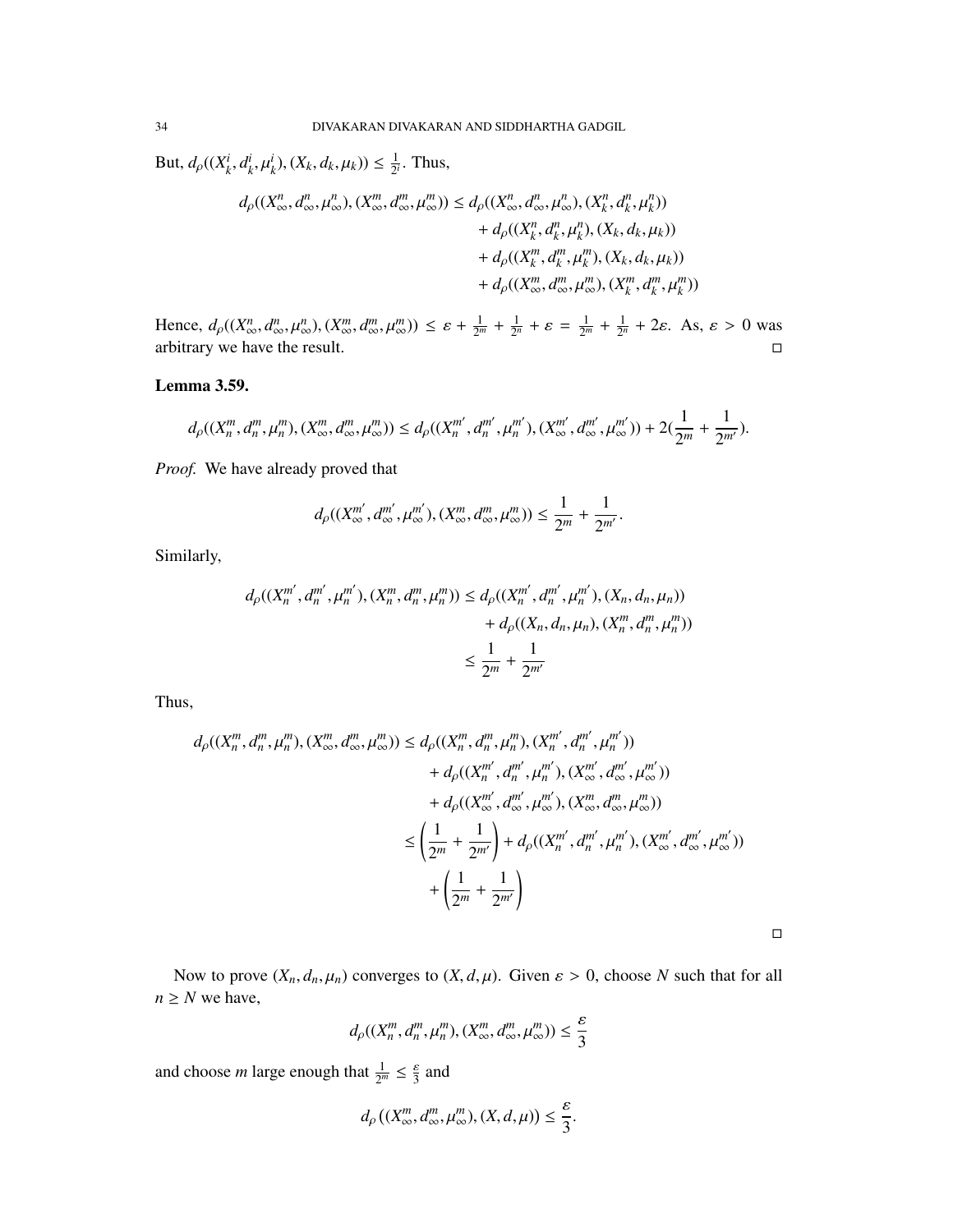But, $d_\rho((X_k^i, d_k^i, \mu_k^i), (X_k, d_k, \mu_k)) \leq \frac{1}{2^i}$. Thus,

$$
\begin{aligned}
d_\rho((X_\infty^n, d_\infty^n, \mu_\infty^n), (X_\infty^m, d_\infty^m, \mu_\infty^m)) \leq\ & d_\rho((X_\infty^n, d_\infty^n, \mu_\infty^n), (X_k^n, d_k^n, \mu_k^n)) \\
&+ d_\rho((X_k^n, d_k^n, \mu_k^n), (X_k, d_k, \mu_k)) \\
&+ d_\rho((X_k^m, d_k^m, \mu_k^m), (X_k, d_k, \mu_k)) \\
&+ d_\rho((X_\infty^m, d_\infty^m, \mu_\infty^m), (X_k^m, d_k^m, \mu_k^m))
\end{aligned}
$$

Hence, $d_\rho((X_\infty^n, d_\infty^n, \mu_\infty^n), (X_\infty^m, d_\infty^m, \mu_\infty^m)) \leq \varepsilon + \frac{1}{2^m} + \frac{1}{2^n} + \varepsilon = \frac{1}{2^m} + \frac{1}{2^n} + 2\varepsilon$. As, $\varepsilon > 0$ was arbitrary we have the result. □

**Lemma 3.59.**

$$
d_\rho((X_n^m, d_n^m, \mu_n^m), (X_\infty^m, d_\infty^m, \mu_\infty^m)) \leq d_\rho((X_n^{m'}, d_n^{m'}, \mu_n^{m'}), (X_\infty^{m'}, d_\infty^{m'}, \mu_\infty^{m'})) + 2(\frac{1}{2^m} + \frac{1}{2^{m'}}).
$$

*Proof.* We have already proved that

$$
d_\rho((X_\infty^{m'}, d_\infty^{m'}, \mu_\infty^{m'}), (X_\infty^m, d_\infty^m, \mu_\infty^m)) \leq \frac{1}{2^m} + \frac{1}{2^{m'}}.
$$

Similarly,

$$
\begin{aligned}
d_\rho((X_n^{m'}, d_n^{m'}, \mu_n^{m'}), (X_n^m, d_n^m, \mu_n^m)) &\leq d_\rho((X_n^{m'}, d_n^{m'}, \mu_n^{m'}), (X_n, d_n, \mu_n)) \\
&\quad + d_\rho((X_n, d_n, \mu_n), (X_n^m, d_n^m, \mu_n^m)) \\
&\leq \frac{1}{2^m} + \frac{1}{2^{m'}}
\end{aligned}
$$

Thus,

$$
\begin{aligned}
d_\rho((X_n^m, d_n^m, \mu_n^m), (X_\infty^m, d_\infty^m, \mu_\infty^m)) &\leq d_\rho((X_n^m, d_n^m, \mu_n^m), (X_n^{m'}, d_n^{m'}, \mu_n^{m'})) \\
&\quad + d_\rho((X_n^{m'}, d_n^{m'}, \mu_n^{m'}), (X_\infty^{m'}, d_\infty^{m'}, \mu_\infty^{m'})) \\
&\quad + d_\rho((X_\infty^{m'}, d_\infty^{m'}, \mu_\infty^{m'}), (X_\infty^m, d_\infty^m, \mu_\infty^m)) \\
&\leq \left(\frac{1}{2^m} + \frac{1}{2^{m'}}\right) + d_\rho((X_n^{m'}, d_n^{m'}, \mu_n^{m'}), (X_\infty^{m'}, d_\infty^{m'}, \mu_\infty^{m'})) \\
&\quad + \left(\frac{1}{2^m} + \frac{1}{2^{m'}}\right)
\end{aligned}
$$

□

Now to prove $(X_n, d_n, \mu_n)$ converges to $(X, d, \mu)$. Given $\varepsilon > 0$, choose $N$ such that for all $n \geq N$ we have,

$$
d_\rho((X_n^m, d_n^m, \mu_n^m), (X_\infty^m, d_\infty^m, \mu_\infty^m)) \leq \frac{\varepsilon}{3}
$$

and choose $m$ large enough that $\frac{1}{2^m} \leq \frac{\varepsilon}{3}$ and

$$
d_\rho\left((X_\infty^m, d_\infty^m, \mu_\infty^m), (X, d, \mu)\right) \leq \frac{\varepsilon}{3}.
$$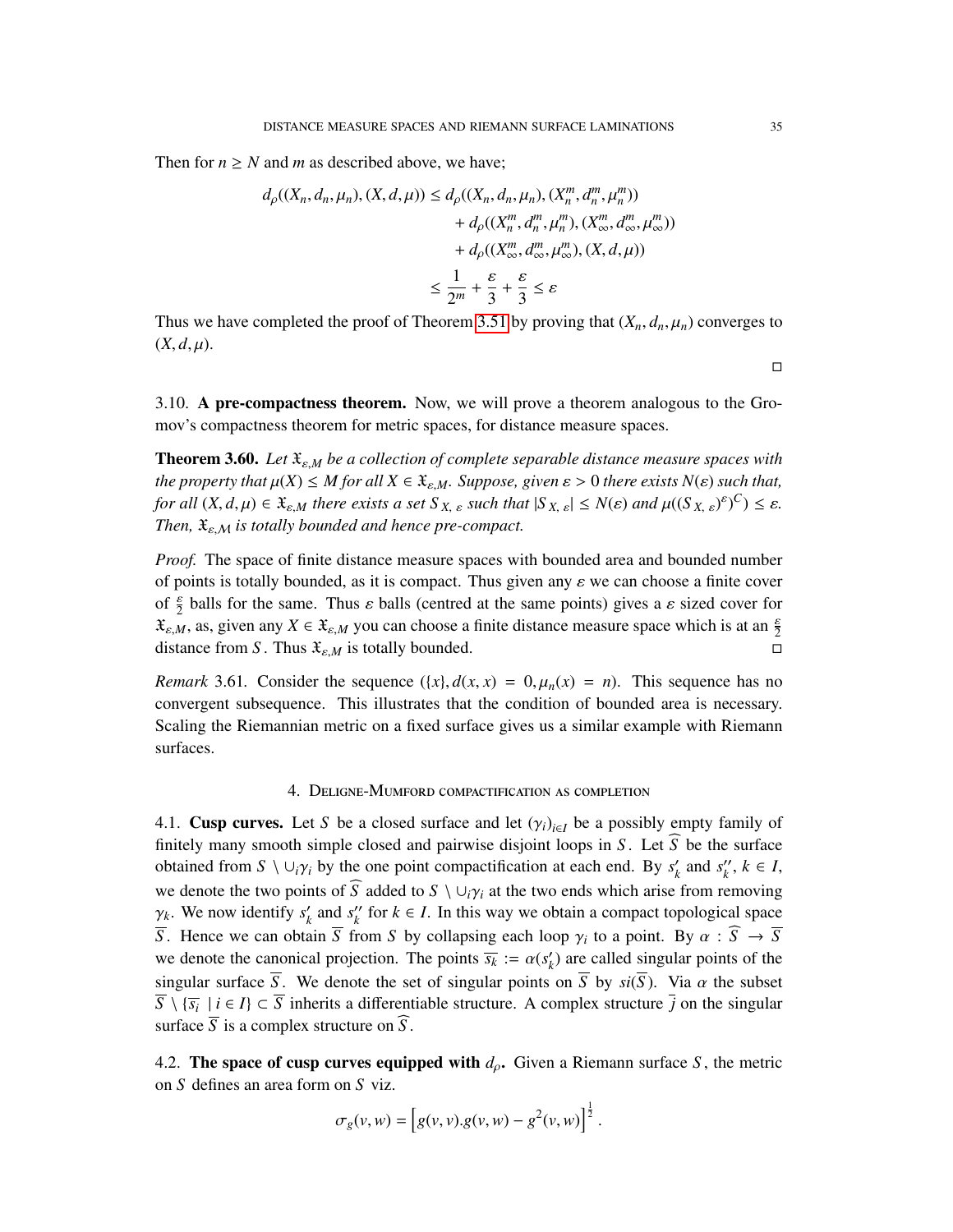Then for $n \geq N$ and $m$ as described above, we have;

$$
\begin{aligned}
d_\rho((X_n, d_n, \mu_n), (X, d, \mu)) \leq\ & d_\rho((X_n, d_n, \mu_n), (X_n^m, d_n^m, \mu_n^m)) \\
&+ d_\rho((X_n^m, d_n^m, \mu_n^m), (X_\infty^m, d_\infty^m, \mu_\infty^m)) \\
&+ d_\rho((X_\infty^m, d_\infty^m, \mu_\infty^m), (X, d, \mu)) \\
\leq\ & \frac{1}{2^m} + \frac{\varepsilon}{3} + \frac{\varepsilon}{3} \leq \varepsilon
\end{aligned}
$$

Thus we have completed the proof of Theorem 3.51 by proving that $(X_n, d_n, \mu_n)$ converges to $(X, d, \mu)$.

□

3.10. **A pre-compactness theorem.** Now, we will prove a theorem analogous to the Gromov's compactness theorem for metric spaces, for distance measure spaces.

**Theorem 3.60.** *Let $\mathfrak{X}_{\varepsilon,M}$ be a collection of complete separable distance measure spaces with the property that $\mu(X) \leq M$ for all $X \in \mathfrak{X}_{\varepsilon,M}$. Suppose, given $\varepsilon > 0$ there exists $N(\varepsilon)$ such that, for all $(X, d, \mu) \in \mathfrak{X}_{\varepsilon,M}$ there exists a set $S_{X,\ \varepsilon}$ such that $|S_{X,\ \varepsilon}| \leq N(\varepsilon)$ and $\mu(((S_{X,\ \varepsilon})^\varepsilon)^C) \leq \varepsilon$. Then, $\mathfrak{X}_{\varepsilon,\mathcal{M}}$ is totally bounded and hence pre-compact.*

*Proof.* The space of finite distance measure spaces with bounded area and bounded number of points is totally bounded, as it is compact. Thus given any $\varepsilon$ we can choose a finite cover of $\frac{\varepsilon}{2}$ balls for the same. Thus $\varepsilon$ balls (centred at the same points) gives a $\varepsilon$ sized cover for $\mathfrak{X}_{\varepsilon,M}$, as, given any $X \in \mathfrak{X}_{\varepsilon,M}$ you can choose a finite distance measure space which is at an $\frac{\varepsilon}{2}$ distance from $S$. Thus $\mathfrak{X}_{\varepsilon,M}$ is totally bounded. □

*Remark* 3.61. Consider the sequence $(\{x\}, d(x, x) = 0, \mu_n(x) = n)$. This sequence has no convergent subsequence. This illustrates that the condition of bounded area is necessary. Scaling the Riemannian metric on a fixed surface gives us a similar example with Riemann surfaces.

## 4. Deligne-Mumford compactification as completion

4.1. **Cusp curves.** Let $S$ be a closed surface and let $(\gamma_i)_{i \in I}$ be a possibly empty family of finitely many smooth simple closed and pairwise disjoint loops in $S$. Let $\widehat{S}$ be the surface obtained from $S \setminus \cup_i \gamma_i$ by the one point compactification at each end. By $s'_k$ and $s''_k$, $k \in I$, we denote the two points of $\widehat{S}$ added to $S \setminus \cup_i \gamma_i$ at the two ends which arise from removing $\gamma_k$. We now identify $s'_k$ and $s''_k$ for $k \in I$. In this way we obtain a compact topological space $\overline{S}$. Hence we can obtain $\overline{S}$ from $S$ by collapsing each loop $\gamma_i$ to a point. By $\alpha : \widehat{S} \to \overline{S}$ we denote the canonical projection. The points $\overline{s_k} := \alpha(s'_k)$ are called singular points of the singular surface $\overline{S}$. We denote the set of singular points on $\overline{S}$ by $si(\overline{S})$. Via $\alpha$ the subset $\overline{S} \setminus \{\overline{s_i} \mid i \in I\} \subset \overline{S}$ inherits a differentiable structure. A complex structure $\overline{j}$ on the singular surface $\overline{S}$ is a complex structure on $\widehat{S}$.

4.2. **The space of cusp curves equipped with $d_\rho$.** Given a Riemann surface $S$, the metric on $S$ defines an area form on $S$ viz.

$$
\sigma_g(v, w) = \left[ g(v, v).g(v, w) - g^2(v, w) \right]^{\frac{1}{2}}.
$$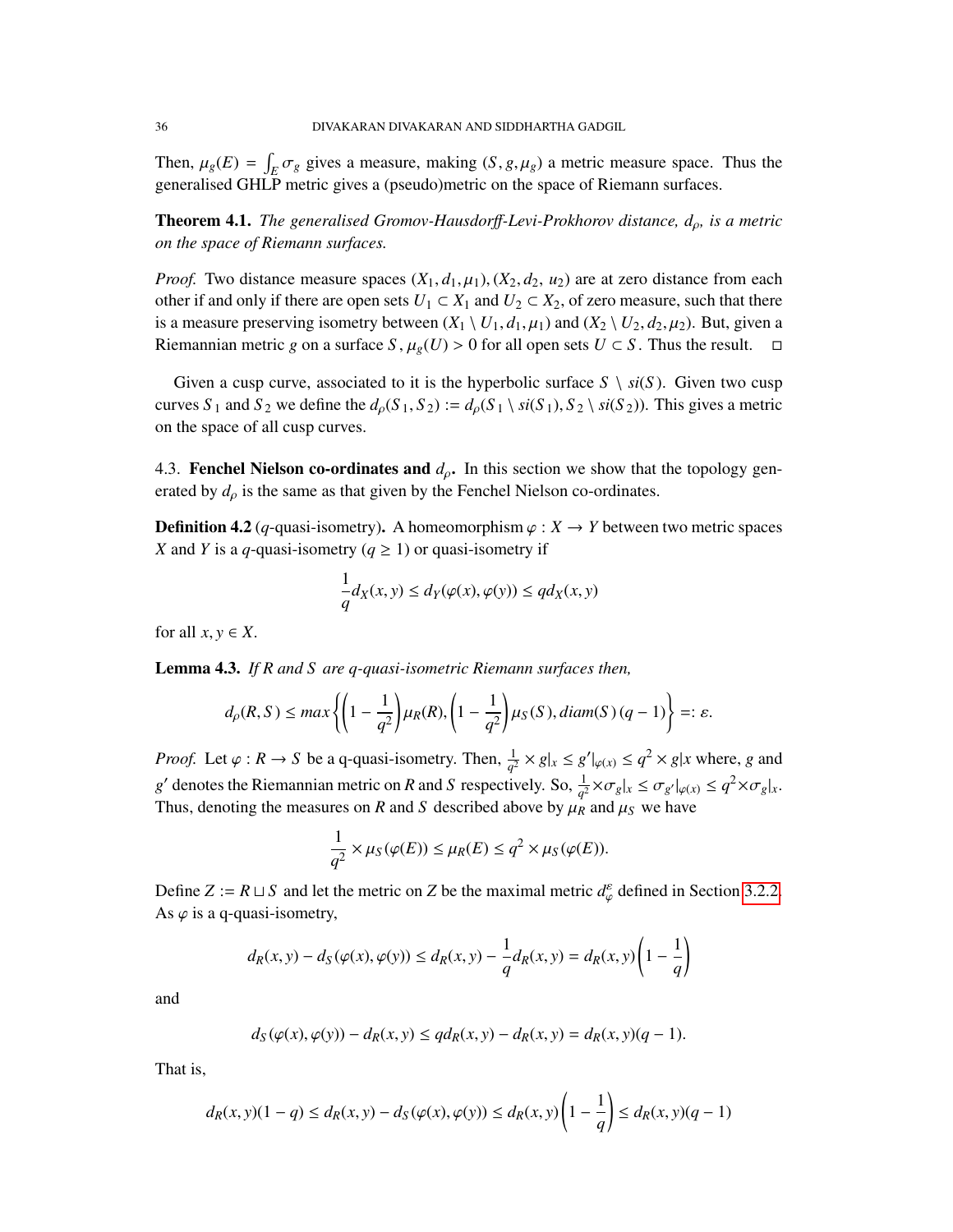Then, $\mu_g(E) = \int_E \sigma_g$ gives a measure, making $(S, g, \mu_g)$ a metric measure space. Thus the generalised GHLP metric gives a (pseudo)metric on the space of Riemann surfaces.

**Theorem 4.1.** *The generalised Gromov-Hausdorff-Levi-Prokhorov distance, $d_\rho$, is a metric on the space of Riemann surfaces.*

*Proof.* Two distance measure spaces $(X_1, d_1, \mu_1), (X_2, d_2, u_2)$ are at zero distance from each other if and only if there are open sets $U_1 \subset X_1$ and $U_2 \subset X_2$, of zero measure, such that there is a measure preserving isometry between $(X_1 \setminus U_1, d_1, \mu_1)$ and $(X_2 \setminus U_2, d_2, \mu_2)$. But, given a Riemannian metric $g$ on a surface $S$, $\mu_g(U) > 0$ for all open sets $U \subset S$. Thus the result. □

Given a cusp curve, associated to it is the hyperbolic surface $S \setminus si(S)$. Given two cusp curves $S_1$ and $S_2$ we define the $d_\rho(S_1, S_2) := d_\rho(S_1 \setminus si(S_1), S_2 \setminus si(S_2))$. This gives a metric on the space of all cusp curves.

### 4.3. Fenchel Nielson co-ordinates and $d_\rho$.

In this section we show that the topology generated by $d_\rho$ is the same as that given by the Fenchel Nielson co-ordinates.

**Definition 4.2** ($q$-quasi-isometry)**.** A homeomorphism $\varphi : X \to Y$ between two metric spaces $X$ and $Y$ is a $q$-quasi-isometry ($q \geq 1$) or quasi-isometry if

$$\frac{1}{q} d_X(x, y) \leq d_Y(\varphi(x), \varphi(y)) \leq q d_X(x, y)$$

for all $x, y \in X$.

**Lemma 4.3.** *If $R$ and $S$ are $q$-quasi-isometric Riemann surfaces then,*

$$d_\rho(R, S) \leq max\left\{\left(1 - \frac{1}{q^2}\right)\mu_R(R), \left(1 - \frac{1}{q^2}\right)\mu_S(S), diam(S)\,(q-1)\right\} =: \varepsilon.$$

*Proof.* Let $\varphi : R \to S$ be a q-quasi-isometry. Then, $\frac{1}{q^2} \times g|_x \leq g'|_{\varphi(x)} \leq q^2 \times g|x$ where, $g$ and $g'$ denotes the Riemannian metric on $R$ and $S$ respectively. So, $\frac{1}{q^2} \times \sigma_g|_x \leq \sigma_{g'}|_{\varphi(x)} \leq q^2 \times \sigma_g|_x$. Thus, denoting the measures on $R$ and $S$ described above by $\mu_R$ and $\mu_S$ we have

$$\frac{1}{q^2} \times \mu_S(\varphi(E)) \leq \mu_R(E) \leq q^2 \times \mu_S(\varphi(E)).$$

Define $Z := R \sqcup S$ and let the metric on $Z$ be the maximal metric $d^\varepsilon_\varphi$ defined in Section 3.2.2. As $\varphi$ is a q-quasi-isometry,

$$d_R(x, y) - d_S(\varphi(x), \varphi(y)) \leq d_R(x, y) - \frac{1}{q} d_R(x, y) = d_R(x, y)\left(1 - \frac{1}{q}\right)$$

and

$$d_S(\varphi(x), \varphi(y)) - d_R(x, y) \leq q d_R(x, y) - d_R(x, y) = d_R(x, y)(q - 1).$$

That is,

$$d_R(x, y)(1 - q) \leq d_R(x, y) - d_S(\varphi(x), \varphi(y)) \leq d_R(x, y)\left(1 - \frac{1}{q}\right) \leq d_R(x, y)(q - 1)$$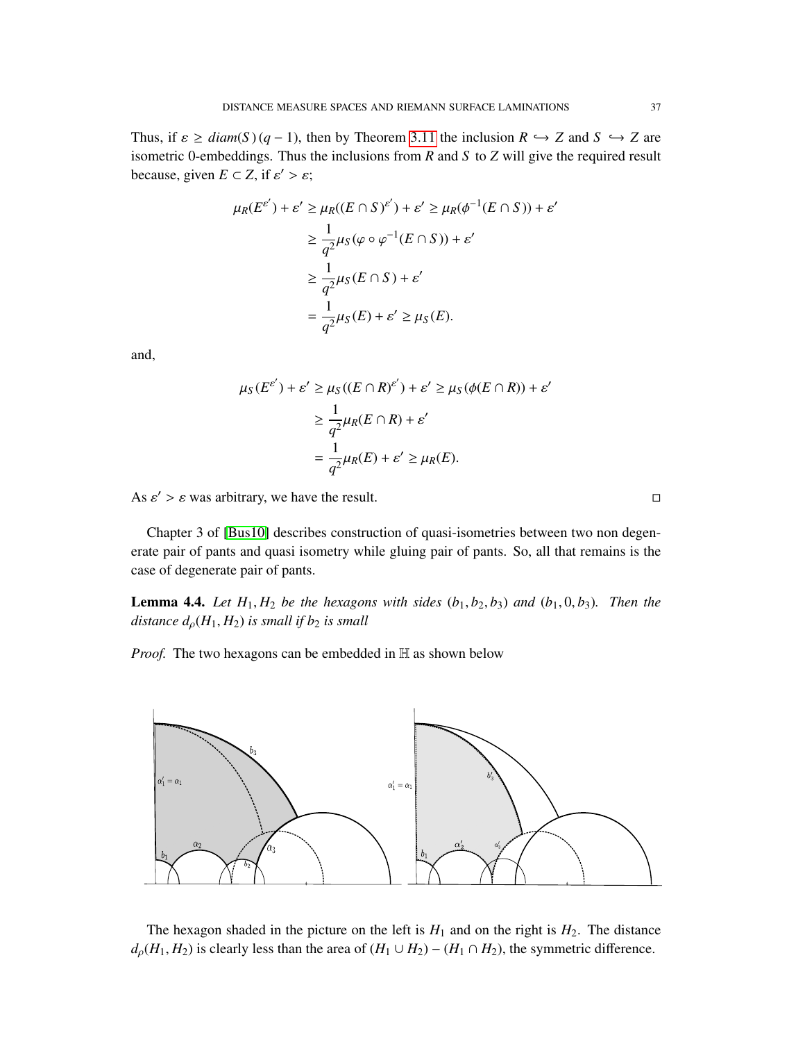Thus, if $\varepsilon \geq diam(S)(q-1)$, then by Theorem 3.11 the inclusion $R \hookrightarrow Z$ and $S \hookrightarrow Z$ are isometric 0-embeddings. Thus the inclusions from $R$ and $S$ to $Z$ will give the required result because, given $E \subset Z$, if $\varepsilon' > \varepsilon$;

$$
\begin{aligned}
\mu_R(E^{\varepsilon'}) + \varepsilon' &\geq \mu_R((E \cap S)^{\varepsilon'}) + \varepsilon' \geq \mu_R(\phi^{-1}(E \cap S)) + \varepsilon' \\
&\geq \frac{1}{q^2}\mu_S(\varphi \circ \varphi^{-1}(E \cap S)) + \varepsilon' \\
&\geq \frac{1}{q^2}\mu_S(E \cap S) + \varepsilon' \\
&= \frac{1}{q^2}\mu_S(E) + \varepsilon' \geq \mu_S(E).
\end{aligned}
$$

and,

$$
\begin{aligned}
\mu_S(E^{\varepsilon'}) + \varepsilon' &\geq \mu_S((E \cap R)^{\varepsilon'}) + \varepsilon' \geq \mu_S(\phi(E \cap R)) + \varepsilon' \\
&\geq \frac{1}{q^2}\mu_R(E \cap R) + \varepsilon' \\
&= \frac{1}{q^2}\mu_R(E) + \varepsilon' \geq \mu_R(E).
\end{aligned}
$$

As $\varepsilon' > \varepsilon$ was arbitrary, we have the result. □

Chapter 3 of [Bus10] describes construction of quasi-isometries between two non degenerate pair of pants and quasi isometry while gluing pair of pants. So, all that remains is the case of degenerate pair of pants.

**Lemma 4.4.** *Let $H_1, H_2$ be the hexagons with sides $(b_1, b_2, b_3)$ and $(b_1, 0, b_3)$. Then the distance $d_\rho(H_1, H_2)$ is small if $b_2$ is small*

*Proof.* The two hexagons can be embedded in $\mathbb{H}$ as shown below

The hexagon shaded in the picture on the left is $H_1$ and on the right is $H_2$. The distance $d_\rho(H_1, H_2)$ is clearly less than the area of $(H_1 \cup H_2) - (H_1 \cap H_2)$, the symmetric difference.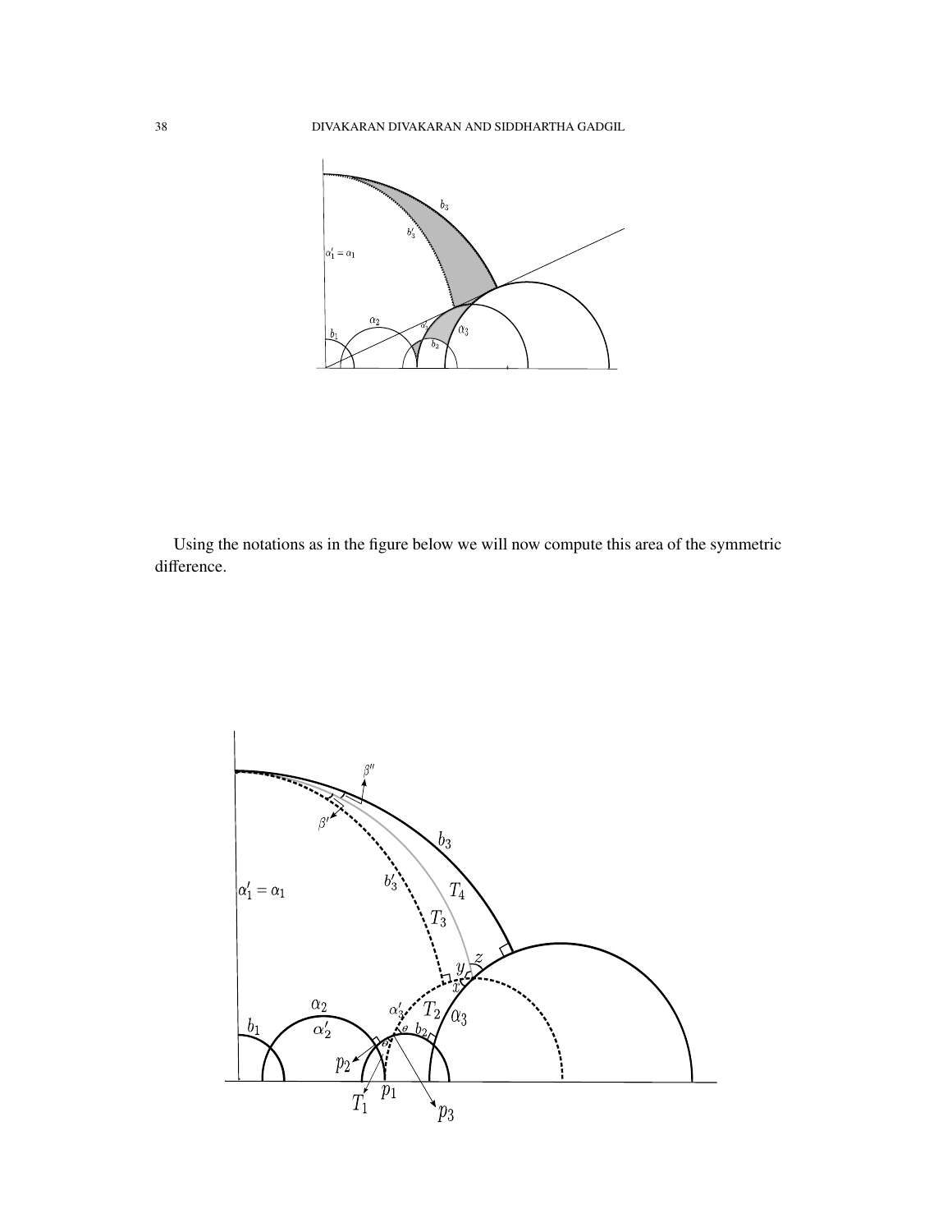Using the notations as in the figure below we will now compute this area of the symmetric difference.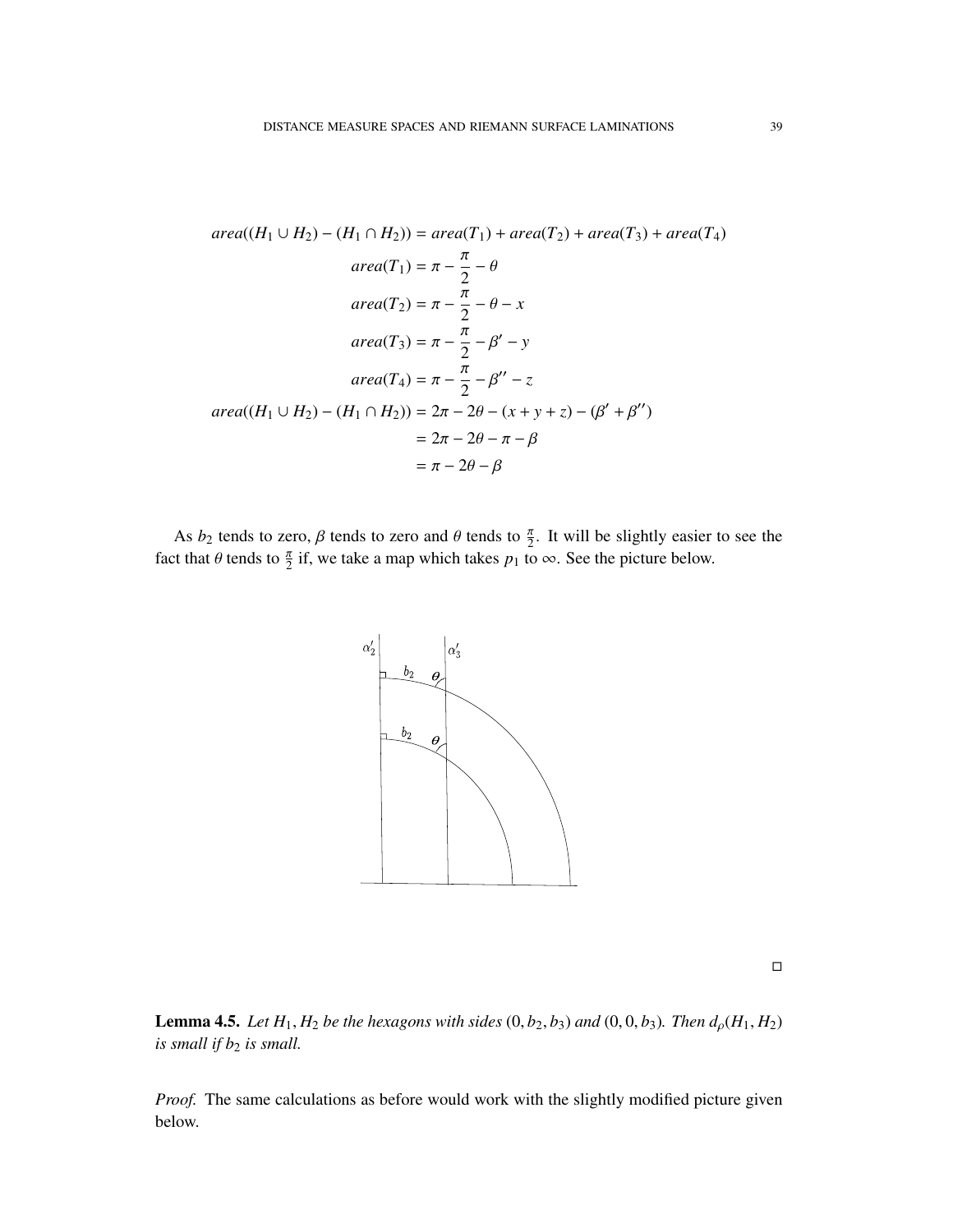$$
\begin{aligned}
area((H_1 \cup H_2) - (H_1 \cap H_2)) &= area(T_1) + area(T_2) + area(T_3) + area(T_4) \\
area(T_1) &= \pi - \frac{\pi}{2} - \theta \\
area(T_2) &= \pi - \frac{\pi}{2} - \theta - x \\
area(T_3) &= \pi - \frac{\pi}{2} - \beta' - y \\
area(T_4) &= \pi - \frac{\pi}{2} - \beta'' - z \\
area((H_1 \cup H_2) - (H_1 \cap H_2)) &= 2\pi - 2\theta - (x + y + z) - (\beta' + \beta'') \\
&= 2\pi - 2\theta - \pi - \beta \\
&= \pi - 2\theta - \beta
\end{aligned}
$$

As $b_2$ tends to zero, $\beta$ tends to zero and $\theta$ tends to $\frac{\pi}{2}$. It will be slightly easier to see the fact that $\theta$ tends to $\frac{\pi}{2}$ if, we take a map which takes $p_1$ to $\infty$. See the picture below.

□

**Lemma 4.5.** *Let $H_1, H_2$ be the hexagons with sides $(0, b_2, b_3)$ and $(0, 0, b_3)$. Then $d_\rho(H_1, H_2)$ is small if $b_2$ is small.*

*Proof.* The same calculations as before would work with the slightly modified picture given below.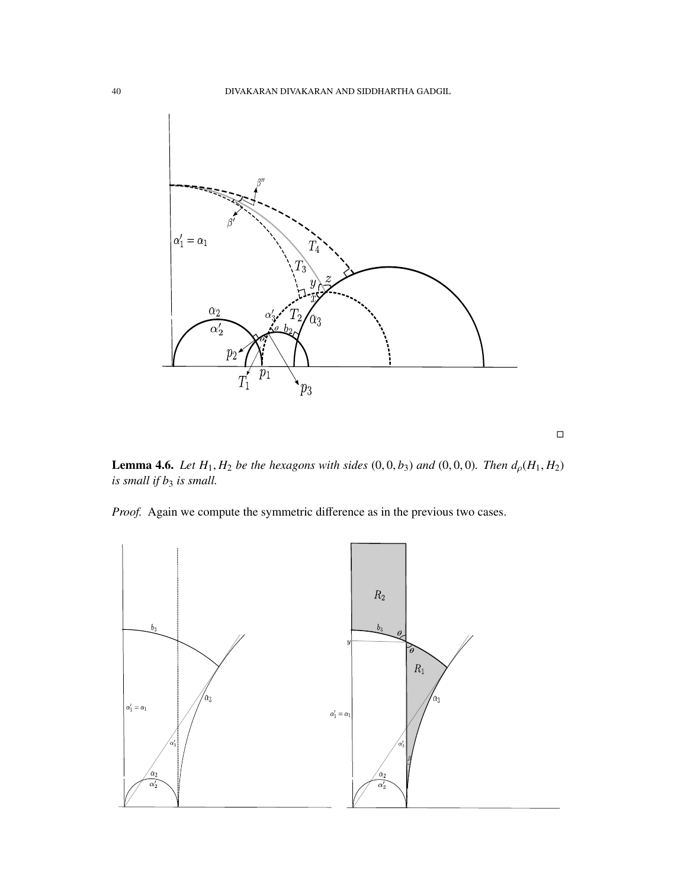□

**Lemma 4.6.** *Let $H_1, H_2$ be the hexagons with sides $(0,0,b_3)$ and $(0,0,0)$. Then $d_\rho(H_1,H_2)$ is small if $b_3$ is small.*

*Proof.* Again we compute the symmetric difference as in the previous two cases.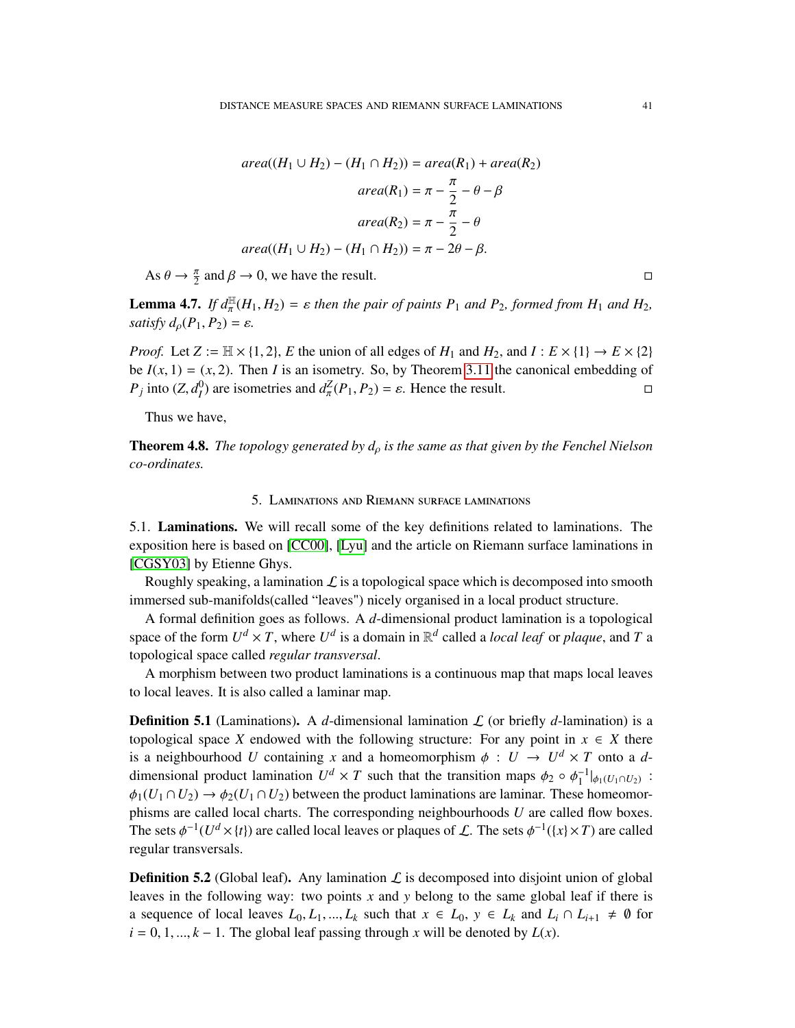$$area((H_1 \cup H_2) - (H_1 \cap H_2)) = area(R_1) + area(R_2)$$

$$area(R_1) = \pi - \frac{\pi}{2} - \theta - \beta$$

$$area(R_2) = \pi - \frac{\pi}{2} - \theta$$

$$area((H_1 \cup H_2) - (H_1 \cap H_2)) = \pi - 2\theta - \beta.$$

As $\theta \to \frac{\pi}{2}$ and $\beta \to 0$, we have the result. □

**Lemma 4.7.** *If $d_\pi^{\mathbb{H}}(H_1, H_2) = \varepsilon$ then the pair of paints $P_1$ and $P_2$, formed from $H_1$ and $H_2$, satisfy $d_\rho(P_1, P_2) = \varepsilon$.*

*Proof.* Let $Z := \mathbb{H} \times \{1, 2\}$, $E$ the union of all edges of $H_1$ and $H_2$, and $I : E \times \{1\} \to E \times \{2\}$ be $I(x, 1) = (x, 2)$. Then $I$ is an isometry. So, by Theorem 3.11 the canonical embedding of $P_j$ into $(Z, d_I^0)$ are isometries and $d_\pi^Z(P_1, P_2) = \varepsilon$. Hence the result. □

Thus we have,

**Theorem 4.8.** *The topology generated by $d_\rho$ is the same as that given by the Fenchel Nielson co-ordinates.*

## 5. Laminations and Riemann surface laminations

5.1. **Laminations.** We will recall some of the key definitions related to laminations. The exposition here is based on [CC00], [Lyu] and the article on Riemann surface laminations in [CGSY03] by Etienne Ghys.

Roughly speaking, a lamination $\mathcal{L}$ is a topological space which is decomposed into smooth immersed sub-manifolds(called "leaves") nicely organised in a local product structure.

A formal definition goes as follows. A $d$-dimensional product lamination is a topological space of the form $U^d \times T$, where $U^d$ is a domain in $\mathbb{R}^d$ called a *local leaf* or *plaque*, and $T$ a topological space called *regular transversal*.

A morphism between two product laminations is a continuous map that maps local leaves to local leaves. It is also called a laminar map.

**Definition 5.1** (Laminations)**.** A $d$-dimensional lamination $\mathcal{L}$ (or briefly $d$-lamination) is a topological space $X$ endowed with the following structure: For any point in $x \in X$ there is a neighbourhood $U$ containing $x$ and a homeomorphism $\phi : U \to U^d \times T$ onto a $d$-dimensional product lamination $U^d \times T$ such that the transition maps $\phi_2 \circ \phi_1^{-1}|_{\phi_1(U_1 \cap U_2)} : \phi_1(U_1 \cap U_2) \to \phi_2(U_1 \cap U_2)$ between the product laminations are laminar. These homeomorphisms are called local charts. The corresponding neighbourhoods $U$ are called flow boxes. The sets $\phi^{-1}(U^d \times \{t\})$ are called local leaves or plaques of $\mathcal{L}$. The sets $\phi^{-1}(\{x\} \times T)$ are called regular transversals.

**Definition 5.2** (Global leaf)**.** Any lamination $\mathcal{L}$ is decomposed into disjoint union of global leaves in the following way: two points $x$ and $y$ belong to the same global leaf if there is a sequence of local leaves $L_0, L_1, ..., L_k$ such that $x \in L_0$, $y \in L_k$ and $L_i \cap L_{i+1} \neq \emptyset$ for $i = 0, 1, ..., k - 1$. The global leaf passing through $x$ will be denoted by $L(x)$.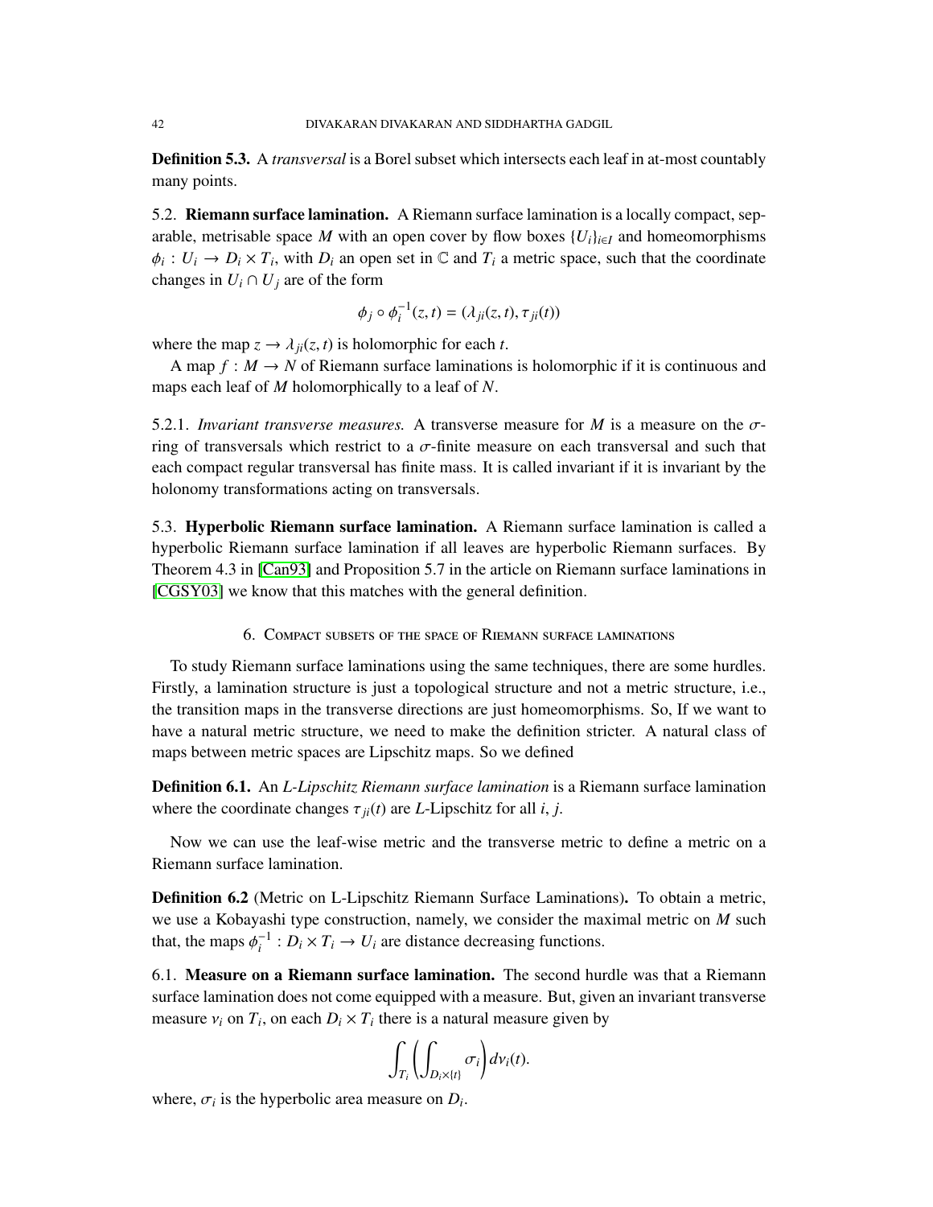**Definition 5.3.** A *transversal* is a Borel subset which intersects each leaf in at-most countably many points.

### 5.2. Riemann surface lamination.

A Riemann surface lamination is a locally compact, separable, metrisable space $M$ with an open cover by flow boxes $\{U_i\}_{i \in I}$ and homeomorphisms $\phi_i : U_i \to D_i \times T_i$, with $D_i$ an open set in $\mathbb{C}$ and $T_i$ a metric space, such that the coordinate changes in $U_i \cap U_j$ are of the form

$$\phi_j \circ \phi_i^{-1}(z, t) = (\lambda_{ji}(z, t), \tau_{ji}(t))$$

where the map $z \to \lambda_{ji}(z, t)$ is holomorphic for each $t$.

A map $f : M \to N$ of Riemann surface laminations is holomorphic if it is continuous and maps each leaf of $M$ holomorphically to a leaf of $N$.

5.2.1. *Invariant transverse measures.* A transverse measure for $M$ is a measure on the $\sigma$-ring of transversals which restrict to a $\sigma$-finite measure on each transversal and such that each compact regular transversal has finite mass. It is called invariant if it is invariant by the holonomy transformations acting on transversals.

### 5.3. Hyperbolic Riemann surface lamination.

A Riemann surface lamination is called a hyperbolic Riemann surface lamination if all leaves are hyperbolic Riemann surfaces. By Theorem 4.3 in [Can93] and Proposition 5.7 in the article on Riemann surface laminations in [CGSY03] we know that this matches with the general definition.

## 6. Compact subsets of the space of Riemann surface laminations

To study Riemann surface laminations using the same techniques, there are some hurdles. Firstly, a lamination structure is just a topological structure and not a metric structure, i.e., the transition maps in the transverse directions are just homeomorphisms. So, If we want to have a natural metric structure, we need to make the definition stricter. A natural class of maps between metric spaces are Lipschitz maps. So we defined

**Definition 6.1.** An *L-Lipschitz Riemann surface lamination* is a Riemann surface lamination where the coordinate changes $\tau_{ji}(t)$ are $L$-Lipschitz for all $i$, $j$.

Now we can use the leaf-wise metric and the transverse metric to define a metric on a Riemann surface lamination.

**Definition 6.2** (Metric on L-Lipschitz Riemann Surface Laminations)**.** To obtain a metric, we use a Kobayashi type construction, namely, we consider the maximal metric on $M$ such that, the maps $\phi_i^{-1} : D_i \times T_i \to U_i$ are distance decreasing functions.

### 6.1. Measure on a Riemann surface lamination.

The second hurdle was that a Riemann surface lamination does not come equipped with a measure. But, given an invariant transverse measure $\nu_i$ on $T_i$, on each $D_i \times T_i$ there is a natural measure given by

$$\int_{T_i} \left( \int_{D_i \times \{t\}} \sigma_i \right) d\nu_i(t).$$

where, $\sigma_i$ is the hyperbolic area measure on $D_i$.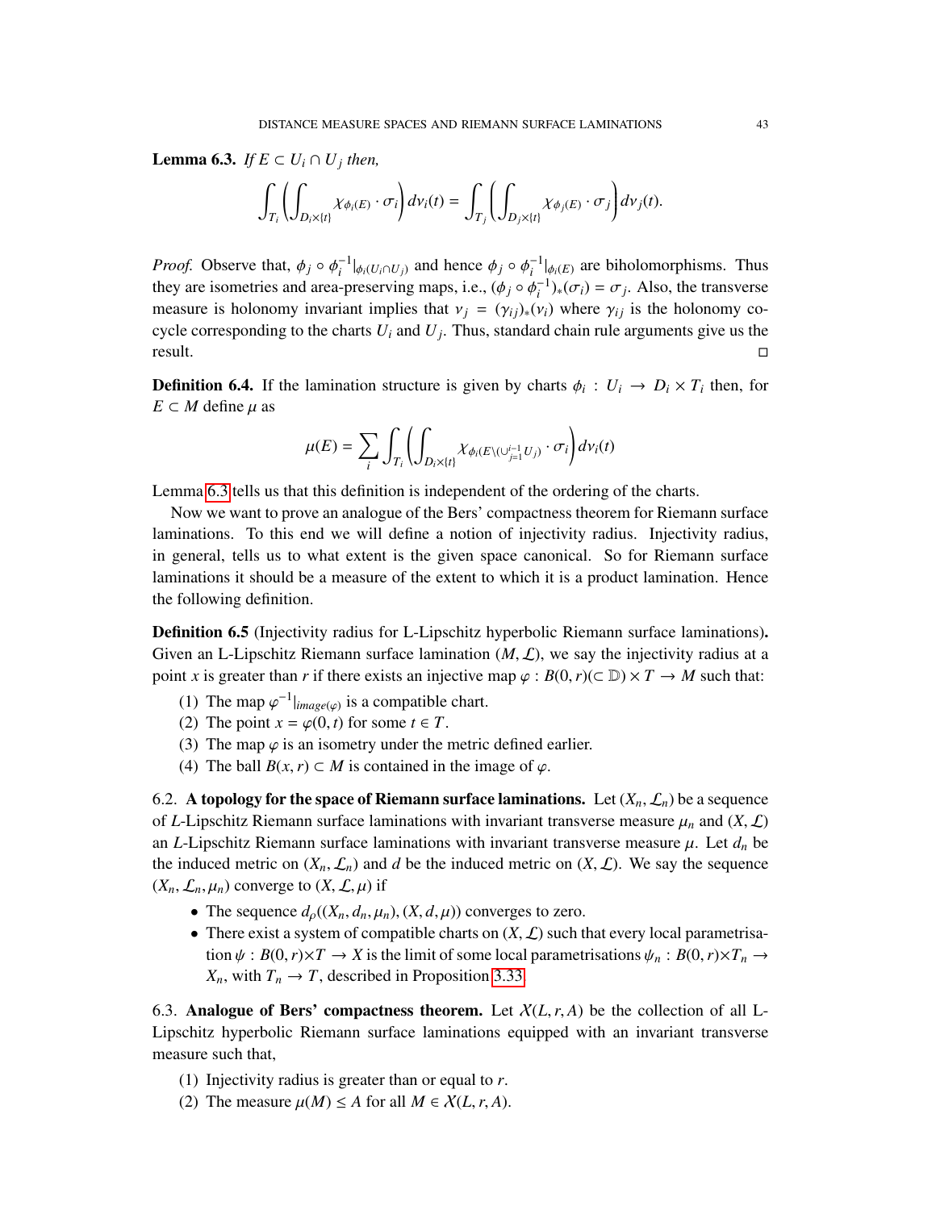**Lemma 6.3.** *If $E \subset U_i \cap U_j$ then,*

$$\int_{T_i}\left(\int_{D_i\times\{t\}} \chi_{\phi_i(E)}\cdot\sigma_i\right)d\nu_i(t) = \int_{T_j}\left(\int_{D_j\times\{t\}} \chi_{\phi_j(E)}\cdot\sigma_j\right)d\nu_j(t).$$

*Proof.* Observe that, $\phi_j \circ \phi_i^{-1}|_{\phi_i(U_i\cap U_j)}$ and hence $\phi_j \circ \phi_i^{-1}|_{\phi_i(E)}$ are biholomorphisms. Thus they are isometries and area-preserving maps, i.e., $(\phi_j \circ \phi_i^{-1})_*(\sigma_i) = \sigma_j$. Also, the transverse measure is holonomy invariant implies that $\nu_j = (\gamma_{ij})_*(\nu_i)$ where $\gamma_{ij}$ is the holonomy cocycle corresponding to the charts $U_i$ and $U_j$. Thus, standard chain rule arguments give us the result. □

**Definition 6.4.** If the lamination structure is given by charts $\phi_i : U_i \to D_i \times T_i$ then, for $E \subset M$ define $\mu$ as

$$\mu(E) = \sum_i \int_{T_i}\left(\int_{D_i\times\{t\}} \chi_{\phi_i(E\setminus(\cup_{j=1}^{i-1}U_j))}\cdot\sigma_i\right)d\nu_i(t)$$

Lemma 6.3 tells us that this definition is independent of the ordering of the charts.

Now we want to prove an analogue of the Bers' compactness theorem for Riemann surface laminations. To this end we will define a notion of injectivity radius. Injectivity radius, in general, tells us to what extent is the given space canonical. So for Riemann surface laminations it should be a measure of the extent to which it is a product lamination. Hence the following definition.

**Definition 6.5** (Injectivity radius for L-Lipschitz hyperbolic Riemann surface laminations)**.** Given an L-Lipschitz Riemann surface lamination $(M, \mathcal{L})$, we say the injectivity radius at a point $x$ is greater than $r$ if there exists an injective map $\varphi : B(0, r)(\subset \mathbb{D}) \times T \to M$ such that:

1. The map $\varphi^{-1}|_{image(\varphi)}$ is a compatible chart.
2. The point $x = \varphi(0, t)$ for some $t \in T$.
3. The map $\varphi$ is an isometry under the metric defined earlier.
4. The ball $B(x, r) \subset M$ is contained in the image of $\varphi$.

6.2. **A topology for the space of Riemann surface laminations.** Let $(X_n, \mathcal{L}_n)$ be a sequence of $L$-Lipschitz Riemann surface laminations with invariant transverse measure $\mu_n$ and $(X, \mathcal{L})$ an $L$-Lipschitz Riemann surface laminations with invariant transverse measure $\mu$. Let $d_n$ be the induced metric on $(X_n, \mathcal{L}_n)$ and $d$ be the induced metric on $(X, \mathcal{L})$. We say the sequence $(X_n, \mathcal{L}_n, \mu_n)$ converge to $(X, \mathcal{L}, \mu)$ if

- The sequence $d_\rho((X_n, d_n, \mu_n), (X, d, \mu))$ converges to zero.
- There exist a system of compatible charts on $(X, \mathcal{L})$ such that every local parametrisation $\psi : B(0, r)\times T \to X$ is the limit of some local parametrisations $\psi_n : B(0, r)\times T_n \to X_n$, with $T_n \to T$, described in Proposition 3.33.

6.3. **Analogue of Bers' compactness theorem.** Let $\mathcal{X}(L, r, A)$ be the collection of all L-Lipschitz hyperbolic Riemann surface laminations equipped with an invariant transverse measure such that,

1. Injectivity radius is greater than or equal to $r$.
2. The measure $\mu(M) \le A$ for all $M \in \mathcal{X}(L, r, A)$.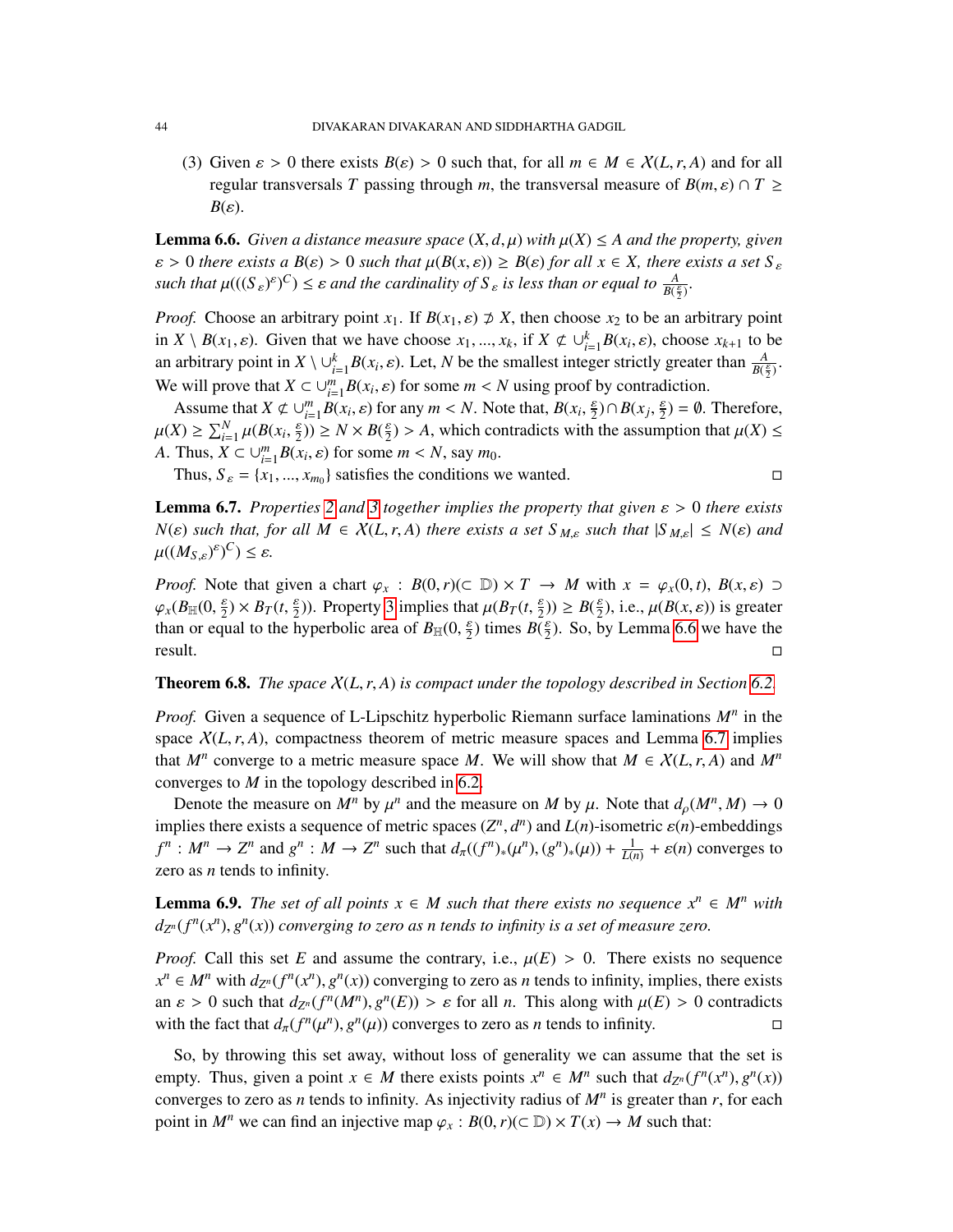(3) Given $\varepsilon > 0$ there exists $B(\varepsilon) > 0$ such that, for all $m \in M \in \mathcal{X}(L, r, A)$ and for all regular transversals $T$ passing through $m$, the transversal measure of $B(m, \varepsilon) \cap T \geq B(\varepsilon)$.

**Lemma 6.6.** *Given a distance measure space $(X, d, \mu)$ with $\mu(X) \leq A$ and the property, given $\varepsilon > 0$ there exists a $B(\varepsilon) > 0$ such that $\mu(B(x, \varepsilon)) \geq B(\varepsilon)$ for all $x \in X$, there exists a set $S_\varepsilon$ such that $\mu(((S_\varepsilon)^\varepsilon)^C) \leq \varepsilon$ and the cardinality of $S_\varepsilon$ is less than or equal to $\frac{A}{B(\frac{\varepsilon}{2})}$.*

*Proof.* Choose an arbitrary point $x_1$. If $B(x_1, \varepsilon) \not\supset X$, then choose $x_2$ to be an arbitrary point in $X \setminus B(x_1, \varepsilon)$. Given that we have choose $x_1, ..., x_k$, if $X \not\subset \cup_{i=1}^k B(x_i, \varepsilon)$, choose $x_{k+1}$ to be an arbitrary point in $X \setminus \cup_{i=1}^k B(x_i, \varepsilon)$. Let, $N$ be the smallest integer strictly greater than $\frac{A}{B(\frac{\varepsilon}{2})}$. We will prove that $X \subset \cup_{i=1}^m B(x_i, \varepsilon)$ for some $m < N$ using proof by contradiction.

Assume that $X \not\subset \cup_{i=1}^m B(x_i, \varepsilon)$ for any $m < N$. Note that, $B(x_i, \frac{\varepsilon}{2}) \cap B(x_j, \frac{\varepsilon}{2}) = \emptyset$. Therefore, $\mu(X) \geq \sum_{i=1}^N \mu(B(x_i, \frac{\varepsilon}{2})) \geq N \times B(\frac{\varepsilon}{2}) > A$, which contradicts with the assumption that $\mu(X) \leq A$. Thus, $X \subset \cup_{i=1}^m B(x_i, \varepsilon)$ for some $m < N$, say $m_0$.

Thus, $S_\varepsilon = \{x_1, ..., x_{m_0}\}$ satisfies the conditions we wanted. □

**Lemma 6.7.** *Properties 2 and 3 together implies the property that given $\varepsilon > 0$ there exists $N(\varepsilon)$ such that, for all $M \in \mathcal{X}(L, r, A)$ there exists a set $S_{M,\varepsilon}$ such that $|S_{M,\varepsilon}| \leq N(\varepsilon)$ and $\mu((M_{S,\varepsilon})^\varepsilon)^C) \leq \varepsilon$.*

*Proof.* Note that given a chart $\varphi_x : B(0, r)(\subset \mathbb{D}) \times T \to M$ with $x = \varphi_x(0, t)$, $B(x, \varepsilon) \supset \varphi_x(B_{\mathbb{H}}(0, \frac{\varepsilon}{2}) \times B_T(t, \frac{\varepsilon}{2}))$. Property 3 implies that $\mu(B_T(t, \frac{\varepsilon}{2})) \geq B(\frac{\varepsilon}{2})$, i.e., $\mu(B(x, \varepsilon))$ is greater than or equal to the hyperbolic area of $B_{\mathbb{H}}(0, \frac{\varepsilon}{2})$ times $B(\frac{\varepsilon}{2})$. So, by Lemma 6.6 we have the result. □

**Theorem 6.8.** *The space $\mathcal{X}(L, r, A)$ is compact under the topology described in Section 6.2.*

*Proof.* Given a sequence of L-Lipschitz hyperbolic Riemann surface laminations $M^n$ in the space $\mathcal{X}(L, r, A)$, compactness theorem of metric measure spaces and Lemma 6.7 implies that $M^n$ converge to a metric measure space $M$. We will show that $M \in \mathcal{X}(L, r, A)$ and $M^n$ converges to $M$ in the topology described in 6.2.

Denote the measure on $M^n$ by $\mu^n$ and the measure on $M$ by $\mu$. Note that $d_\rho(M^n, M) \to 0$ implies there exists a sequence of metric spaces $(Z^n, d^n)$ and $L(n)$-isometric $\varepsilon(n)$-embeddings $f^n : M^n \to Z^n$ and $g^n : M \to Z^n$ such that $d_\pi((f^n)_*(\mu^n), (g^n)_*(\mu)) + \frac{1}{L(n)} + \varepsilon(n)$ converges to zero as $n$ tends to infinity.

**Lemma 6.9.** *The set of all points $x \in M$ such that there exists no sequence $x^n \in M^n$ with $d_{Z^n}(f^n(x^n), g^n(x))$ converging to zero as $n$ tends to infinity is a set of measure zero.*

*Proof.* Call this set $E$ and assume the contrary, i.e., $\mu(E) > 0$. There exists no sequence $x^n \in M^n$ with $d_{Z^n}(f^n(x^n), g^n(x))$ converging to zero as $n$ tends to infinity, implies, there exists an $\varepsilon > 0$ such that $d_{Z^n}(f^n(M^n), g^n(E)) > \varepsilon$ for all $n$. This along with $\mu(E) > 0$ contradicts with the fact that $d_\pi(f^n(\mu^n), g^n(\mu))$ converges to zero as $n$ tends to infinity. □

So, by throwing this set away, without loss of generality we can assume that the set is empty. Thus, given a point $x \in M$ there exists points $x^n \in M^n$ such that $d_{Z^n}(f^n(x^n), g^n(x))$ converges to zero as $n$ tends to infinity. As injectivity radius of $M^n$ is greater than $r$, for each point in $M^n$ we can find an injective map $\varphi_x : B(0, r)(\subset \mathbb{D}) \times T(x) \to M$ such that: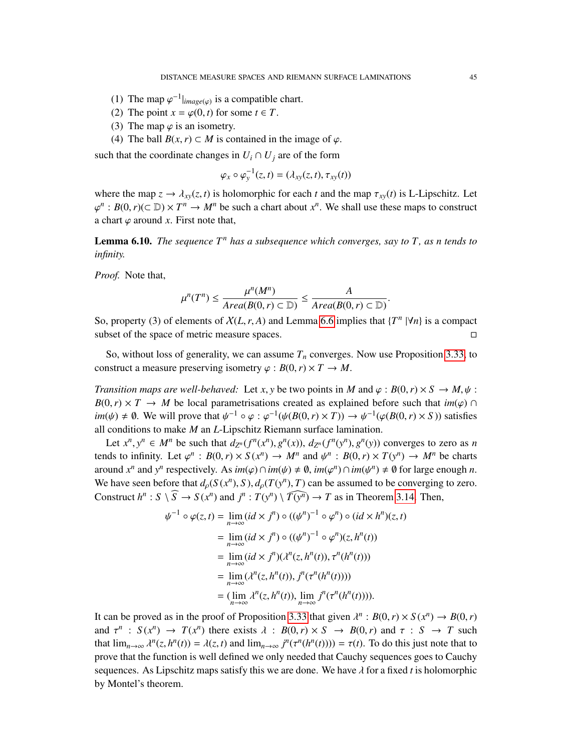(1) The map $\varphi^{-1}|_{image(\varphi)}$ is a compatible chart.
(2) The point $x = \varphi(0, t)$ for some $t \in T$.
(3) The map $\varphi$ is an isometry.
(4) The ball $B(x, r) \subset M$ is contained in the image of $\varphi$.

such that the coordinate changes in $U_i \cap U_j$ are of the form

$$\varphi_x \circ \varphi_y^{-1}(z, t) = (\lambda_{xy}(z, t), \tau_{xy}(t))$$

where the map $z \to \lambda_{xy}(z, t)$ is holomorphic for each $t$ and the map $\tau_{xy}(t)$ is L-Lipschitz. Let $\varphi^n : B(0, r)(\subset \mathbb{D}) \times T^n \to M^n$ be such a chart about $x^n$. We shall use these maps to construct a chart $\varphi$ around $x$. First note that,

**Lemma 6.10.** *The sequence $T^n$ has a subsequence which converges, say to $T$, as n tends to infinity.*

*Proof.* Note that,

$$\mu^n(T^n) \leq \frac{\mu^n(M^n)}{Area(B(0, r) \subset \mathbb{D})} \leq \frac{A}{Area(B(0, r) \subset \mathbb{D})}.$$

So, property (3) of elements of $\mathcal{X}(L, r, A)$ and Lemma 6.6 implies that $\{T^n \mid \forall n\}$ is a compact subset of the space of metric measure spaces. □

So, without loss of generality, we can assume $T_n$ converges. Now use Proposition 3.33, to construct a measure preserving isometry $\varphi : B(0, r) \times T \to M$.

*Transition maps are well-behaved:* Let $x, y$ be two points in $M$ and $\varphi : B(0, r) \times S \to M, \psi : B(0, r) \times T \to M$ be local parametrisations created as explained before such that $im(\varphi) \cap im(\psi) \neq \emptyset$. We will prove that $\psi^{-1} \circ \varphi : \varphi^{-1}(\psi(B(0, r) \times T)) \to \psi^{-1}(\varphi(B(0, r) \times S))$ satisfies all conditions to make $M$ an $L$-Lipschitz Riemann surface lamination.

Let $x^n, y^n \in M^n$ be such that $d_{Z^n}(f^n(x^n), g^n(x))$, $d_{Z^n}(f^n(y^n), g^n(y))$ converges to zero as $n$ tends to infinity. Let $\varphi^n : B(0, r) \times S(x^n) \to M^n$ and $\psi^n : B(0, r) \times T(y^n) \to M^n$ be charts around $x^n$ and $y^n$ respectively. As $im(\varphi) \cap im(\psi) \neq \emptyset$, $im(\varphi^n) \cap im(\psi^n) \neq \emptyset$ for large enough $n$. We have seen before that $d_\rho(S(x^n), S), d_\rho(T(y^n), T)$ can be assumed to be converging to zero. Construct $h^n : S \setminus \widehat{S} \to S(x^n)$ and $j^n : T(y^n) \setminus \widehat{T(y^n)} \to T$ as in Theorem 3.14. Then,

$$\begin{aligned}
\psi^{-1} \circ \varphi(z, t) &= \lim_{n\to\infty} (id \times j^n) \circ ((\psi^n)^{-1} \circ \varphi^n) \circ (id \times h^n)(z, t) \\
&= \lim_{n\to\infty} (id \times j^n) \circ ((\psi^n)^{-1} \circ \varphi^n)(z, h^n(t)) \\
&= \lim_{n\to\infty} (id \times j^n)(\lambda^n(z, h^n(t)), \tau^n(h^n(t))) \\
&= \lim_{n\to\infty} (\lambda^n(z, h^n(t)), j^n(\tau^n(h^n(t)))) \\
&= (\lim_{n\to\infty} \lambda^n(z, h^n(t)), \lim_{n\to\infty} j^n(\tau^n(h^n(t)))).
\end{aligned}$$

It can be proved as in the proof of Proposition 3.33 that given $\lambda^n : B(0, r) \times S(x^n) \to B(0, r)$ and $\tau^n : S(x^n) \to T(x^n)$ there exists $\lambda : B(0, r) \times S \to B(0, r)$ and $\tau : S \to T$ such that $\lim_{n\to\infty} \lambda^n(z, h^n(t)) = \lambda(z, t)$ and $\lim_{n\to\infty} j^n(\tau^n(h^n(t)))) = \tau(t)$. To do this just note that to prove that the function is well defined we only needed that Cauchy sequences goes to Cauchy sequences. As Lipschitz maps satisfy this we are done. We have $\lambda$ for a fixed $t$ is holomorphic by Montel's theorem.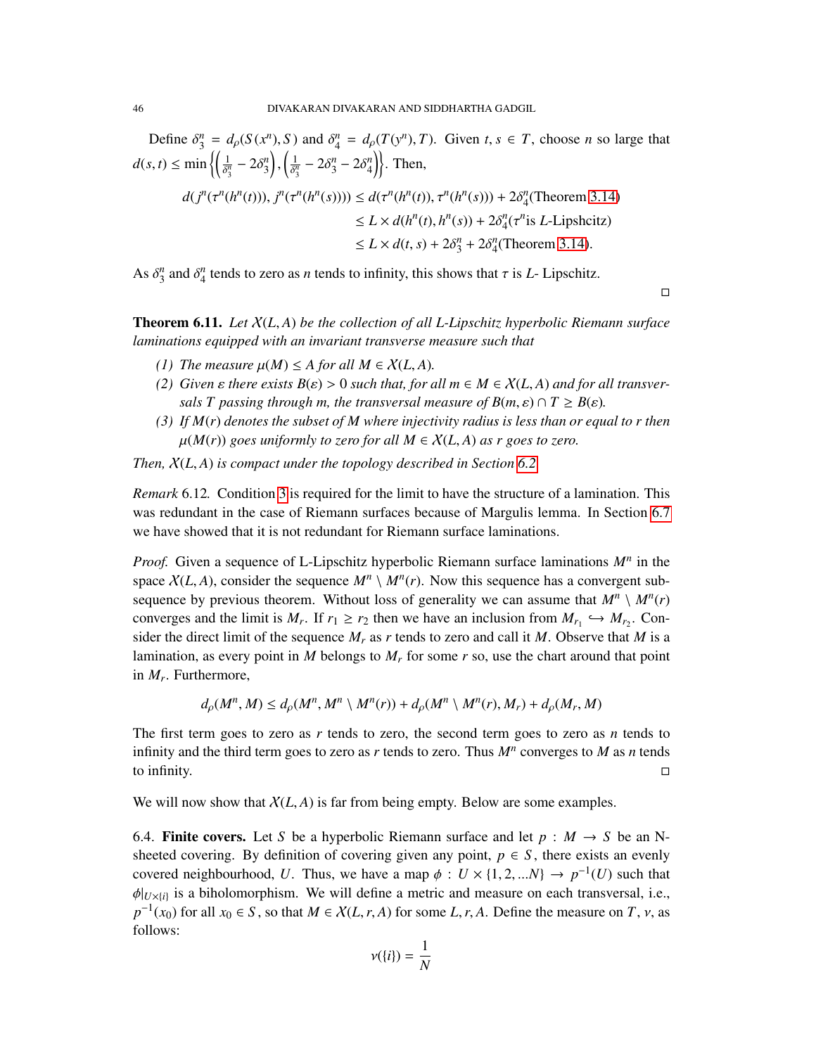Define $\delta_3^n = d_\rho(S(x^n), S)$ and $\delta_4^n = d_\rho(T(y^n), T)$. Given $t, s \in T$, choose $n$ so large that $d(s,t) \leq \min\left\{\left(\frac{1}{\delta_3^n} - 2\delta_3^n\right), \left(\frac{1}{\delta_3^n} - 2\delta_3^n - 2\delta_4^n\right)\right\}$. Then,

$$\begin{aligned}
d(j^n(\tau^n(h^n(t))), j^n(\tau^n(h^n(s)))) &\leq d(\tau^n(h^n(t)), \tau^n(h^n(s))) + 2\delta_4^n (\text{Theorem 3.14}) \\
&\leq L \times d(h^n(t), h^n(s)) + 2\delta_4^n (\tau^n \text{is } L\text{-Lipshcitz}) \\
&\leq L \times d(t,s) + 2\delta_3^n + 2\delta_4^n (\text{Theorem 3.14}).
\end{aligned}$$

As $\delta_3^n$ and $\delta_4^n$ tends to zero as $n$ tends to infinity, this shows that $\tau$ is $L$- Lipschitz.

□

**Theorem 6.11.** *Let $\mathcal{X}(L, A)$ be the collection of all L-Lipschitz hyperbolic Riemann surface laminations equipped with an invariant transverse measure such that*

1. *The measure $\mu(M) \leq A$ for all $M \in \mathcal{X}(L, A)$.*
2. *Given $\varepsilon$ there exists $B(\varepsilon) > 0$ such that, for all $m \in M \in \mathcal{X}(L, A)$ and for all transversals $T$ passing through $m$, the transversal measure of $B(m, \varepsilon) \cap T \geq B(\varepsilon)$.*
3. *If $M(r)$ denotes the subset of $M$ where injectivity radius is less than or equal to $r$ then $\mu(M(r))$ goes uniformly to zero for all $M \in \mathcal{X}(L, A)$ as $r$ goes to zero.*

*Then, $\mathcal{X}(L, A)$ is compact under the topology described in Section 6.2.*

*Remark* 6.12. Condition 3 is required for the limit to have the structure of a lamination. This was redundant in the case of Riemann surfaces because of Margulis lemma. In Section 6.7 we have showed that it is not redundant for Riemann surface laminations.

*Proof.* Given a sequence of L-Lipschitz hyperbolic Riemann surface laminations $M^n$ in the space $\mathcal{X}(L, A)$, consider the sequence $M^n \setminus M^n(r)$. Now this sequence has a convergent subsequence by previous theorem. Without loss of generality we can assume that $M^n \setminus M^n(r)$ converges and the limit is $M_r$. If $r_1 \geq r_2$ then we have an inclusion from $M_{r_1} \hookrightarrow M_{r_2}$. Consider the direct limit of the sequence $M_r$ as $r$ tends to zero and call it $M$. Observe that $M$ is a lamination, as every point in $M$ belongs to $M_r$ for some $r$ so, use the chart around that point in $M_r$. Furthermore,

$$d_\rho(M^n, M) \leq d_\rho(M^n, M^n \setminus M^n(r)) + d_\rho(M^n \setminus M^n(r), M_r) + d_\rho(M_r, M)$$

The first term goes to zero as $r$ tends to zero, the second term goes to zero as $n$ tends to infinity and the third term goes to zero as $r$ tends to zero. Thus $M^n$ converges to $M$ as $n$ tends to infinity. □

We will now show that $\mathcal{X}(L, A)$ is far from being empty. Below are some examples.

6.4. **Finite covers.** Let $S$ be a hyperbolic Riemann surface and let $p : M \to S$ be an N-sheeted covering. By definition of covering given any point, $p \in S$, there exists an evenly covered neighbourhood, $U$. Thus, we have a map $\phi : U \times \{1, 2, ...N\} \to p^{-1}(U)$ such that $\phi|_{U \times \{i\}}$ is a biholomorphism. We will define a metric and measure on each transversal, i.e., $p^{-1}(x_0)$ for all $x_0 \in S$, so that $M \in \mathcal{X}(L, r, A)$ for some $L, r, A$. Define the measure on $T$, $\nu$, as follows:

$$\nu(\{i\}) = \frac{1}{N}$$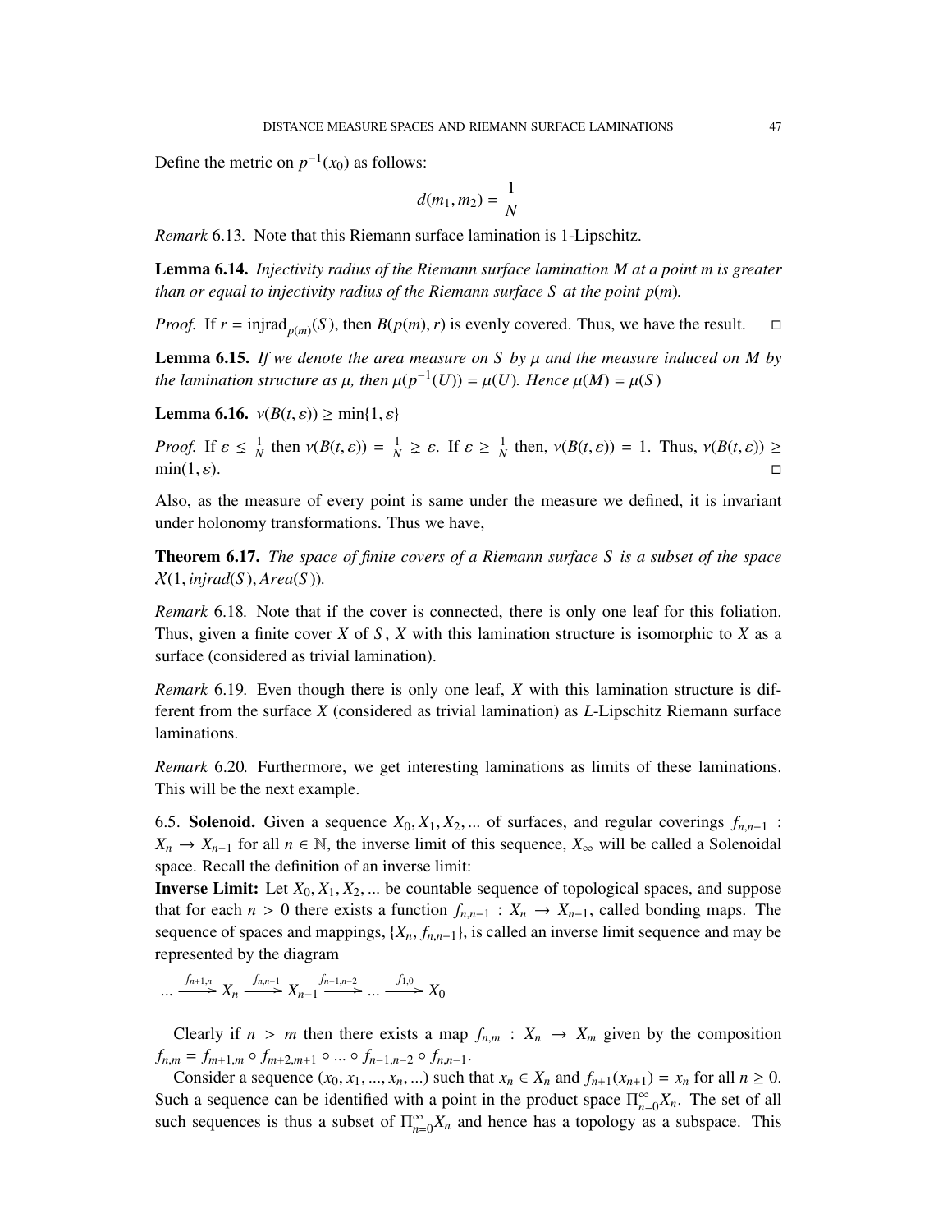Define the metric on $p^{-1}(x_0)$ as follows:

$$d(m_1, m_2) = \frac{1}{N}$$

*Remark* 6.13. Note that this Riemann surface lamination is 1-Lipschitz.

**Lemma 6.14.** *Injectivity radius of the Riemann surface lamination $M$ at a point $m$ is greater than or equal to injectivity radius of the Riemann surface $S$ at the point $p(m)$.*

*Proof.* If $r = \text{injrad}_{p(m)}(S)$, then $B(p(m), r)$ is evenly covered. Thus, we have the result. □

**Lemma 6.15.** *If we denote the area measure on $S$ by $\mu$ and the measure induced on $M$ by the lamination structure as $\overline{\mu}$, then $\overline{\mu}(p^{-1}(U)) = \mu(U)$. Hence $\overline{\mu}(M) = \mu(S)$*

**Lemma 6.16.** $\nu(B(t, \varepsilon)) \geq \min\{1, \varepsilon\}$

*Proof.* If $\varepsilon \lesssim \frac{1}{N}$ then $\nu(B(t, \varepsilon)) = \frac{1}{N} \gtrsim \varepsilon$. If $\varepsilon \geq \frac{1}{N}$ then, $\nu(B(t, \varepsilon)) = 1$. Thus, $\nu(B(t, \varepsilon)) \geq \min(1, \varepsilon)$. □

Also, as the measure of every point is same under the measure we defined, it is invariant under holonomy transformations. Thus we have,

**Theorem 6.17.** *The space of finite covers of a Riemann surface $S$ is a subset of the space $\mathcal{X}(1, injrad(S), Area(S))$.*

*Remark* 6.18. Note that if the cover is connected, there is only one leaf for this foliation. Thus, given a finite cover $X$ of $S$, $X$ with this lamination structure is isomorphic to $X$ as a surface (considered as trivial lamination).

*Remark* 6.19. Even though there is only one leaf, $X$ with this lamination structure is different from the surface $X$ (considered as trivial lamination) as $L$-Lipschitz Riemann surface laminations.

*Remark* 6.20. Furthermore, we get interesting laminations as limits of these laminations. This will be the next example.

6.5. **Solenoid.** Given a sequence $X_0, X_1, X_2, ...$ of surfaces, and regular coverings $f_{n,n-1} : X_n \to X_{n-1}$ for all $n \in \mathbb{N}$, the inverse limit of this sequence, $X_\infty$ will be called a Solenoidal space. Recall the definition of an inverse limit:

**Inverse Limit:** Let $X_0, X_1, X_2, ...$ be countable sequence of topological spaces, and suppose that for each $n > 0$ there exists a function $f_{n,n-1} : X_n \to X_{n-1}$, called bonding maps. The sequence of spaces and mappings, $\{X_n, f_{n,n-1}\}$, is called an inverse limit sequence and may be represented by the diagram

$$... \xrightarrow{f_{n+1,n}} X_n \xrightarrow{f_{n,n-1}} X_{n-1} \xrightarrow{f_{n-1,n-2}} ... \xrightarrow{f_{1,0}} X_0$$

Clearly if $n > m$ then there exists a map $f_{n,m} : X_n \to X_m$ given by the composition $f_{n,m} = f_{m+1,m} \circ f_{m+2,m+1} \circ ... \circ f_{n-1,n-2} \circ f_{n,n-1}$.

Consider a sequence $(x_0, x_1, ..., x_n, ...)$ such that $x_n \in X_n$ and $f_{n+1}(x_{n+1}) = x_n$ for all $n \geq 0$. Such a sequence can be identified with a point in the product space $\Pi_{n=0}^{\infty} X_n$. The set of all such sequences is thus a subset of $\Pi_{n=0}^{\infty} X_n$ and hence has a topology as a subspace. This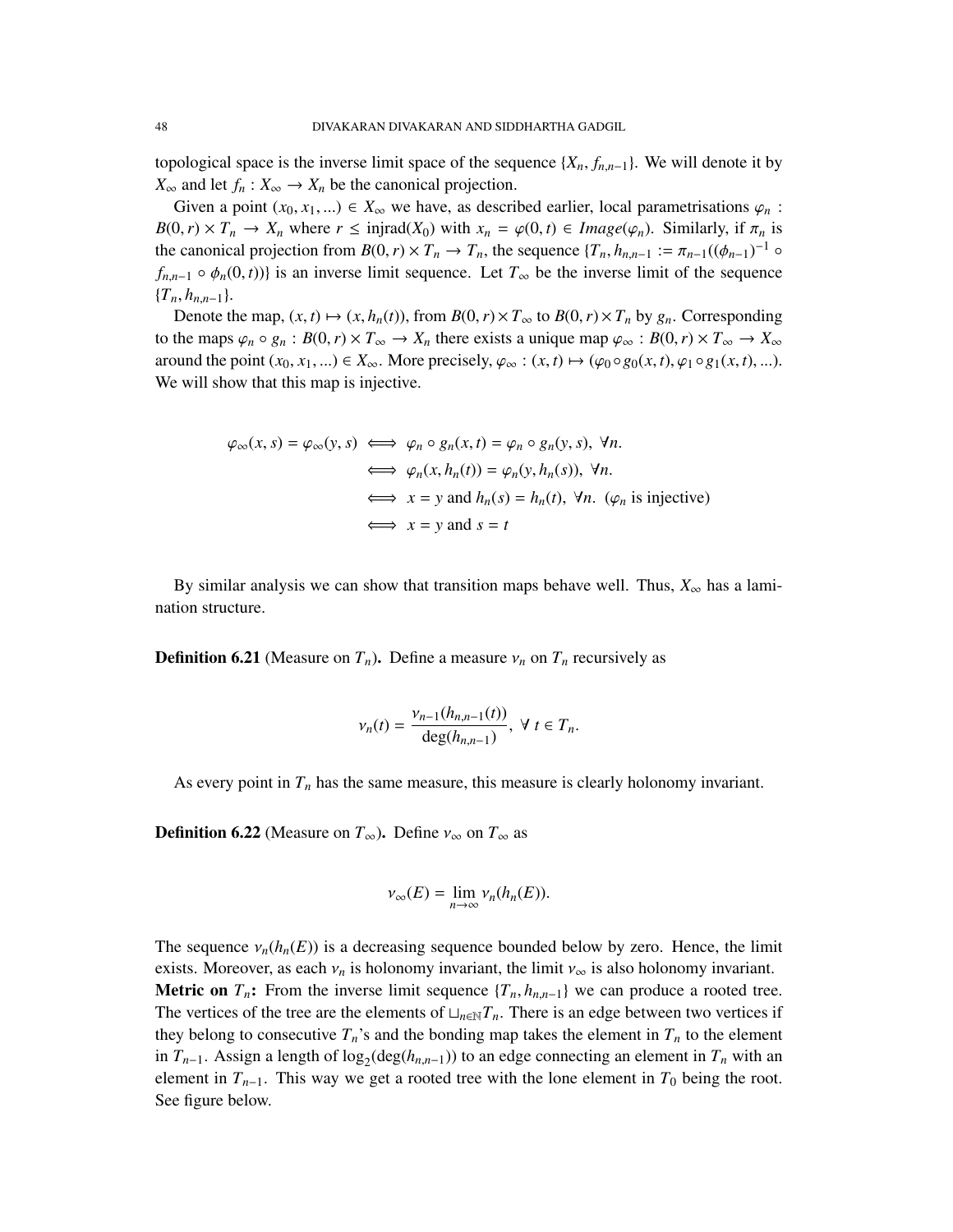topological space is the inverse limit space of the sequence $\{X_n, f_{n,n-1}\}$. We will denote it by $X_\infty$ and let $f_n : X_\infty \to X_n$ be the canonical projection.

Given a point $(x_0, x_1, ...) \in X_\infty$ we have, as described earlier, local parametrisations $\varphi_n : B(0,r) \times T_n \to X_n$ where $r \leq \text{injrad}(X_0)$ with $x_n = \varphi(0,t) \in Image(\varphi_n)$. Similarly, if $\pi_n$ is the canonical projection from $B(0,r) \times T_n \to T_n$, the sequence $\{T_n, h_{n,n-1} := \pi_{n-1}((\phi_{n-1})^{-1} \circ f_{n,n-1} \circ \phi_n(0,t))\}$ is an inverse limit sequence. Let $T_\infty$ be the inverse limit of the sequence $\{T_n, h_{n,n-1}\}$.

Denote the map, $(x,t) \mapsto (x, h_n(t))$, from $B(0,r) \times T_\infty$ to $B(0,r) \times T_n$ by $g_n$. Corresponding to the maps $\varphi_n \circ g_n : B(0,r) \times T_\infty \to X_n$ there exists a unique map $\varphi_\infty : B(0,r) \times T_\infty \to X_\infty$ around the point $(x_0, x_1, ...) \in X_\infty$. More precisely, $\varphi_\infty : (x,t) \mapsto (\varphi_0 \circ g_0(x,t), \varphi_1 \circ g_1(x,t), ...)$. We will show that this map is injective.

$$
\begin{aligned}
\varphi_\infty(x,s) = \varphi_\infty(y,s) &\iff \varphi_n \circ g_n(x,t) = \varphi_n \circ g_n(y,s), \ \forall n. \\
&\iff \varphi_n(x, h_n(t)) = \varphi_n(y, h_n(s)), \ \forall n. \\
&\iff x = y \text{ and } h_n(s) = h_n(t), \ \forall n. \ (\varphi_n \text{ is injective}) \\
&\iff x = y \text{ and } s = t
\end{aligned}
$$

By similar analysis we can show that transition maps behave well. Thus, $X_\infty$ has a lamination structure.

**Definition 6.21** (Measure on $T_n$)**.** Define a measure $\nu_n$ on $T_n$ recursively as

$$\nu_n(t) = \frac{\nu_{n-1}(h_{n,n-1}(t))}{\deg(h_{n,n-1})}, \ \forall \ t \in T_n.$$

As every point in $T_n$ has the same measure, this measure is clearly holonomy invariant.

**Definition 6.22** (Measure on $T_\infty$)**.** Define $\nu_\infty$ on $T_\infty$ as

$$\nu_\infty(E) = \lim_{n \to \infty} \nu_n(h_n(E)).$$

The sequence $\nu_n(h_n(E))$ is a decreasing sequence bounded below by zero. Hence, the limit exists. Moreover, as each $\nu_n$ is holonomy invariant, the limit $\nu_\infty$ is also holonomy invariant.

**Metric on $T_n$:** From the inverse limit sequence $\{T_n, h_{n,n-1}\}$ we can produce a rooted tree. The vertices of the tree are the elements of $\sqcup_{n \in \mathbb{N}} T_n$. There is an edge between two vertices if they belong to consecutive $T_n$'s and the bonding map takes the element in $T_n$ to the element in $T_{n-1}$. Assign a length of $\log_2(\deg(h_{n,n-1}))$ to an edge connecting an element in $T_n$ with an element in $T_{n-1}$. This way we get a rooted tree with the lone element in $T_0$ being the root. See figure below.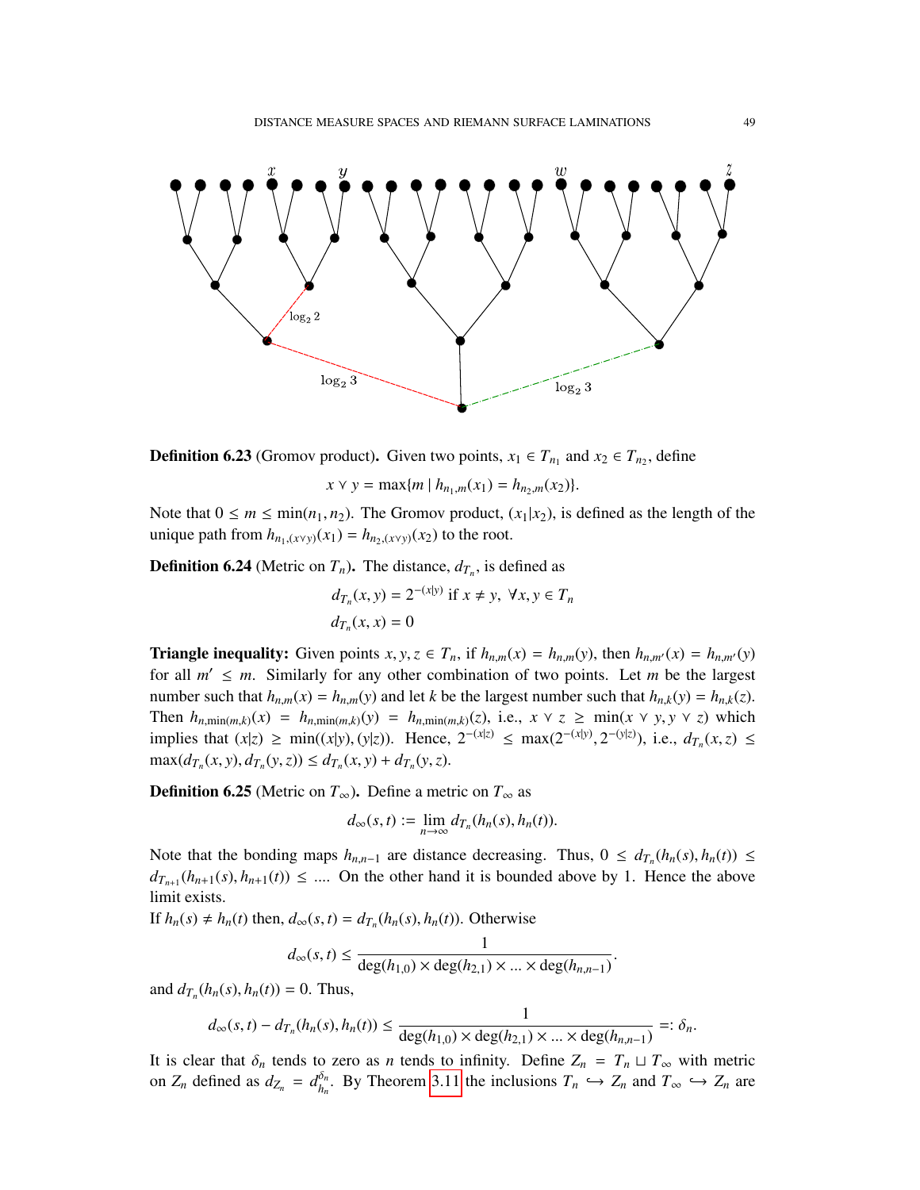**Definition 6.23** (Gromov product)**.** Given two points, $x_1 \in T_{n_1}$ and $x_2 \in T_{n_2}$, define

$$x \vee y = \max\{m \mid h_{n_1,m}(x_1) = h_{n_2,m}(x_2)\}.$$

Note that $0 \leq m \leq \min(n_1, n_2)$. The Gromov product, $(x_1|x_2)$, is defined as the length of the unique path from $h_{n_1,(x\vee y)}(x_1) = h_{n_2,(x\vee y)}(x_2)$ to the root.

**Definition 6.24** (Metric on $T_n$)**.** The distance, $d_{T_n}$, is defined as

$$d_{T_n}(x, y) = 2^{-(x|y)} \text{ if } x \neq y, \ \forall x, y \in T_n$$
$$d_{T_n}(x, x) = 0$$

**Triangle inequality:** Given points $x, y, z \in T_n$, if $h_{n,m}(x) = h_{n,m}(y)$, then $h_{n,m'}(x) = h_{n,m'}(y)$ for all $m' \leq m$. Similarly for any other combination of two points. Let $m$ be the largest number such that $h_{n,m}(x) = h_{n,m}(y)$ and let $k$ be the largest number such that $h_{n,k}(y) = h_{n,k}(z)$. Then $h_{n,\min(m,k)}(x) = h_{n,\min(m,k)}(y) = h_{n,\min(m,k)}(z)$, i.e., $x \vee z \geq \min(x \vee y, y \vee z)$ which implies that $(x|z) \geq \min((x|y), (y|z))$. Hence, $2^{-(x|z)} \leq \max(2^{-(x|y)}, 2^{-(y|z)})$, i.e., $d_{T_n}(x, z) \leq \max(d_{T_n}(x, y), d_{T_n}(y, z)) \leq d_{T_n}(x, y) + d_{T_n}(y, z)$.

**Definition 6.25** (Metric on $T_\infty$)**.** Define a metric on $T_\infty$ as

$$d_\infty(s, t) := \lim_{n\to\infty} d_{T_n}(h_n(s), h_n(t)).$$

Note that the bonding maps $h_{n,n-1}$ are distance decreasing. Thus, $0 \leq d_{T_n}(h_n(s), h_n(t)) \leq d_{T_{n+1}}(h_{n+1}(s), h_{n+1}(t)) \leq \ldots$. On the other hand it is bounded above by 1. Hence the above limit exists.

If $h_n(s) \neq h_n(t)$ then, $d_\infty(s, t) = d_{T_n}(h_n(s), h_n(t))$. Otherwise

$$d_\infty(s, t) \leq \frac{1}{\deg(h_{1,0}) \times \deg(h_{2,1}) \times \ldots \times \deg(h_{n,n-1})}.$$

and $d_{T_n}(h_n(s), h_n(t)) = 0$. Thus,

$$d_\infty(s, t) - d_{T_n}(h_n(s), h_n(t)) \leq \frac{1}{\deg(h_{1,0}) \times \deg(h_{2,1}) \times \ldots \times \deg(h_{n,n-1})} =: \delta_n.$$

It is clear that $\delta_n$ tends to zero as $n$ tends to infinity. Define $Z_n = T_n \sqcup T_\infty$ with metric on $Z_n$ defined as $d_{Z_n} = d_{h_n}^{\delta_n}$. By Theorem 3.11 the inclusions $T_n \hookrightarrow Z_n$ and $T_\infty \hookrightarrow Z_n$ are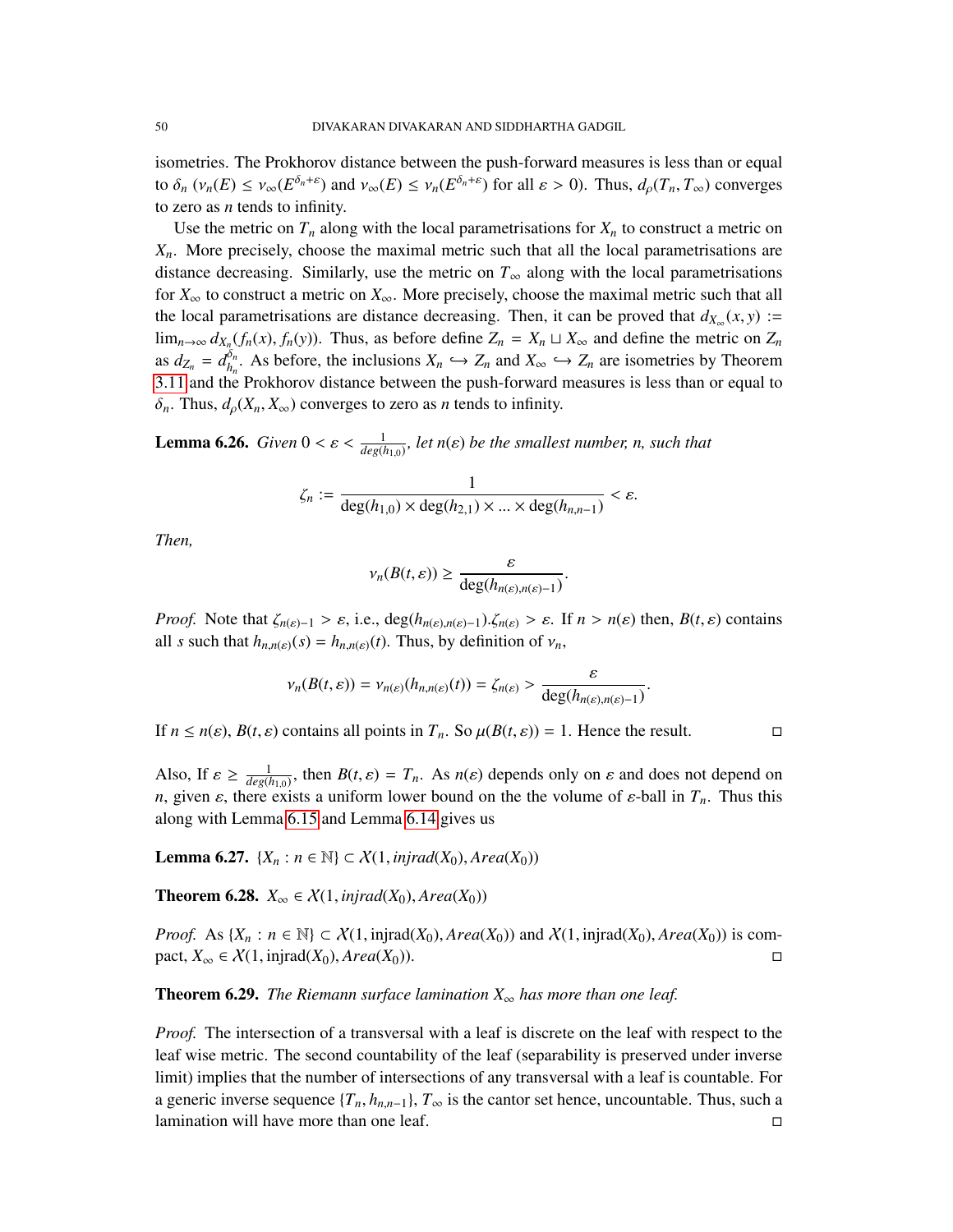isometries. The Prokhorov distance between the push-forward measures is less than or equal to $\delta_n$ ($\nu_n(E) \leq \nu_\infty(E^{\delta_n+\varepsilon})$ and $\nu_\infty(E) \leq \nu_n(E^{\delta_n+\varepsilon})$ for all $\varepsilon > 0$). Thus, $d_\rho(T_n, T_\infty)$ converges to zero as $n$ tends to infinity.

Use the metric on $T_n$ along with the local parametrisations for $X_n$ to construct a metric on $X_n$. More precisely, choose the maximal metric such that all the local parametrisations are distance decreasing. Similarly, use the metric on $T_\infty$ along with the local parametrisations for $X_\infty$ to construct a metric on $X_\infty$. More precisely, choose the maximal metric such that all the local parametrisations are distance decreasing. Then, it can be proved that $d_{X_\infty}(x, y) := \lim_{n\to\infty} d_{X_n}(f_n(x), f_n(y))$. Thus, as before define $Z_n = X_n \sqcup X_\infty$ and define the metric on $Z_n$ as $d_{Z_n} = d^{\delta_n}_{h_n}$. As before, the inclusions $X_n \hookrightarrow Z_n$ and $X_\infty \hookrightarrow Z_n$ are isometries by Theorem 3.11 and the Prokhorov distance between the push-forward measures is less than or equal to $\delta_n$. Thus, $d_\rho(X_n, X_\infty)$ converges to zero as $n$ tends to infinity.

**Lemma 6.26.** *Given $0 < \varepsilon < \frac{1}{deg(h_{1,0})}$, let $n(\varepsilon)$ be the smallest number, $n$, such that*

$$\zeta_n := \frac{1}{\deg(h_{1,0}) \times \deg(h_{2,1}) \times \ldots \times \deg(h_{n,n-1})} < \varepsilon.$$

*Then,*

$$\nu_n(B(t, \varepsilon)) \geq \frac{\varepsilon}{\deg(h_{n(\varepsilon),n(\varepsilon)-1})}.$$

*Proof.* Note that $\zeta_{n(\varepsilon)-1} > \varepsilon$, i.e., $\deg(h_{n(\varepsilon),n(\varepsilon)-1}).\zeta_{n(\varepsilon)} > \varepsilon$. If $n > n(\varepsilon)$ then, $B(t, \varepsilon)$ contains all $s$ such that $h_{n,n(\varepsilon)}(s) = h_{n,n(\varepsilon)}(t)$. Thus, by definition of $\nu_n$,

$$\nu_n(B(t, \varepsilon)) = \nu_{n(\varepsilon)}(h_{n,n(\varepsilon)}(t)) = \zeta_{n(\varepsilon)} > \frac{\varepsilon}{\deg(h_{n(\varepsilon),n(\varepsilon)-1})}.$$

If $n \leq n(\varepsilon)$, $B(t, \varepsilon)$ contains all points in $T_n$. So $\mu(B(t, \varepsilon)) = 1$. Hence the result. ◻

Also, If $\varepsilon \geq \frac{1}{deg(h_{1,0})}$, then $B(t, \varepsilon) = T_n$. As $n(\varepsilon)$ depends only on $\varepsilon$ and does not depend on $n$, given $\varepsilon$, there exists a uniform lower bound on the the volume of $\varepsilon$-ball in $T_n$. Thus this along with Lemma 6.15 and Lemma 6.14 gives us

**Lemma 6.27.** $\{X_n : n \in \mathbb{N}\} \subset \mathcal{X}(1, injrad(X_0), Area(X_0))$

**Theorem 6.28.** $X_\infty \in \mathcal{X}(1, injrad(X_0), Area(X_0))$

*Proof.* As $\{X_n : n \in \mathbb{N}\} \subset \mathcal{X}(1, \text{injrad}(X_0), Area(X_0))$ and $\mathcal{X}(1, \text{injrad}(X_0), Area(X_0))$ is compact, $X_\infty \in \mathcal{X}(1, \text{injrad}(X_0), Area(X_0))$. ◻

**Theorem 6.29.** *The Riemann surface lamination $X_\infty$ has more than one leaf.*

*Proof.* The intersection of a transversal with a leaf is discrete on the leaf with respect to the leaf wise metric. The second countability of the leaf (separability is preserved under inverse limit) implies that the number of intersections of any transversal with a leaf is countable. For a generic inverse sequence $\{T_n, h_{n,n-1}\}$, $T_\infty$ is the cantor set hence, uncountable. Thus, such a lamination will have more than one leaf. ◻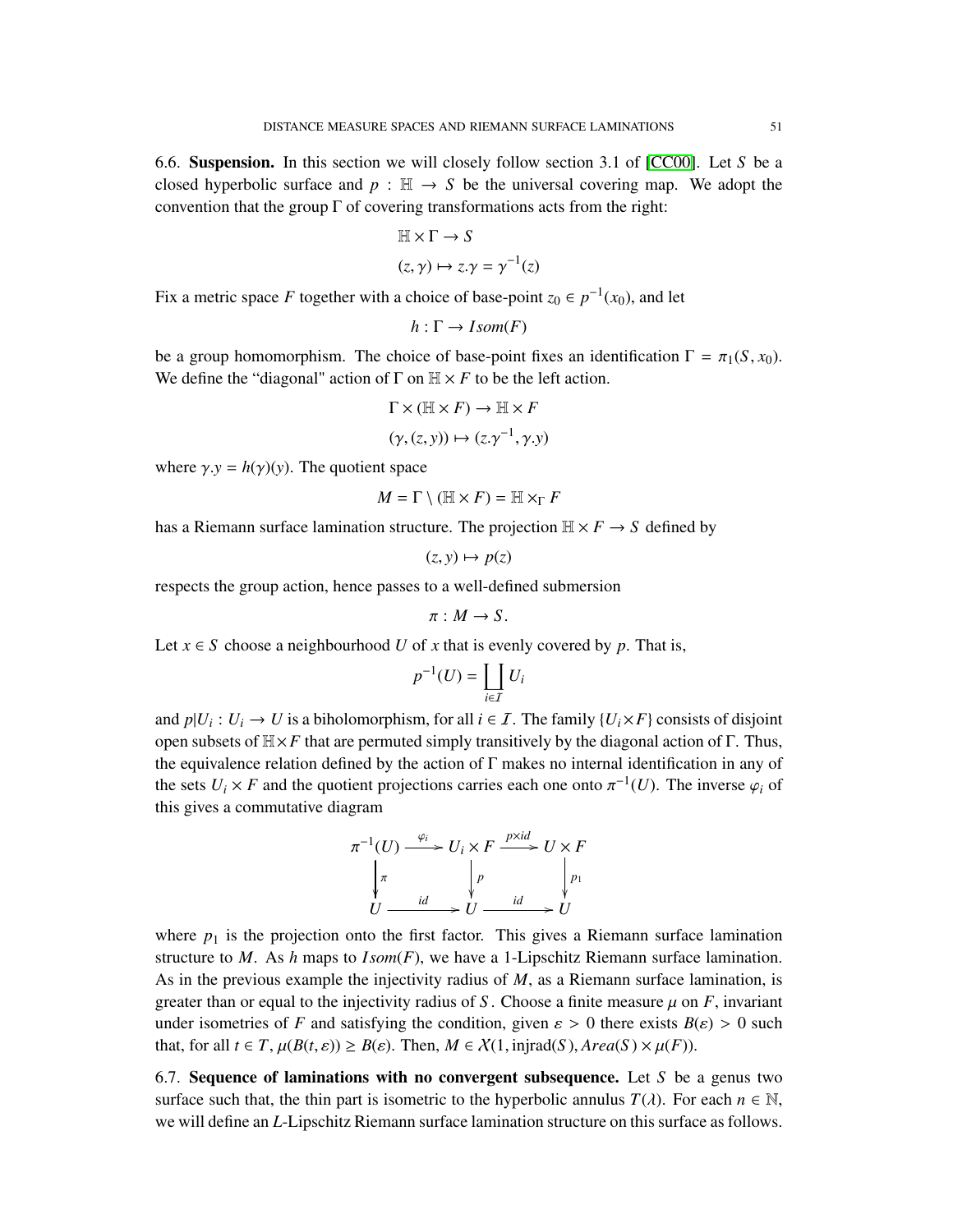**6.6. Suspension.** In this section we will closely follow section 3.1 of [CC00]. Let $S$ be a closed hyperbolic surface and $p : \mathbb{H} \to S$ be the universal covering map. We adopt the convention that the group $\Gamma$ of covering transformations acts from the right:

$$\mathbb{H} \times \Gamma \to S$$
$$(z, \gamma) \mapsto z.\gamma = \gamma^{-1}(z)$$

Fix a metric space $F$ together with a choice of base-point $z_0 \in p^{-1}(x_0)$, and let

$$h : \Gamma \to Isom(F)$$

be a group homomorphism. The choice of base-point fixes an identification $\Gamma = \pi_1(S, x_0)$. We define the "diagonal" action of $\Gamma$ on $\mathbb{H} \times F$ to be the left action.

$$\Gamma \times (\mathbb{H} \times F) \to \mathbb{H} \times F$$
$$(\gamma, (z, y)) \mapsto (z.\gamma^{-1}, \gamma.y)$$

where $\gamma.y = h(\gamma)(y)$. The quotient space

$$M = \Gamma \setminus (\mathbb{H} \times F) = \mathbb{H} \times_\Gamma F$$

has a Riemann surface lamination structure. The projection $\mathbb{H} \times F \to S$ defined by

$$(z, y) \mapsto p(z)$$

respects the group action, hence passes to a well-defined submersion

$$\pi : M \to S.$$

Let $x \in S$ choose a neighbourhood $U$ of $x$ that is evenly covered by $p$. That is,

$$p^{-1}(U) = \coprod_{i \in \mathcal{I}} U_i$$

and $p|U_i : U_i \to U$ is a biholomorphism, for all $i \in \mathcal{I}$. The family $\{U_i \times F\}$ consists of disjoint open subsets of $\mathbb{H} \times F$ that are permuted simply transitively by the diagonal action of $\Gamma$. Thus, the equivalence relation defined by the action of $\Gamma$ makes no internal identification in any of the sets $U_i \times F$ and the quotient projections carries each one onto $\pi^{-1}(U)$. The inverse $\varphi_i$ of this gives a commutative diagram

$$\begin{array}{ccccc}
\pi^{-1}(U) & \xrightarrow{\varphi_i} & U_i \times F & \xrightarrow{p \times id} & U \times F \\
\downarrow \pi & & \downarrow p & & \downarrow p_1 \\
U & \xrightarrow{id} & U & \xrightarrow{id} & U
\end{array}$$

where $p_1$ is the projection onto the first factor. This gives a Riemann surface lamination structure to $M$. As $h$ maps to $Isom(F)$, we have a 1-Lipschitz Riemann surface lamination. As in the previous example the injectivity radius of $M$, as a Riemann surface lamination, is greater than or equal to the injectivity radius of $S$. Choose a finite measure $\mu$ on $F$, invariant under isometries of $F$ and satisfying the condition, given $\varepsilon > 0$ there exists $B(\varepsilon) > 0$ such that, for all $t \in T$, $\mu(B(t, \varepsilon)) \geq B(\varepsilon)$. Then, $M \in \mathcal{X}(1, \text{injrad}(S), Area(S) \times \mu(F))$.

**6.7. Sequence of laminations with no convergent subsequence.** Let $S$ be a genus two surface such that, the thin part is isometric to the hyperbolic annulus $T(\lambda)$. For each $n \in \mathbb{N}$, we will define an $L$-Lipschitz Riemann surface lamination structure on this surface as follows.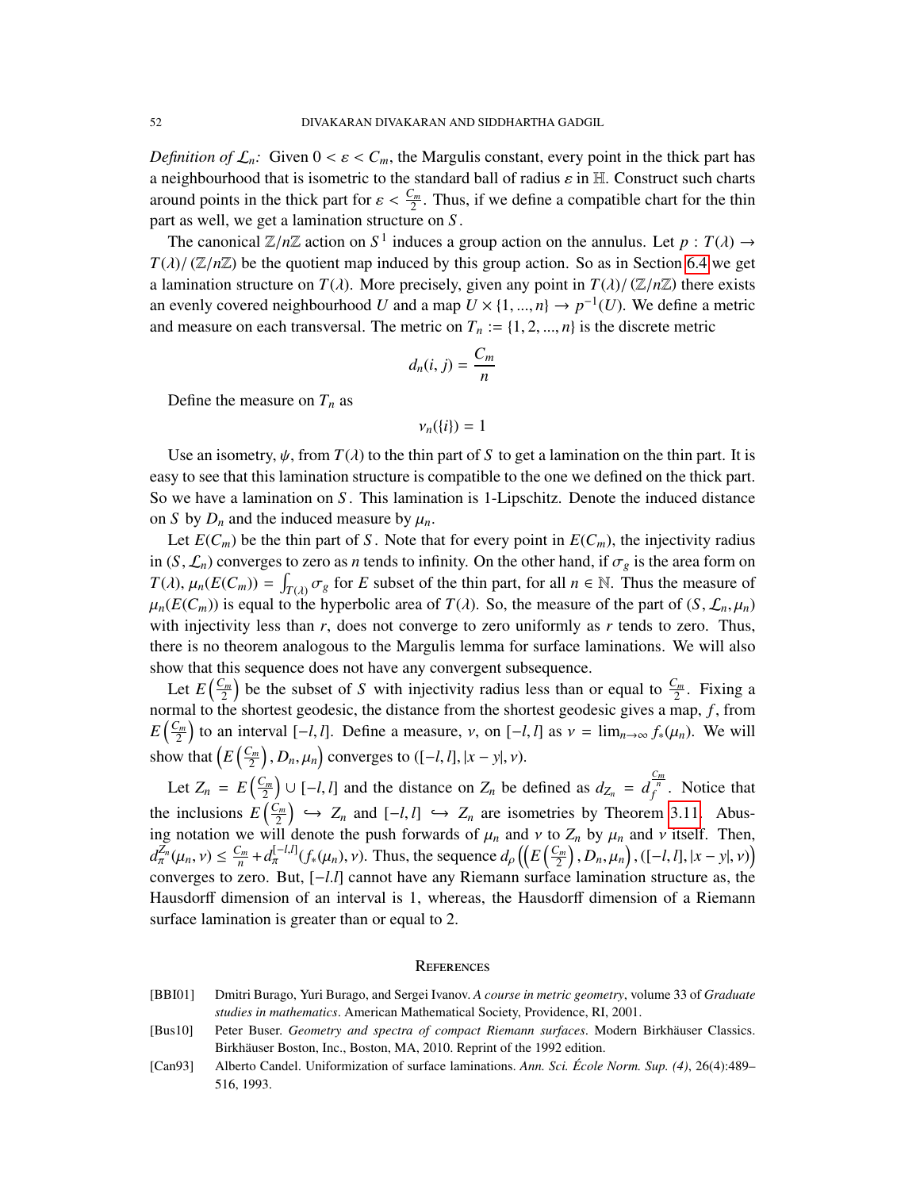*Definition of $\mathcal{L}_n$:* Given $0 < \varepsilon < C_m$, the Margulis constant, every point in the thick part has a neighbourhood that is isometric to the standard ball of radius $\varepsilon$ in $\mathbb{H}$. Construct such charts around points in the thick part for $\varepsilon < \frac{C_m}{2}$. Thus, if we define a compatible chart for the thin part as well, we get a lamination structure on $S$.

The canonical $\mathbb{Z}/n\mathbb{Z}$ action on $S^1$ induces a group action on the annulus. Let $p : T(\lambda) \to T(\lambda)/(\mathbb{Z}/n\mathbb{Z})$ be the quotient map induced by this group action. So as in Section 6.4 we get a lamination structure on $T(\lambda)$. More precisely, given any point in $T(\lambda)/(\mathbb{Z}/n\mathbb{Z})$ there exists an evenly covered neighbourhood $U$ and a map $U \times \{1, ..., n\} \to p^{-1}(U)$. We define a metric and measure on each transversal. The metric on $T_n := \{1, 2, ..., n\}$ is the discrete metric

$$d_n(i, j) = \frac{C_m}{n}$$

Define the measure on $T_n$ as

$$\nu_n(\{i\}) = 1$$

Use an isometry, $\psi$, from $T(\lambda)$ to the thin part of $S$ to get a lamination on the thin part. It is easy to see that this lamination structure is compatible to the one we defined on the thick part. So we have a lamination on $S$. This lamination is 1-Lipschitz. Denote the induced distance on $S$ by $D_n$ and the induced measure by $\mu_n$.

Let $E(C_m)$ be the thin part of $S$. Note that for every point in $E(C_m)$, the injectivity radius in $(S, \mathcal{L}_n)$ converges to zero as $n$ tends to infinity. On the other hand, if $\sigma_g$ is the area form on $T(\lambda)$, $\mu_n(E(C_m)) = \int_{T(\lambda)} \sigma_g$ for $E$ subset of the thin part, for all $n \in \mathbb{N}$. Thus the measure of $\mu_n(E(C_m))$ is equal to the hyperbolic area of $T(\lambda)$. So, the measure of the part of $(S, \mathcal{L}_n, \mu_n)$ with injectivity less than $r$, does not converge to zero uniformly as $r$ tends to zero. Thus, there is no theorem analogous to the Margulis lemma for surface laminations. We will also show that this sequence does not have any convergent subsequence.

Let $E\left(\frac{C_m}{2}\right)$ be the subset of $S$ with injectivity radius less than or equal to $\frac{C_m}{2}$. Fixing a normal to the shortest geodesic, the distance from the shortest geodesic gives a map, $f$, from $E\left(\frac{C_m}{2}\right)$ to an interval $[-l, l]$. Define a measure, $\nu$, on $[-l, l]$ as $\nu = \lim_{n\to\infty} f_*(\mu_n)$. We will show that $\left(E\left(\frac{C_m}{2}\right), D_n, \mu_n\right)$ converges to $([-l, l], |x - y|, \nu)$.

Let $Z_n = E\left(\frac{C_m}{2}\right) \cup [-l, l]$ and the distance on $Z_n$ be defined as $d_{Z_n} = d_f^{\frac{C_m}{n}}$. Notice that the inclusions $E\left(\frac{C_m}{2}\right) \hookrightarrow Z_n$ and $[-l, l] \hookrightarrow Z_n$ are isometries by Theorem 3.11. Abusing notation we will denote the push forwards of $\mu_n$ and $\nu$ to $Z_n$ by $\mu_n$ and $\nu$ itself. Then, $d_\pi^{Z_n}(\mu_n, \nu) \leq \frac{C_m}{n} + d_\pi^{[-l,l]}(f_*(\mu_n), \nu)$. Thus, the sequence $d_\rho\left(\left(E\left(\frac{C_m}{2}\right), D_n, \mu_n\right), ([-l, l], |x - y|, \nu)\right)$ converges to zero. But, $[-l.l]$ cannot have any Riemann surface lamination structure as, the Hausdorff dimension of an interval is 1, whereas, the Hausdorff dimension of a Riemann surface lamination is greater than or equal to 2.

## References

[BBI01] Dmitri Burago, Yuri Burago, and Sergei Ivanov. *A course in metric geometry*, volume 33 of *Graduate studies in mathematics*. American Mathematical Society, Providence, RI, 2001.

[Bus10] Peter Buser. *Geometry and spectra of compact Riemann surfaces*. Modern Birkhäuser Classics. Birkhäuser Boston, Inc., Boston, MA, 2010. Reprint of the 1992 edition.

[Can93] Alberto Candel. Uniformization of surface laminations. *Ann. Sci. École Norm. Sup. (4)*, 26(4):489–516, 1993.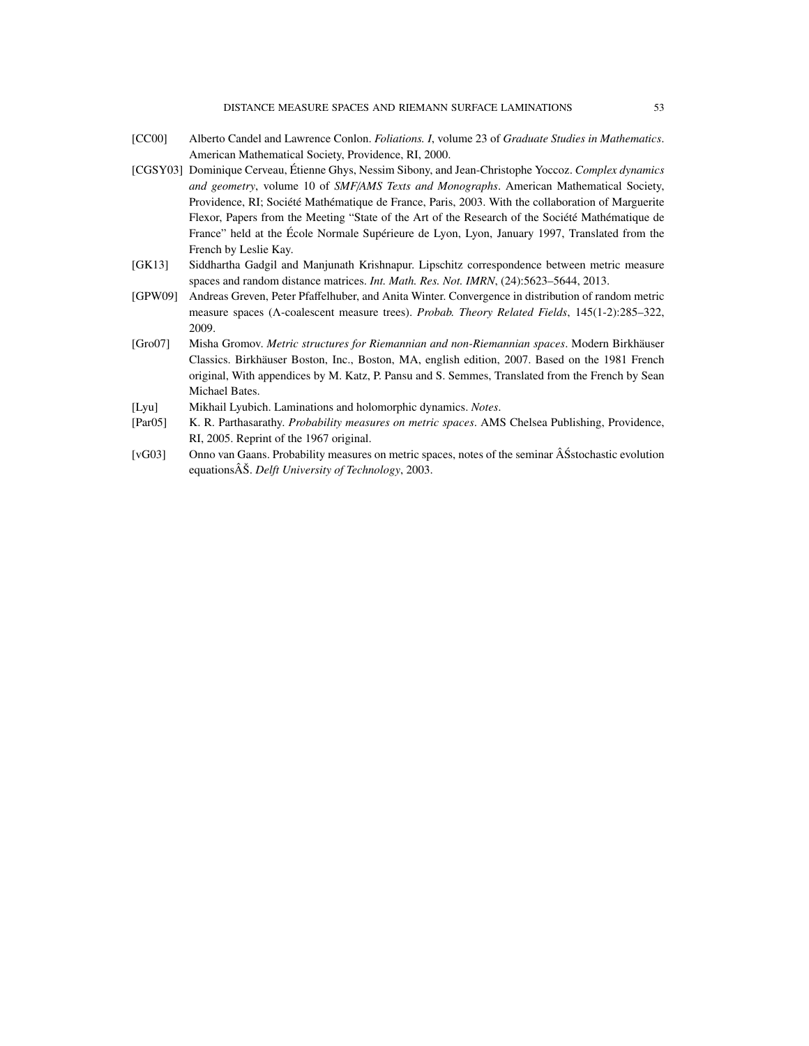[CC00] Alberto Candel and Lawrence Conlon. *Foliations. I*, volume 23 of *Graduate Studies in Mathematics*. American Mathematical Society, Providence, RI, 2000.

[CGSY03] Dominique Cerveau, Étienne Ghys, Nessim Sibony, and Jean-Christophe Yoccoz. *Complex dynamics and geometry*, volume 10 of *SMF/AMS Texts and Monographs*. American Mathematical Society, Providence, RI; Société Mathématique de France, Paris, 2003. With the collaboration of Marguerite Flexor, Papers from the Meeting "State of the Art of the Research of the Société Mathématique de France" held at the École Normale Supérieure de Lyon, Lyon, January 1997, Translated from the French by Leslie Kay.

[GK13] Siddhartha Gadgil and Manjunath Krishnapur. Lipschitz correspondence between metric measure spaces and random distance matrices. *Int. Math. Res. Not. IMRN*, (24):5623–5644, 2013.

[GPW09] Andreas Greven, Peter Pfaffelhuber, and Anita Winter. Convergence in distribution of random metric measure spaces ($\Lambda$-coalescent measure trees). *Probab. Theory Related Fields*, 145(1-2):285–322, 2009.

[Gro07] Misha Gromov. *Metric structures for Riemannian and non-Riemannian spaces*. Modern Birkhäuser Classics. Birkhäuser Boston, Inc., Boston, MA, english edition, 2007. Based on the 1981 French original, With appendices by M. Katz, P. Pansu and S. Semmes, Translated from the French by Sean Michael Bates.

[Lyu] Mikhail Lyubich. Laminations and holomorphic dynamics. *Notes*.

[Par05] K. R. Parthasarathy. *Probability measures on metric spaces*. AMS Chelsea Publishing, Providence, RI, 2005. Reprint of the 1967 original.

[vG03] Onno van Gaans. Probability measures on metric spaces, notes of the seminar ÂŚstochastic evolution equationsÂŠ. *Delft University of Technology*, 2003.